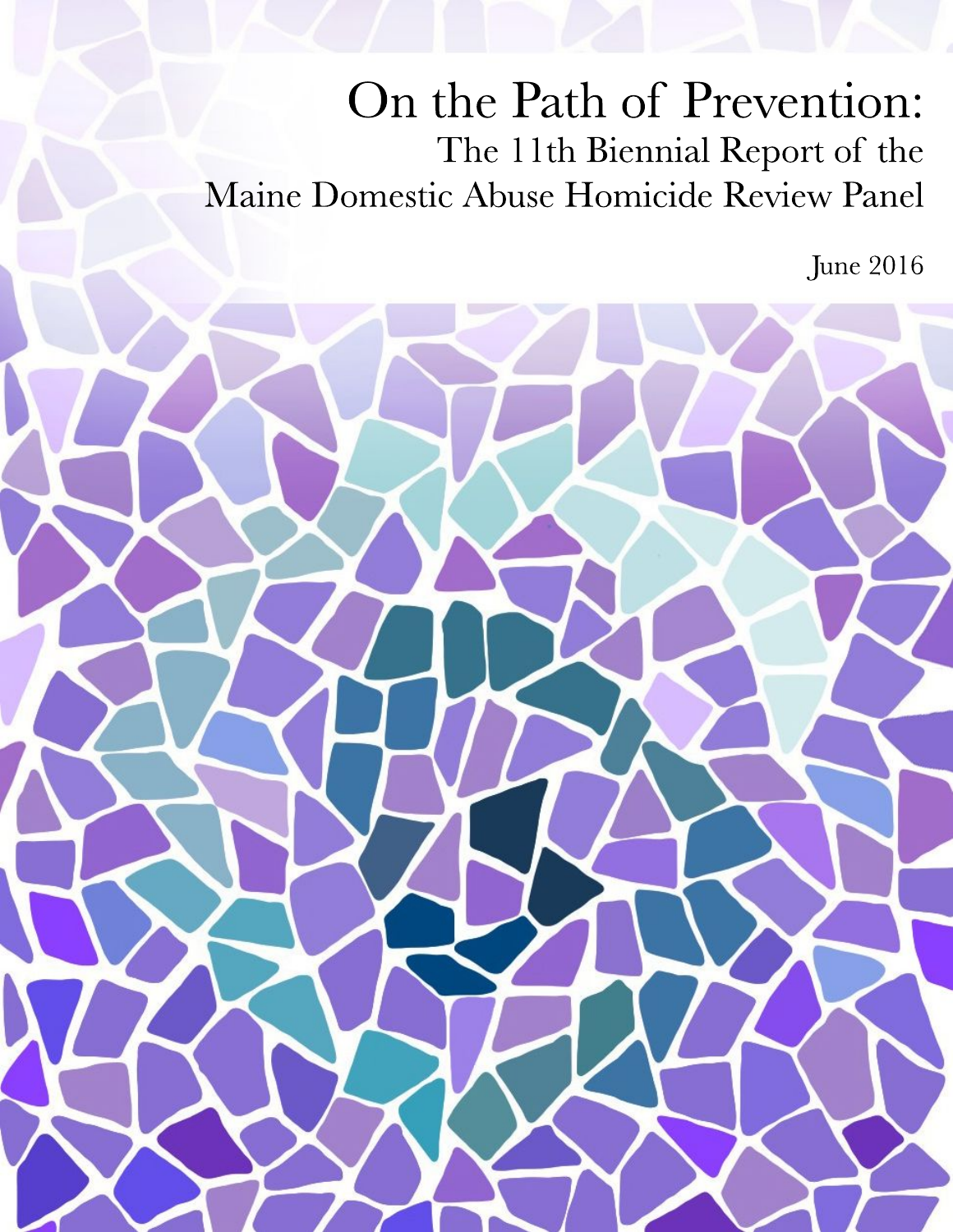# On the Path of Prevention:

## The 11th Biennial Report of the Maine Domestic Abuse Homicide Review Panel

June 2016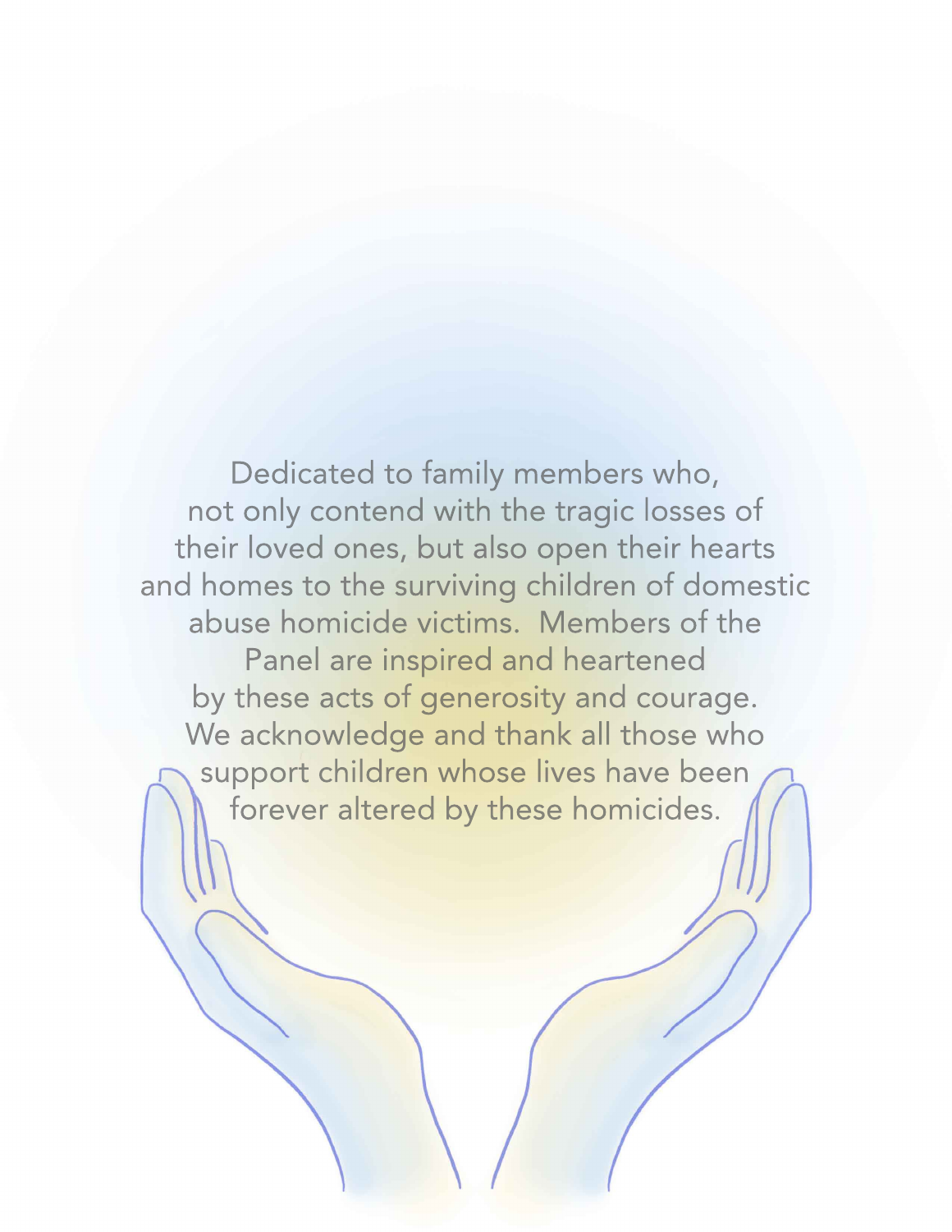Dedicated to family members who, not only contend with the tragic losses of their loved ones, but also open their hearts and homes to the surviving children of domestic abuse homicide victims. Members of the Panel are inspired and heartened by these acts of generosity and courage. We acknowledge and thank all those who support children whose lives have been forever altered by these homicides.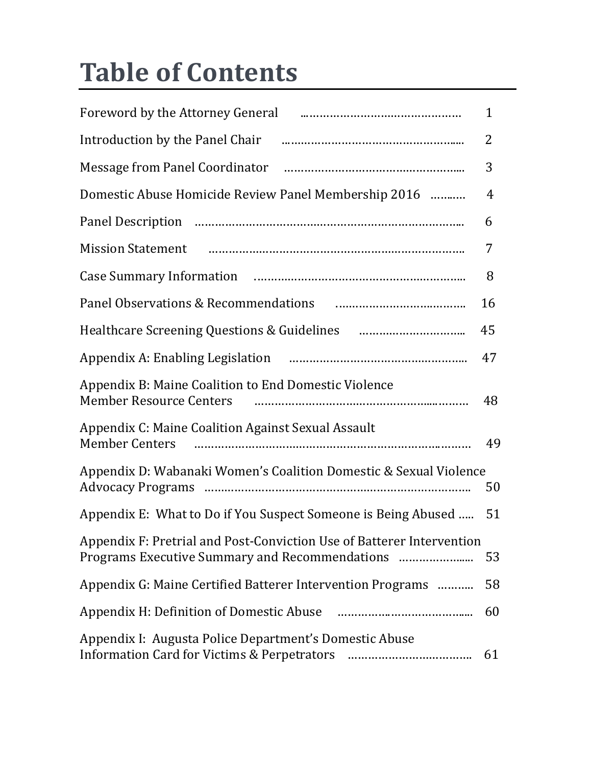# Table of Contents

| | |
|---|---|
| Foreword by the Attorney General | 1 |
| Introduction by the Panel Chair | 2 |
| Message from Panel Coordinator | 3 |
| Domestic Abuse Homicide Review Panel Membership 2016 | 4 |
| Panel Description | 6 |
| Mission Statement | 7 |
| Case Summary Information | 8 |
| Panel Observations & Recommendations | 16 |
| Healthcare Screening Questions & Guidelines | 45 |
| Appendix A: Enabling Legislation | 47 |
| Appendix B: Maine Coalition to End Domestic Violence Member Resource Centers | 48 |
| Appendix C: Maine Coalition Against Sexual Assault Member Centers | 49 |
| Appendix D: Wabanaki Women's Coalition Domestic & Sexual Violence Advocacy Programs | 50 |
| Appendix E: What to Do if You Suspect Someone is Being Abused | 51 |
| Appendix F: Pretrial and Post-Conviction Use of Batterer Intervention Programs Executive Summary and Recommendations | 53 |
| Appendix G: Maine Certified Batterer Intervention Programs | 58 |
| Appendix H: Definition of Domestic Abuse | 60 |
| Appendix I: Augusta Police Department's Domestic Abuse Information Card for Victims & Perpetrators | 61 |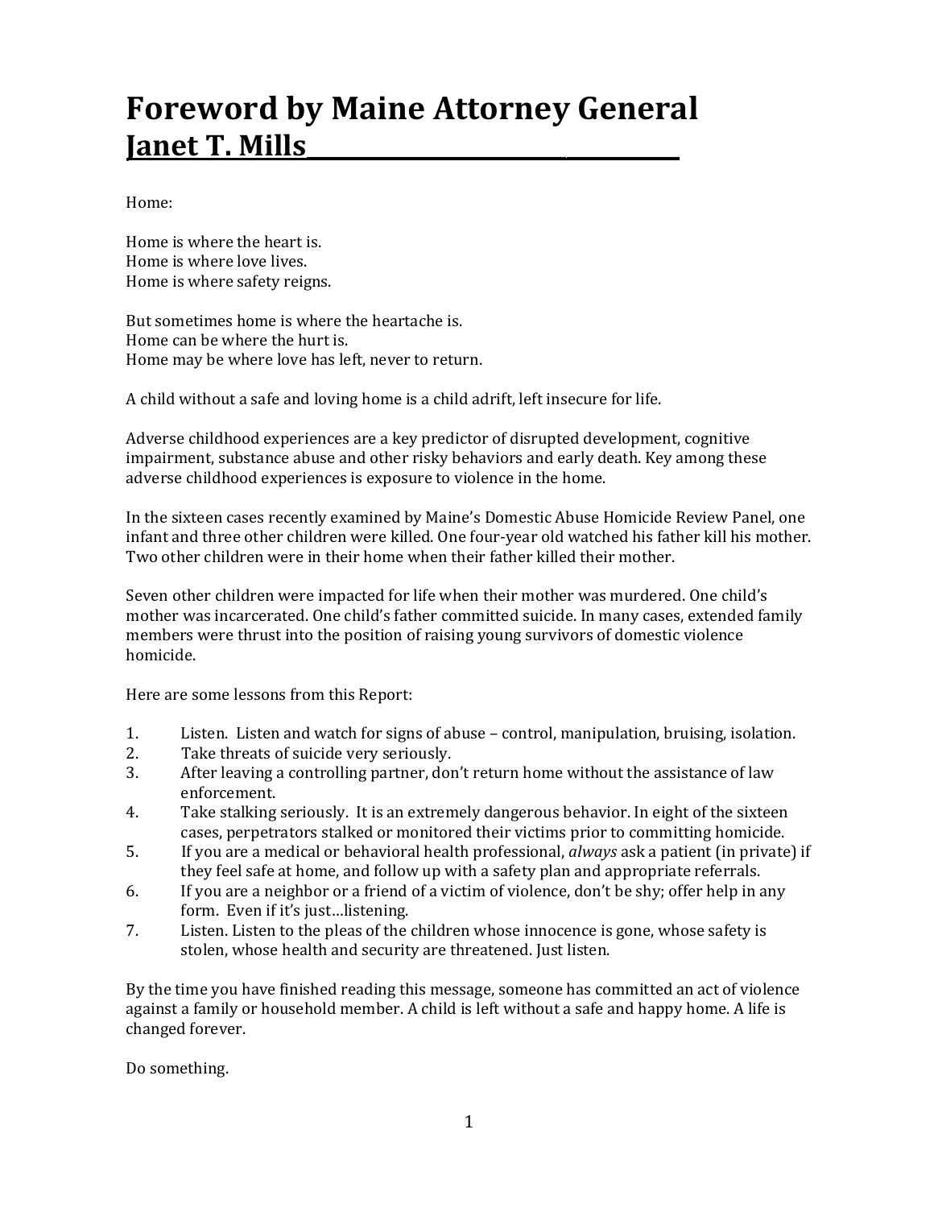# Foreword by Maine Attorney General Janet T. Mills

Home:

Home is where the heart is.
Home is where love lives.
Home is where safety reigns.

But sometimes home is where the heartache is.
Home can be where the hurt is.
Home may be where love has left, never to return.

A child without a safe and loving home is a child adrift, left insecure for life.

Adverse childhood experiences are a key predictor of disrupted development, cognitive impairment, substance abuse and other risky behaviors and early death. Key among these adverse childhood experiences is exposure to violence in the home.

In the sixteen cases recently examined by Maine's Domestic Abuse Homicide Review Panel, one infant and three other children were killed. One four-year old watched his father kill his mother. Two other children were in their home when their father killed their mother.

Seven other children were impacted for life when their mother was murdered. One child's mother was incarcerated. One child's father committed suicide. In many cases, extended family members were thrust into the position of raising young survivors of domestic violence homicide.

Here are some lessons from this Report:

1. Listen. Listen and watch for signs of abuse – control, manipulation, bruising, isolation.
2. Take threats of suicide very seriously.
3. After leaving a controlling partner, don't return home without the assistance of law enforcement.
4. Take stalking seriously. It is an extremely dangerous behavior. In eight of the sixteen cases, perpetrators stalked or monitored their victims prior to committing homicide.
5. If you are a medical or behavioral health professional, *always* ask a patient (in private) if they feel safe at home, and follow up with a safety plan and appropriate referrals.
6. If you are a neighbor or a friend of a victim of violence, don't be shy; offer help in any form. Even if it's just…listening.
7. Listen. Listen to the pleas of the children whose innocence is gone, whose safety is stolen, whose health and security are threatened. Just listen.

By the time you have finished reading this message, someone has committed an act of violence against a family or household member. A child is left without a safe and happy home. A life is changed forever.

Do something.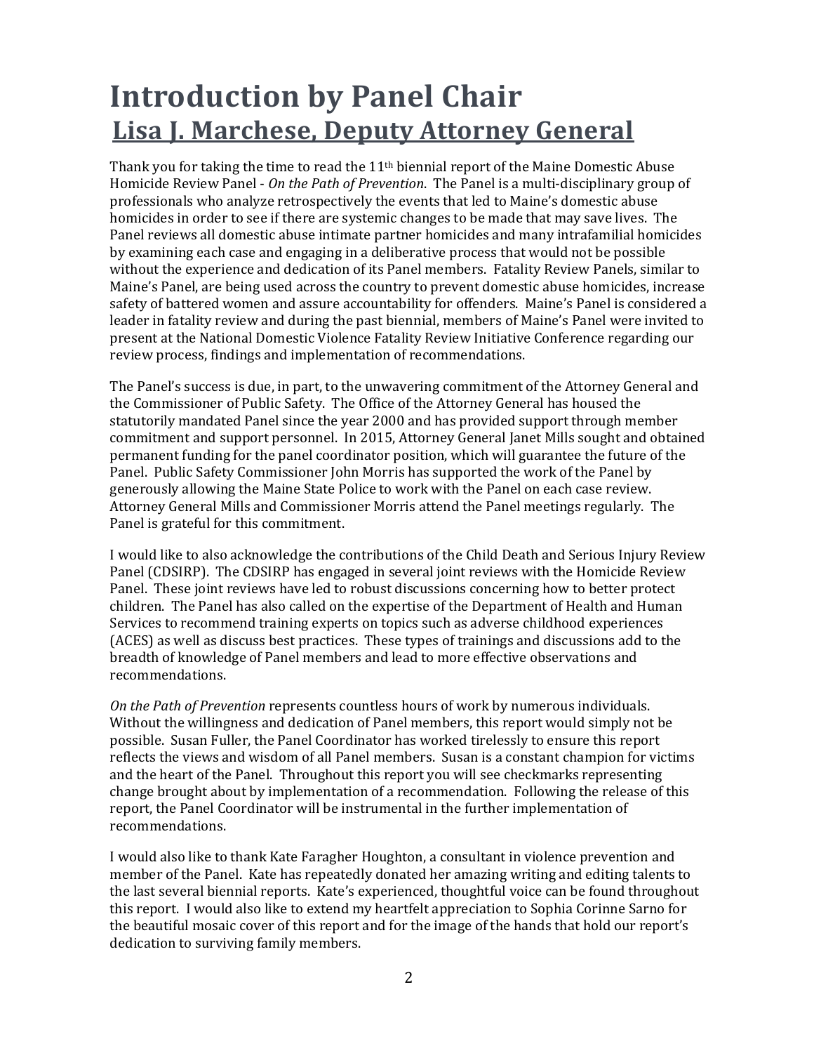# Introduction by Panel Chair
## Lisa J. Marchese, Deputy Attorney General

Thank you for taking the time to read the 11th biennial report of the Maine Domestic Abuse Homicide Review Panel - *On the Path of Prevention*. The Panel is a multi-disciplinary group of professionals who analyze retrospectively the events that led to Maine's domestic abuse homicides in order to see if there are systemic changes to be made that may save lives. The Panel reviews all domestic abuse intimate partner homicides and many intrafamilial homicides by examining each case and engaging in a deliberative process that would not be possible without the experience and dedication of its Panel members. Fatality Review Panels, similar to Maine's Panel, are being used across the country to prevent domestic abuse homicides, increase safety of battered women and assure accountability for offenders. Maine's Panel is considered a leader in fatality review and during the past biennial, members of Maine's Panel were invited to present at the National Domestic Violence Fatality Review Initiative Conference regarding our review process, findings and implementation of recommendations.

The Panel's success is due, in part, to the unwavering commitment of the Attorney General and the Commissioner of Public Safety. The Office of the Attorney General has housed the statutorily mandated Panel since the year 2000 and has provided support through member commitment and support personnel. In 2015, Attorney General Janet Mills sought and obtained permanent funding for the panel coordinator position, which will guarantee the future of the Panel. Public Safety Commissioner John Morris has supported the work of the Panel by generously allowing the Maine State Police to work with the Panel on each case review. Attorney General Mills and Commissioner Morris attend the Panel meetings regularly. The Panel is grateful for this commitment.

I would like to also acknowledge the contributions of the Child Death and Serious Injury Review Panel (CDSIRP). The CDSIRP has engaged in several joint reviews with the Homicide Review Panel. These joint reviews have led to robust discussions concerning how to better protect children. The Panel has also called on the expertise of the Department of Health and Human Services to recommend training experts on topics such as adverse childhood experiences (ACES) as well as discuss best practices. These types of trainings and discussions add to the breadth of knowledge of Panel members and lead to more effective observations and recommendations.

*On the Path of Prevention* represents countless hours of work by numerous individuals. Without the willingness and dedication of Panel members, this report would simply not be possible. Susan Fuller, the Panel Coordinator has worked tirelessly to ensure this report reflects the views and wisdom of all Panel members. Susan is a constant champion for victims and the heart of the Panel. Throughout this report you will see checkmarks representing change brought about by implementation of a recommendation. Following the release of this report, the Panel Coordinator will be instrumental in the further implementation of recommendations.

I would also like to thank Kate Faragher Houghton, a consultant in violence prevention and member of the Panel. Kate has repeatedly donated her amazing writing and editing talents to the last several biennial reports. Kate's experienced, thoughtful voice can be found throughout this report. I would also like to extend my heartfelt appreciation to Sophia Corinne Sarno for the beautiful mosaic cover of this report and for the image of the hands that hold our report's dedication to surviving family members.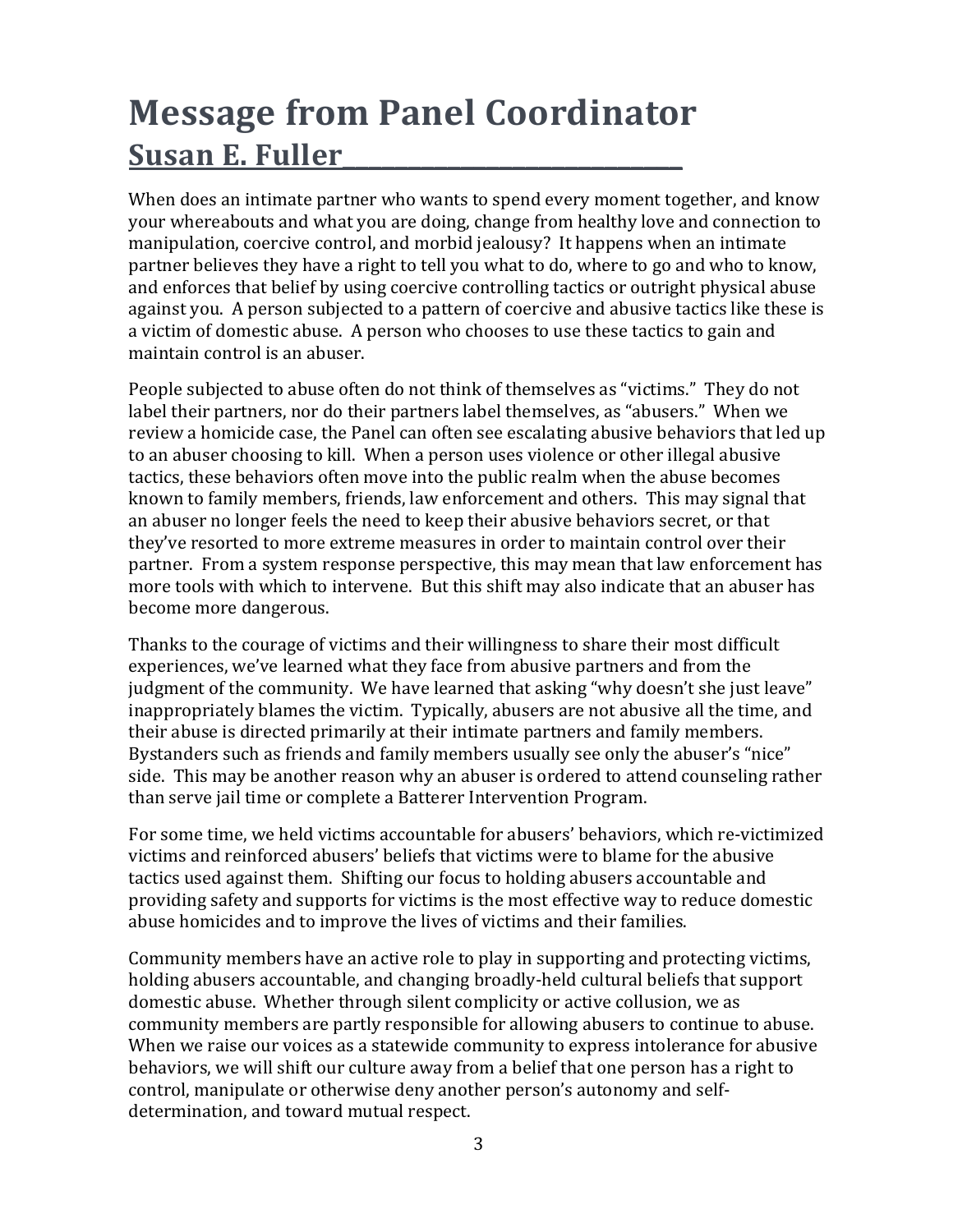# Message from Panel Coordinator

## Susan E. Fuller

When does an intimate partner who wants to spend every moment together, and know your whereabouts and what you are doing, change from healthy love and connection to manipulation, coercive control, and morbid jealousy? It happens when an intimate partner believes they have a right to tell you what to do, where to go and who to know, and enforces that belief by using coercive controlling tactics or outright physical abuse against you. A person subjected to a pattern of coercive and abusive tactics like these is a victim of domestic abuse. A person who chooses to use these tactics to gain and maintain control is an abuser.

People subjected to abuse often do not think of themselves as "victims." They do not label their partners, nor do their partners label themselves, as "abusers." When we review a homicide case, the Panel can often see escalating abusive behaviors that led up to an abuser choosing to kill. When a person uses violence or other illegal abusive tactics, these behaviors often move into the public realm when the abuse becomes known to family members, friends, law enforcement and others. This may signal that an abuser no longer feels the need to keep their abusive behaviors secret, or that they've resorted to more extreme measures in order to maintain control over their partner. From a system response perspective, this may mean that law enforcement has more tools with which to intervene. But this shift may also indicate that an abuser has become more dangerous.

Thanks to the courage of victims and their willingness to share their most difficult experiences, we've learned what they face from abusive partners and from the judgment of the community. We have learned that asking "why doesn't she just leave" inappropriately blames the victim. Typically, abusers are not abusive all the time, and their abuse is directed primarily at their intimate partners and family members. Bystanders such as friends and family members usually see only the abuser's "nice" side. This may be another reason why an abuser is ordered to attend counseling rather than serve jail time or complete a Batterer Intervention Program.

For some time, we held victims accountable for abusers' behaviors, which re-victimized victims and reinforced abusers' beliefs that victims were to blame for the abusive tactics used against them. Shifting our focus to holding abusers accountable and providing safety and supports for victims is the most effective way to reduce domestic abuse homicides and to improve the lives of victims and their families.

Community members have an active role to play in supporting and protecting victims, holding abusers accountable, and changing broadly-held cultural beliefs that support domestic abuse. Whether through silent complicity or active collusion, we as community members are partly responsible for allowing abusers to continue to abuse. When we raise our voices as a statewide community to express intolerance for abusive behaviors, we will shift our culture away from a belief that one person has a right to control, manipulate or otherwise deny another person's autonomy and self-determination, and toward mutual respect.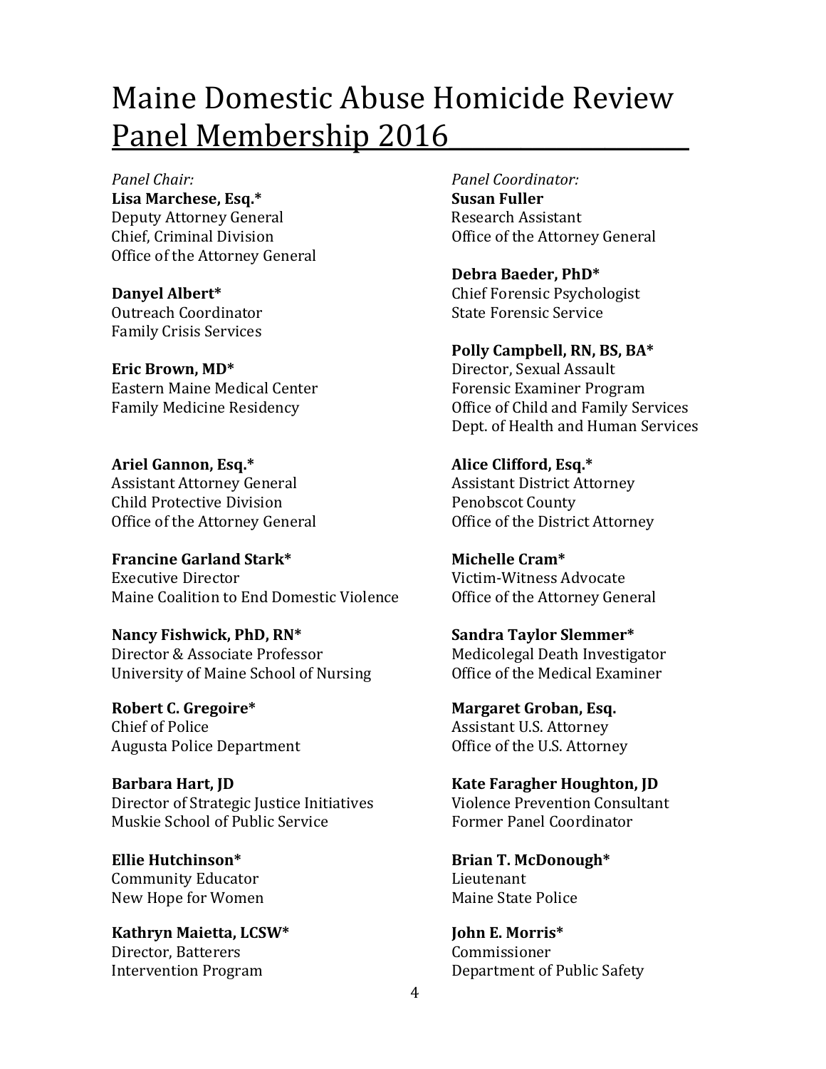# Maine Domestic Abuse Homicide Review Panel Membership 2016

*Panel Chair:*
**Lisa Marchese, Esq.***
Deputy Attorney General
Chief, Criminal Division
Office of the Attorney General

**Danyel Albert***
Outreach Coordinator
Family Crisis Services

**Eric Brown, MD***
Eastern Maine Medical Center
Family Medicine Residency

**Ariel Gannon, Esq.***
Assistant Attorney General
Child Protective Division
Office of the Attorney General

**Francine Garland Stark***
Executive Director
Maine Coalition to End Domestic Violence

**Nancy Fishwick, PhD, RN***
Director & Associate Professor
University of Maine School of Nursing

**Robert C. Gregoire***
Chief of Police
Augusta Police Department

**Barbara Hart, JD**
Director of Strategic Justice Initiatives
Muskie School of Public Service

**Ellie Hutchinson***
Community Educator
New Hope for Women

**Kathryn Maietta, LCSW***
Director, Batterers
Intervention Program

*Panel Coordinator:*
**Susan Fuller**
Research Assistant
Office of the Attorney General

**Debra Baeder, PhD***
Chief Forensic Psychologist
State Forensic Service

**Polly Campbell, RN, BS, BA***
Director, Sexual Assault
Forensic Examiner Program
Office of Child and Family Services
Dept. of Health and Human Services

**Alice Clifford, Esq.***
Assistant District Attorney
Penobscot County
Office of the District Attorney

**Michelle Cram***
Victim-Witness Advocate
Office of the Attorney General

**Sandra Taylor Slemmer***
Medicolegal Death Investigator
Office of the Medical Examiner

**Margaret Groban, Esq.**
Assistant U.S. Attorney
Office of the U.S. Attorney

**Kate Faragher Houghton, JD**
Violence Prevention Consultant
Former Panel Coordinator

**Brian T. McDonough***
Lieutenant
Maine State Police

**John E. Morris***
Commissioner
Department of Public Safety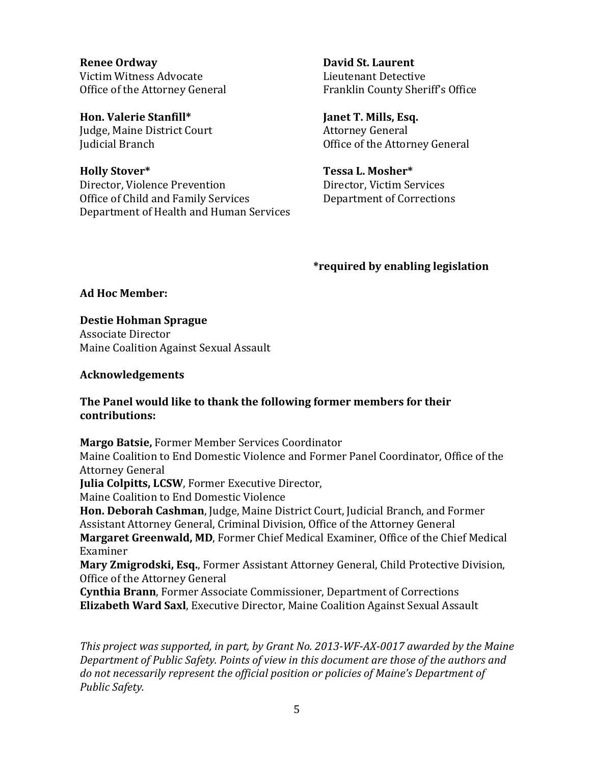**Renee Ordway**
Victim Witness Advocate
Office of the Attorney General

**Hon. Valerie Stanfill***
Judge, Maine District Court
Judicial Branch

**Holly Stover***
Director, Violence Prevention
Office of Child and Family Services
Department of Health and Human Services

**David St. Laurent**
Lieutenant Detective
Franklin County Sheriff's Office

**Janet T. Mills, Esq.**
Attorney General
Office of the Attorney General

**Tessa L. Mosher***
Director, Victim Services
Department of Corrections

**\*required by enabling legislation**

**Ad Hoc Member:**

**Destie Hohman Sprague**
Associate Director
Maine Coalition Against Sexual Assault

**Acknowledgements**

**The Panel would like to thank the following former members for their contributions:**

**Margo Batsie,** Former Member Services Coordinator
Maine Coalition to End Domestic Violence and Former Panel Coordinator, Office of the Attorney General
**Julia Colpitts, LCSW**, Former Executive Director,
Maine Coalition to End Domestic Violence
**Hon. Deborah Cashman**, Judge, Maine District Court, Judicial Branch, and Former Assistant Attorney General, Criminal Division, Office of the Attorney General
**Margaret Greenwald, MD**, Former Chief Medical Examiner, Office of the Chief Medical Examiner
**Mary Zmigrodski, Esq.**, Former Assistant Attorney General, Child Protective Division, Office of the Attorney General
**Cynthia Brann**, Former Associate Commissioner, Department of Corrections
**Elizabeth Ward Saxl**, Executive Director, Maine Coalition Against Sexual Assault

*This project was supported, in part, by Grant No. 2013-WF-AX-0017 awarded by the Maine Department of Public Safety. Points of view in this document are those of the authors and do not necessarily represent the official position or policies of Maine's Department of Public Safety.*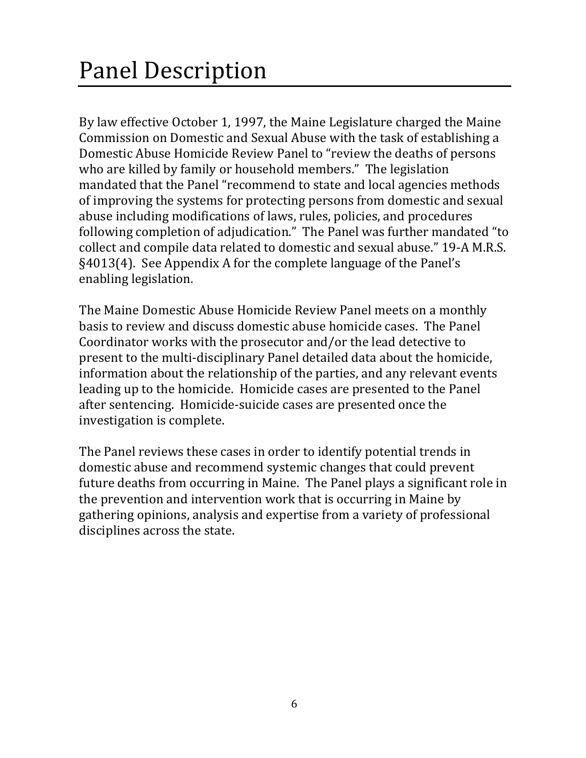# Panel Description

By law effective October 1, 1997, the Maine Legislature charged the Maine Commission on Domestic and Sexual Abuse with the task of establishing a Domestic Abuse Homicide Review Panel to "review the deaths of persons who are killed by family or household members." The legislation mandated that the Panel "recommend to state and local agencies methods of improving the systems for protecting persons from domestic and sexual abuse including modifications of laws, rules, policies, and procedures following completion of adjudication." The Panel was further mandated "to collect and compile data related to domestic and sexual abuse." 19-A M.R.S. §4013(4). See Appendix A for the complete language of the Panel's enabling legislation.

The Maine Domestic Abuse Homicide Review Panel meets on a monthly basis to review and discuss domestic abuse homicide cases. The Panel Coordinator works with the prosecutor and/or the lead detective to present to the multi-disciplinary Panel detailed data about the homicide, information about the relationship of the parties, and any relevant events leading up to the homicide. Homicide cases are presented to the Panel after sentencing. Homicide-suicide cases are presented once the investigation is complete.

The Panel reviews these cases in order to identify potential trends in domestic abuse and recommend systemic changes that could prevent future deaths from occurring in Maine. The Panel plays a significant role in the prevention and intervention work that is occurring in Maine by gathering opinions, analysis and expertise from a variety of professional disciplines across the state.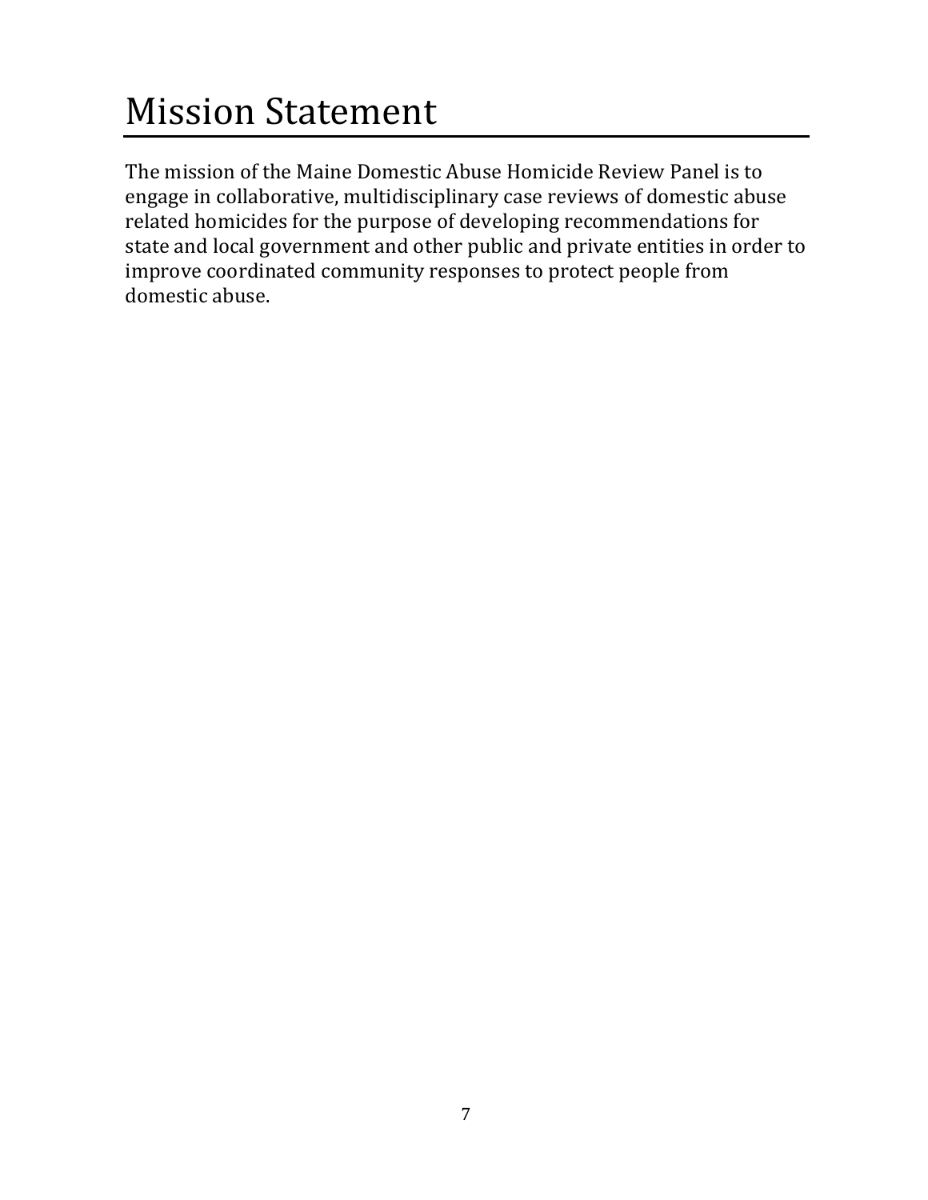# Mission Statement

The mission of the Maine Domestic Abuse Homicide Review Panel is to engage in collaborative, multidisciplinary case reviews of domestic abuse related homicides for the purpose of developing recommendations for state and local government and other public and private entities in order to improve coordinated community responses to protect people from domestic abuse.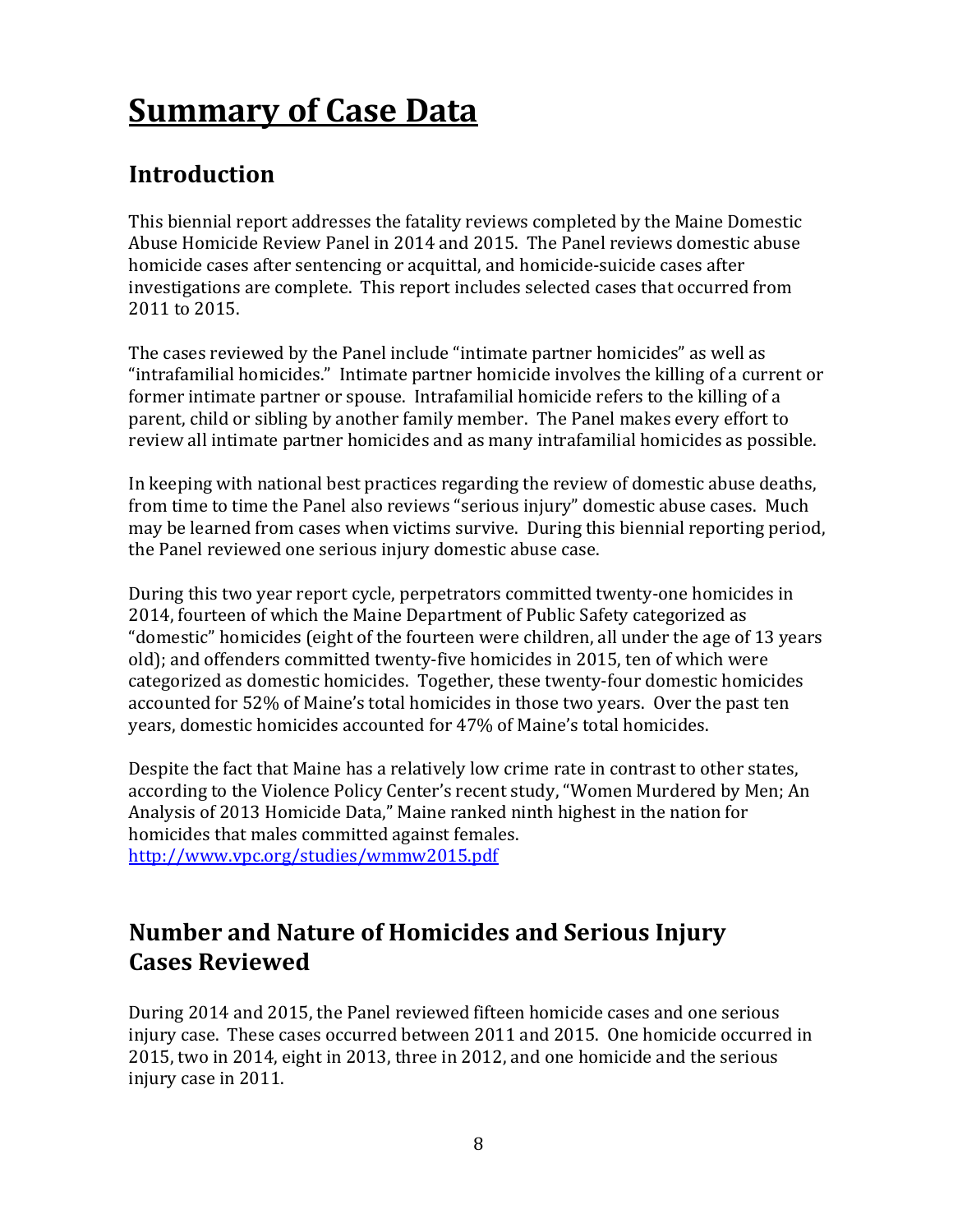# Summary of Case Data

## Introduction

This biennial report addresses the fatality reviews completed by the Maine Domestic Abuse Homicide Review Panel in 2014 and 2015. The Panel reviews domestic abuse homicide cases after sentencing or acquittal, and homicide-suicide cases after investigations are complete. This report includes selected cases that occurred from 2011 to 2015.

The cases reviewed by the Panel include "intimate partner homicides" as well as "intrafamilial homicides." Intimate partner homicide involves the killing of a current or former intimate partner or spouse. Intrafamilial homicide refers to the killing of a parent, child or sibling by another family member. The Panel makes every effort to review all intimate partner homicides and as many intrafamilial homicides as possible.

In keeping with national best practices regarding the review of domestic abuse deaths, from time to time the Panel also reviews "serious injury" domestic abuse cases. Much may be learned from cases when victims survive. During this biennial reporting period, the Panel reviewed one serious injury domestic abuse case.

During this two year report cycle, perpetrators committed twenty-one homicides in 2014, fourteen of which the Maine Department of Public Safety categorized as "domestic" homicides (eight of the fourteen were children, all under the age of 13 years old); and offenders committed twenty-five homicides in 2015, ten of which were categorized as domestic homicides. Together, these twenty-four domestic homicides accounted for 52% of Maine's total homicides in those two years. Over the past ten years, domestic homicides accounted for 47% of Maine's total homicides.

Despite the fact that Maine has a relatively low crime rate in contrast to other states, according to the Violence Policy Center's recent study, "Women Murdered by Men; An Analysis of 2013 Homicide Data," Maine ranked ninth highest in the nation for homicides that males committed against females.
http://www.vpc.org/studies/wmmw2015.pdf

## Number and Nature of Homicides and Serious Injury Cases Reviewed

During 2014 and 2015, the Panel reviewed fifteen homicide cases and one serious injury case. These cases occurred between 2011 and 2015. One homicide occurred in 2015, two in 2014, eight in 2013, three in 2012, and one homicide and the serious injury case in 2011.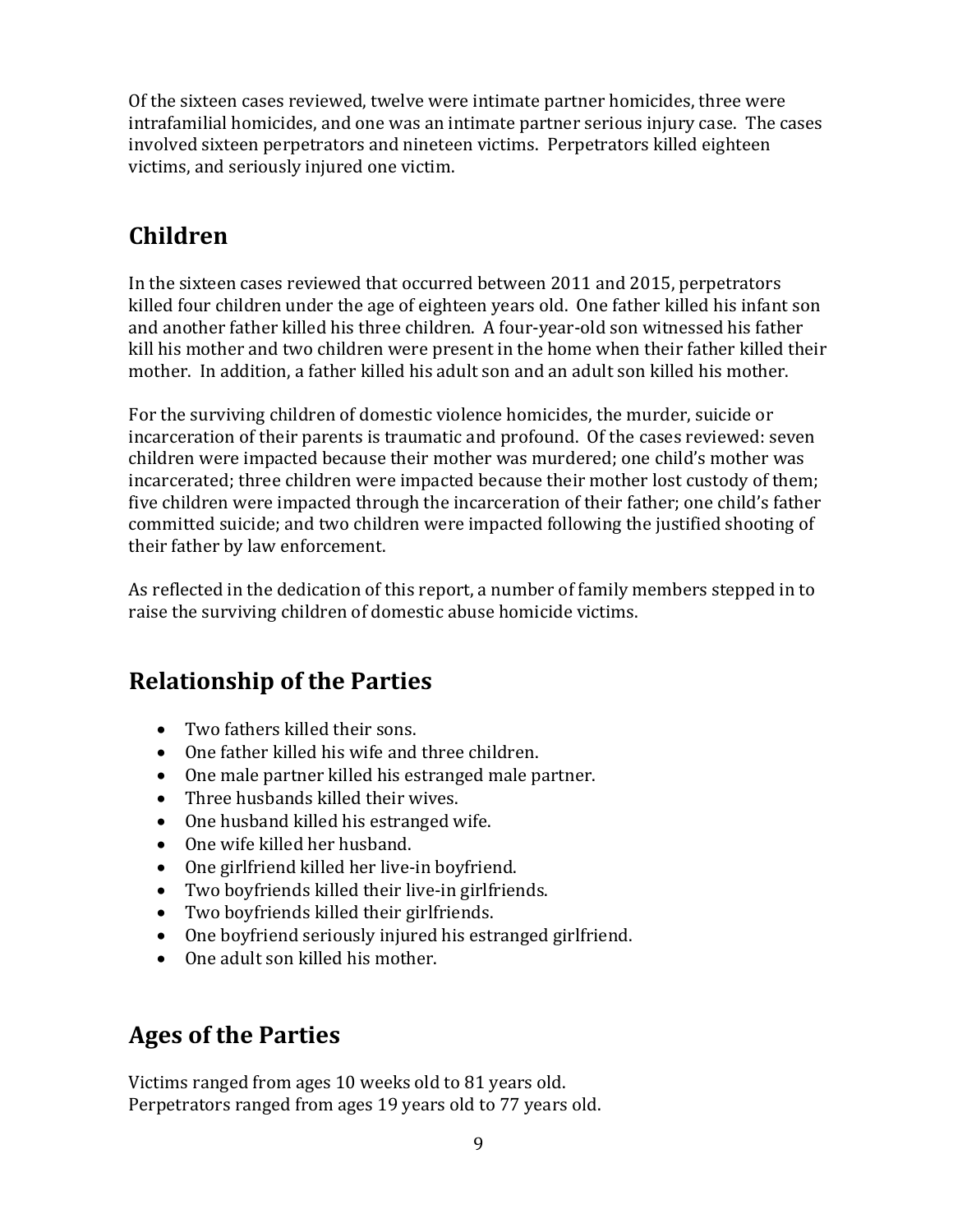Of the sixteen cases reviewed, twelve were intimate partner homicides, three were intrafamilial homicides, and one was an intimate partner serious injury case. The cases involved sixteen perpetrators and nineteen victims. Perpetrators killed eighteen victims, and seriously injured one victim.

## Children

In the sixteen cases reviewed that occurred between 2011 and 2015, perpetrators killed four children under the age of eighteen years old. One father killed his infant son and another father killed his three children. A four-year-old son witnessed his father kill his mother and two children were present in the home when their father killed their mother. In addition, a father killed his adult son and an adult son killed his mother.

For the surviving children of domestic violence homicides, the murder, suicide or incarceration of their parents is traumatic and profound. Of the cases reviewed: seven children were impacted because their mother was murdered; one child's mother was incarcerated; three children were impacted because their mother lost custody of them; five children were impacted through the incarceration of their father; one child's father committed suicide; and two children were impacted following the justified shooting of their father by law enforcement.

As reflected in the dedication of this report, a number of family members stepped in to raise the surviving children of domestic abuse homicide victims.

## Relationship of the Parties

- Two fathers killed their sons.
- One father killed his wife and three children.
- One male partner killed his estranged male partner.
- Three husbands killed their wives.
- One husband killed his estranged wife.
- One wife killed her husband.
- One girlfriend killed her live-in boyfriend.
- Two boyfriends killed their live-in girlfriends.
- Two boyfriends killed their girlfriends.
- One boyfriend seriously injured his estranged girlfriend.
- One adult son killed his mother.

## Ages of the Parties

Victims ranged from ages 10 weeks old to 81 years old.
Perpetrators ranged from ages 19 years old to 77 years old.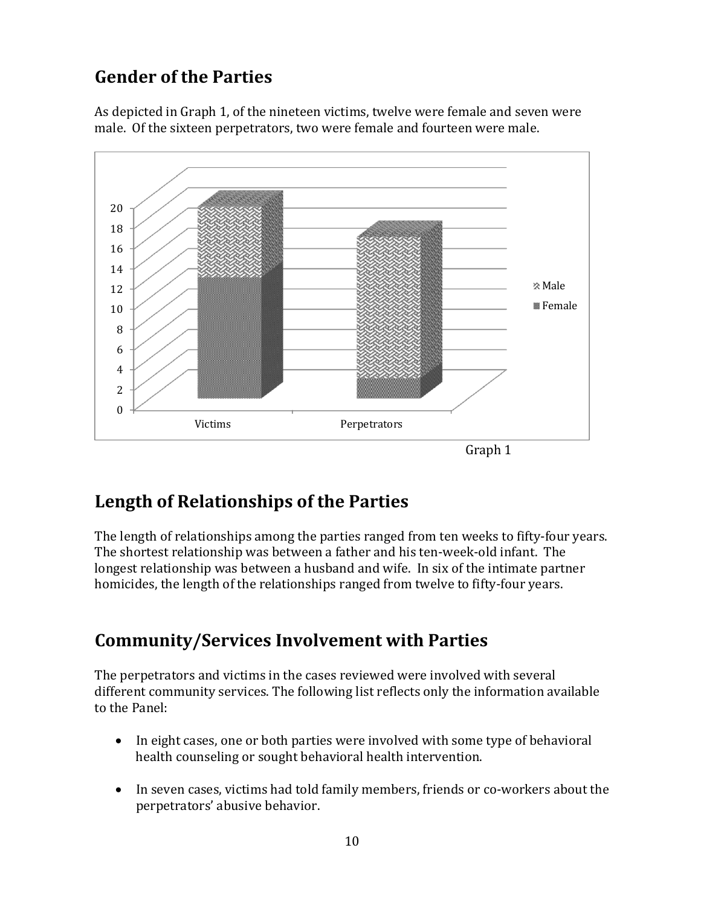## Gender of the Parties

As depicted in Graph 1, of the nineteen victims, twelve were female and seven were male. Of the sixteen perpetrators, two were female and fourteen were male.

Graph 1

## Length of Relationships of the Parties

The length of relationships among the parties ranged from ten weeks to fifty-four years. The shortest relationship was between a father and his ten-week-old infant. The longest relationship was between a husband and wife. In six of the intimate partner homicides, the length of the relationships ranged from twelve to fifty-four years.

## Community/Services Involvement with Parties

The perpetrators and victims in the cases reviewed were involved with several different community services. The following list reflects only the information available to the Panel:

- In eight cases, one or both parties were involved with some type of behavioral health counseling or sought behavioral health intervention.
- In seven cases, victims had told family members, friends or co-workers about the perpetrators' abusive behavior.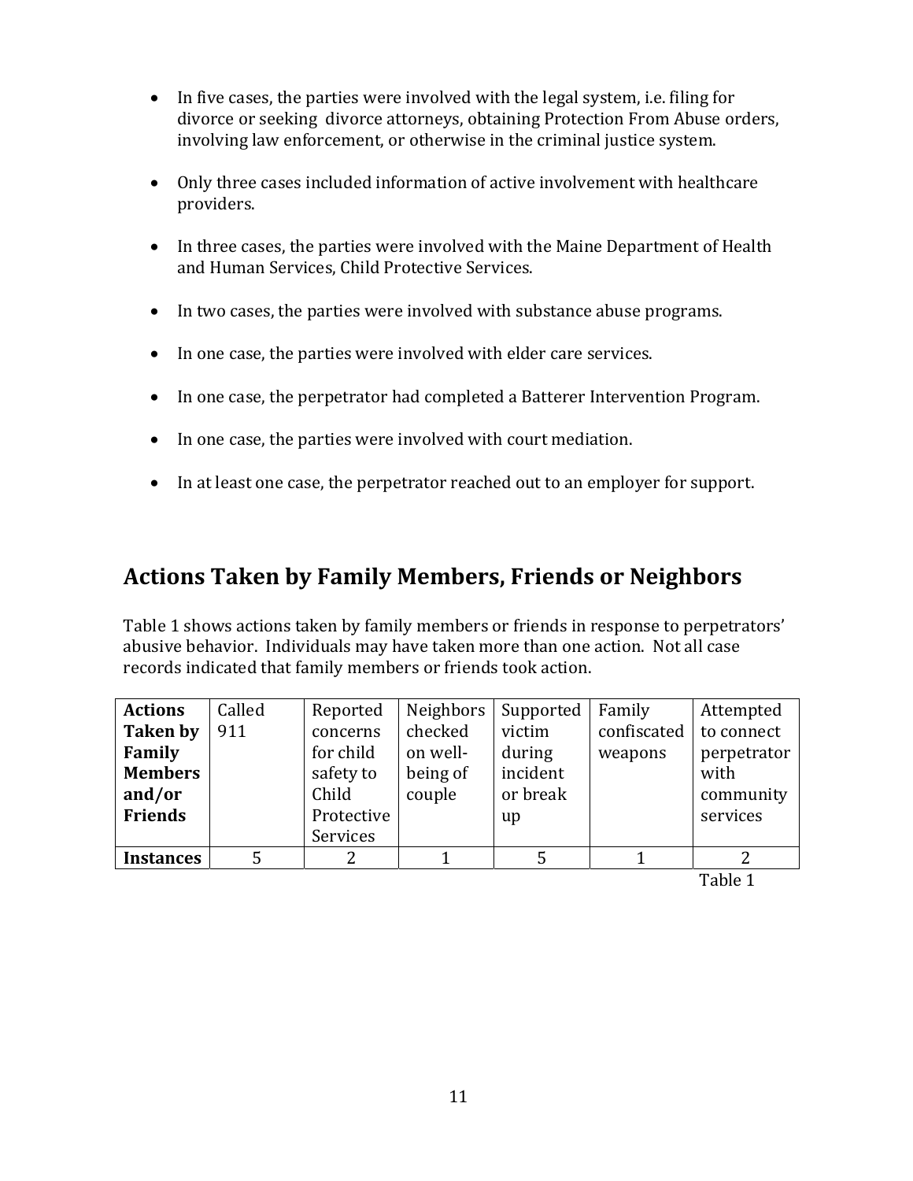- In five cases, the parties were involved with the legal system, i.e. filing for divorce or seeking divorce attorneys, obtaining Protection From Abuse orders, involving law enforcement, or otherwise in the criminal justice system.
- Only three cases included information of active involvement with healthcare providers.
- In three cases, the parties were involved with the Maine Department of Health and Human Services, Child Protective Services.
- In two cases, the parties were involved with substance abuse programs.
- In one case, the parties were involved with elder care services.
- In one case, the perpetrator had completed a Batterer Intervention Program.
- In one case, the parties were involved with court mediation.
- In at least one case, the perpetrator reached out to an employer for support.

## Actions Taken by Family Members, Friends or Neighbors

Table 1 shows actions taken by family members or friends in response to perpetrators' abusive behavior. Individuals may have taken more than one action. Not all case records indicated that family members or friends took action.

| **Actions Taken by Family Members and/or Friends** | Called 911 | Reported concerns for child safety to Child Protective Services | Neighbors checked on well-being of couple | Supported victim during incident or break up | Family confiscated weapons | Attempted to connect perpetrator with community services |
|---|---|---|---|---|---|---|
| **Instances** | 5 | 2 | 1 | 5 | 1 | 2 |

Table 1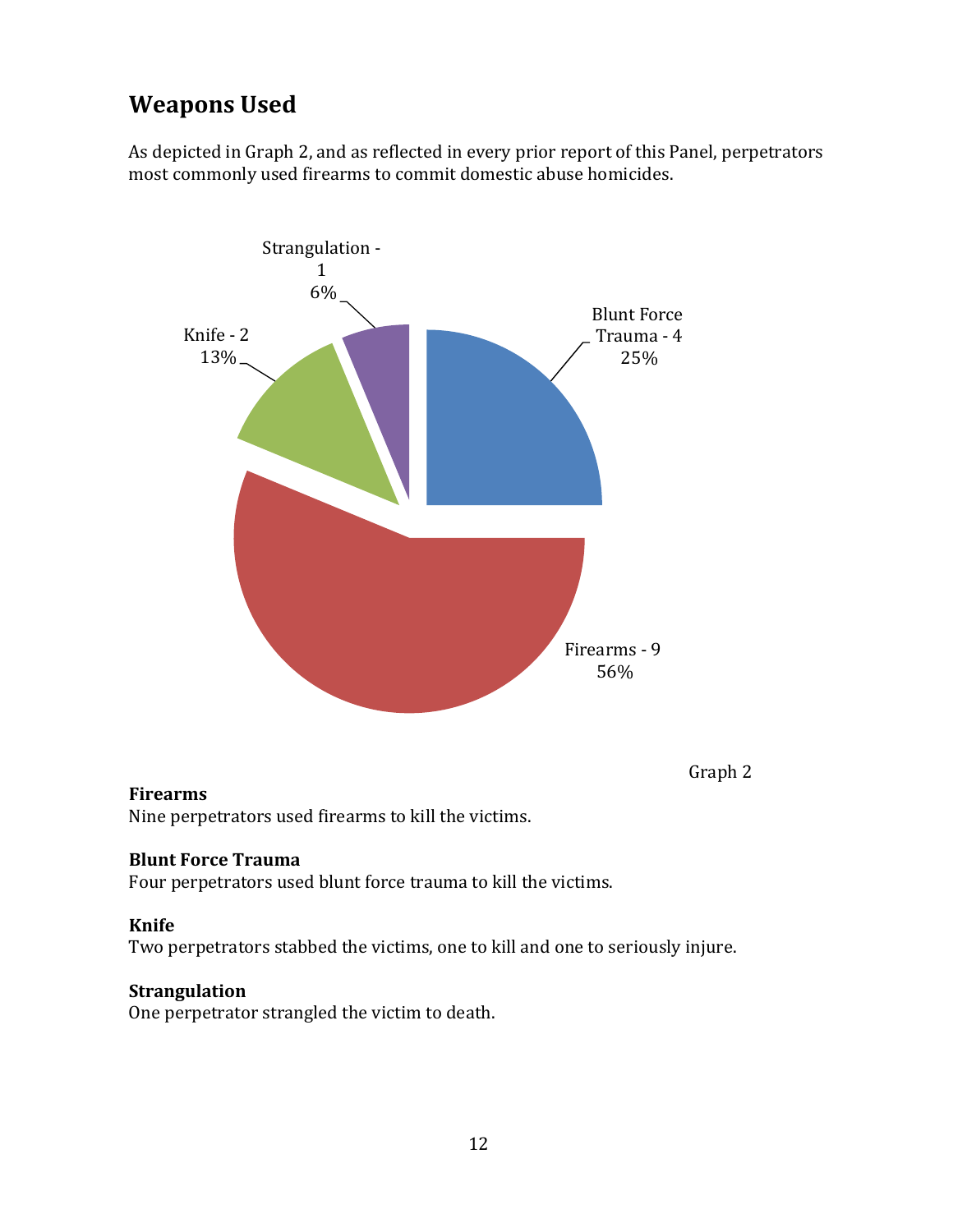## Weapons Used

As depicted in Graph 2, and as reflected in every prior report of this Panel, perpetrators most commonly used firearms to commit domestic abuse homicides.

Strangulation - 1
6%

Blunt Force Trauma - 4
25%

Knife - 2
13%

Firearms - 9
56%

Graph 2

**Firearms**
Nine perpetrators used firearms to kill the victims.

**Blunt Force Trauma**
Four perpetrators used blunt force trauma to kill the victims.

**Knife**
Two perpetrators stabbed the victims, one to kill and one to seriously injure.

**Strangulation**
One perpetrator strangled the victim to death.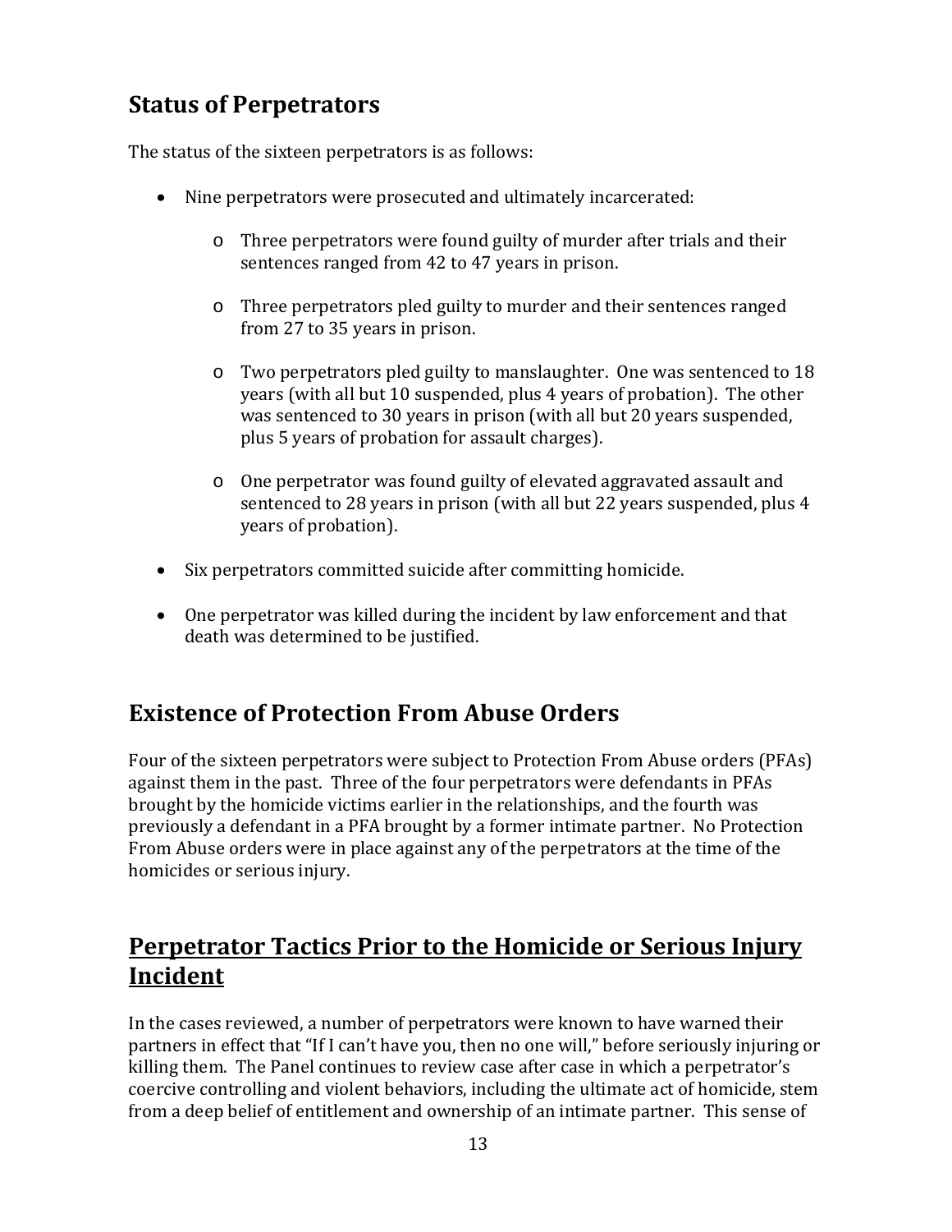## Status of Perpetrators

The status of the sixteen perpetrators is as follows:

- Nine perpetrators were prosecuted and ultimately incarcerated:
  - Three perpetrators were found guilty of murder after trials and their sentences ranged from 42 to 47 years in prison.
  - Three perpetrators pled guilty to murder and their sentences ranged from 27 to 35 years in prison.
  - Two perpetrators pled guilty to manslaughter. One was sentenced to 18 years (with all but 10 suspended, plus 4 years of probation). The other was sentenced to 30 years in prison (with all but 20 years suspended, plus 5 years of probation for assault charges).
  - One perpetrator was found guilty of elevated aggravated assault and sentenced to 28 years in prison (with all but 22 years suspended, plus 4 years of probation).
- Six perpetrators committed suicide after committing homicide.
- One perpetrator was killed during the incident by law enforcement and that death was determined to be justified.

## Existence of Protection From Abuse Orders

Four of the sixteen perpetrators were subject to Protection From Abuse orders (PFAs) against them in the past. Three of the four perpetrators were defendants in PFAs brought by the homicide victims earlier in the relationships, and the fourth was previously a defendant in a PFA brought by a former intimate partner. No Protection From Abuse orders were in place against any of the perpetrators at the time of the homicides or serious injury.

## Perpetrator Tactics Prior to the Homicide or Serious Injury Incident

In the cases reviewed, a number of perpetrators were known to have warned their partners in effect that "If I can't have you, then no one will," before seriously injuring or killing them. The Panel continues to review case after case in which a perpetrator's coercive controlling and violent behaviors, including the ultimate act of homicide, stem from a deep belief of entitlement and ownership of an intimate partner. This sense of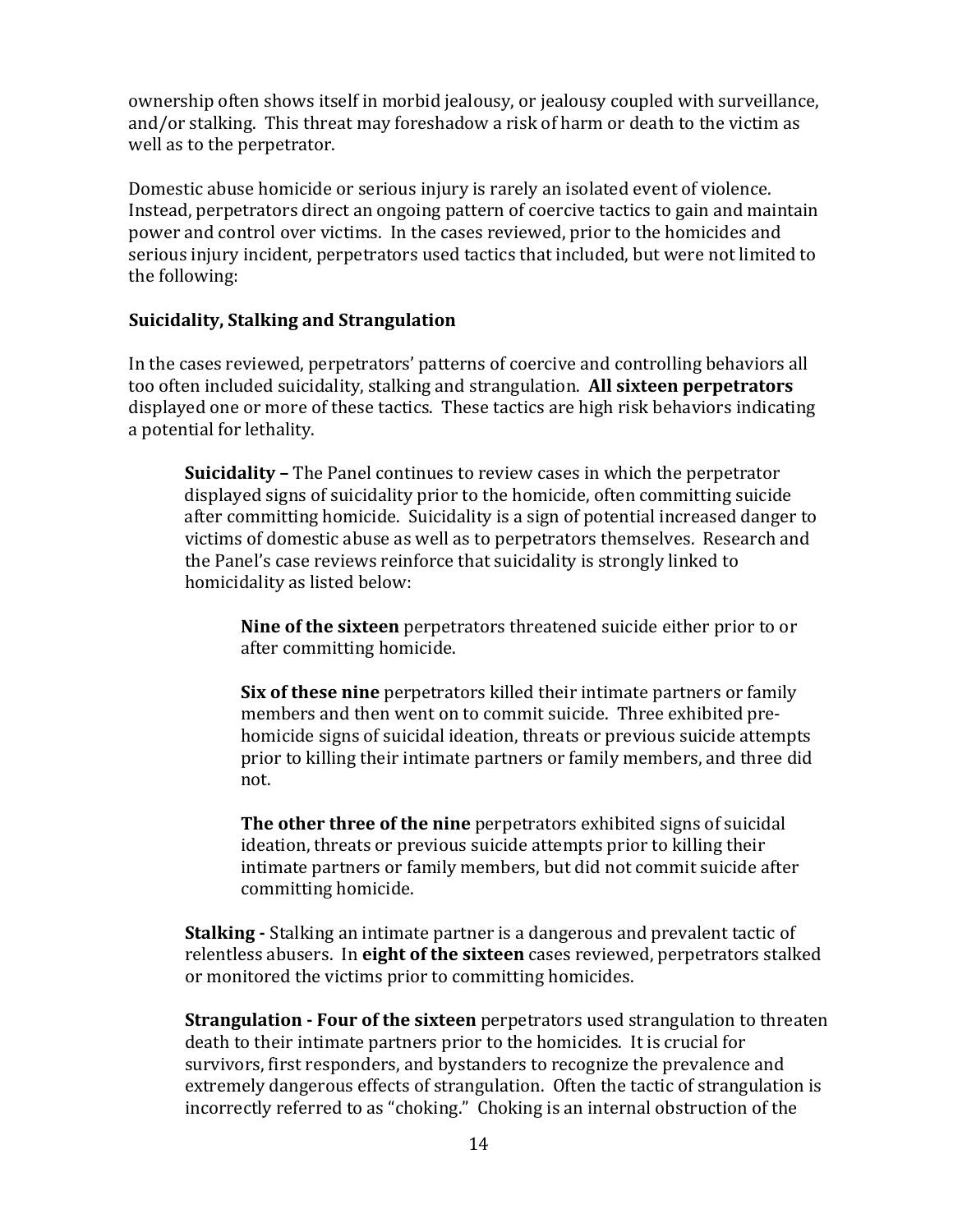ownership often shows itself in morbid jealousy, or jealousy coupled with surveillance, and/or stalking. This threat may foreshadow a risk of harm or death to the victim as well as to the perpetrator.

Domestic abuse homicide or serious injury is rarely an isolated event of violence. Instead, perpetrators direct an ongoing pattern of coercive tactics to gain and maintain power and control over victims. In the cases reviewed, prior to the homicides and serious injury incident, perpetrators used tactics that included, but were not limited to the following:

**Suicidality, Stalking and Strangulation**

In the cases reviewed, perpetrators' patterns of coercive and controlling behaviors all too often included suicidality, stalking and strangulation. **All sixteen perpetrators** displayed one or more of these tactics. These tactics are high risk behaviors indicating a potential for lethality.

> **Suicidality –** The Panel continues to review cases in which the perpetrator displayed signs of suicidality prior to the homicide, often committing suicide after committing homicide. Suicidality is a sign of potential increased danger to victims of domestic abuse as well as to perpetrators themselves. Research and the Panel's case reviews reinforce that suicidality is strongly linked to homicidality as listed below:
>
> > **Nine of the sixteen** perpetrators threatened suicide either prior to or after committing homicide.
> >
> > **Six of these nine** perpetrators killed their intimate partners or family members and then went on to commit suicide. Three exhibited pre-homicide signs of suicidal ideation, threats or previous suicide attempts prior to killing their intimate partners or family members, and three did not.
> >
> > **The other three of the nine** perpetrators exhibited signs of suicidal ideation, threats or previous suicide attempts prior to killing their intimate partners or family members, but did not commit suicide after committing homicide.
>
> **Stalking -** Stalking an intimate partner is a dangerous and prevalent tactic of relentless abusers. In **eight of the sixteen** cases reviewed, perpetrators stalked or monitored the victims prior to committing homicides.
>
> **Strangulation - Four of the sixteen** perpetrators used strangulation to threaten death to their intimate partners prior to the homicides. It is crucial for survivors, first responders, and bystanders to recognize the prevalence and extremely dangerous effects of strangulation. Often the tactic of strangulation is incorrectly referred to as "choking." Choking is an internal obstruction of the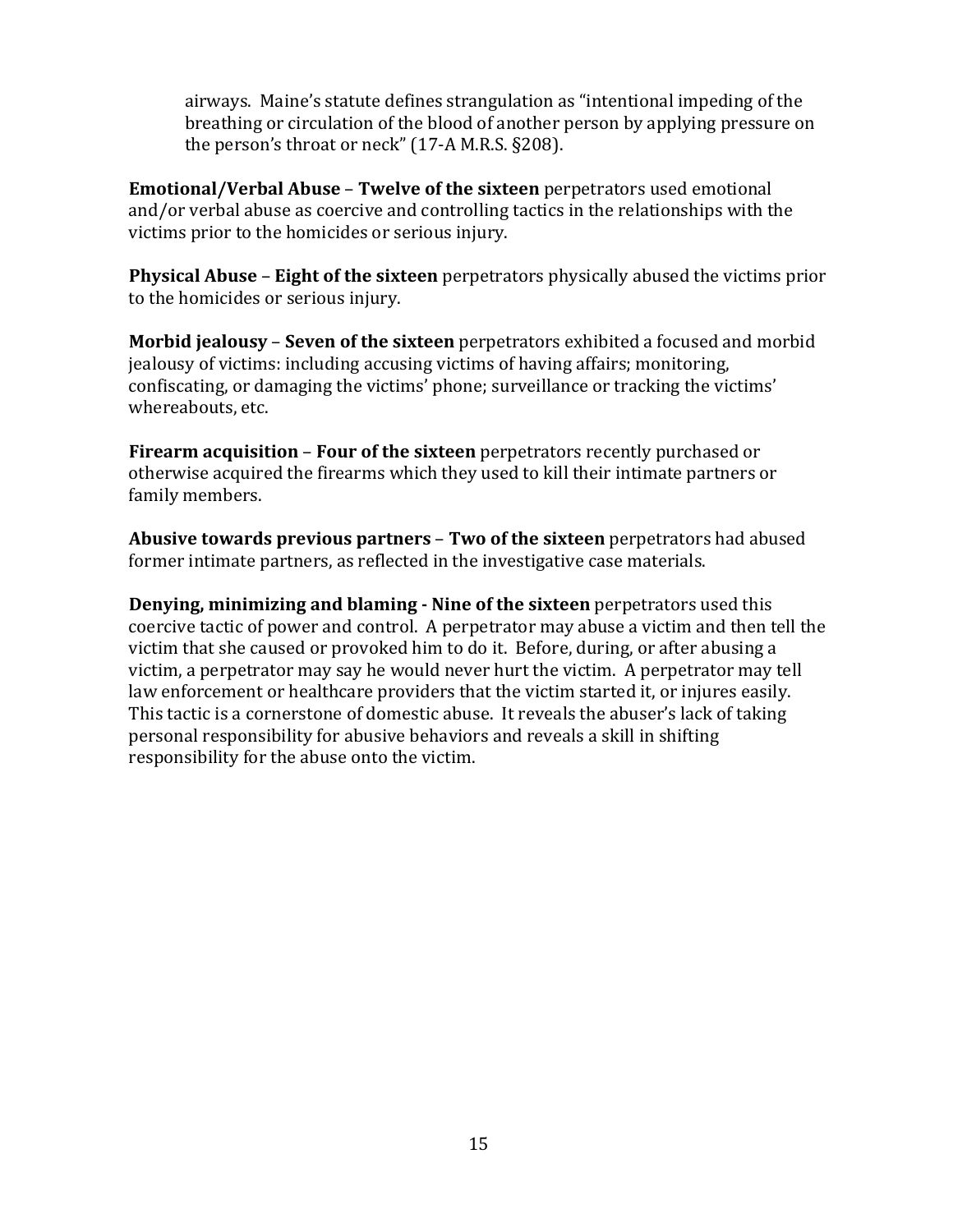airways. Maine's statute defines strangulation as "intentional impeding of the breathing or circulation of the blood of another person by applying pressure on the person's throat or neck" (17-A M.R.S. §208).

**Emotional/Verbal Abuse** – **Twelve of the sixteen** perpetrators used emotional and/or verbal abuse as coercive and controlling tactics in the relationships with the victims prior to the homicides or serious injury.

**Physical Abuse** – **Eight of the sixteen** perpetrators physically abused the victims prior to the homicides or serious injury.

**Morbid jealousy** – **Seven of the sixteen** perpetrators exhibited a focused and morbid jealousy of victims: including accusing victims of having affairs; monitoring, confiscating, or damaging the victims' phone; surveillance or tracking the victims' whereabouts, etc.

**Firearm acquisition** – **Four of the sixteen** perpetrators recently purchased or otherwise acquired the firearms which they used to kill their intimate partners or family members.

**Abusive towards previous partners** – **Two of the sixteen** perpetrators had abused former intimate partners, as reflected in the investigative case materials.

**Denying, minimizing and blaming - Nine of the sixteen** perpetrators used this coercive tactic of power and control. A perpetrator may abuse a victim and then tell the victim that she caused or provoked him to do it. Before, during, or after abusing a victim, a perpetrator may say he would never hurt the victim. A perpetrator may tell law enforcement or healthcare providers that the victim started it, or injures easily. This tactic is a cornerstone of domestic abuse. It reveals the abuser's lack of taking personal responsibility for abusive behaviors and reveals a skill in shifting responsibility for the abuse onto the victim.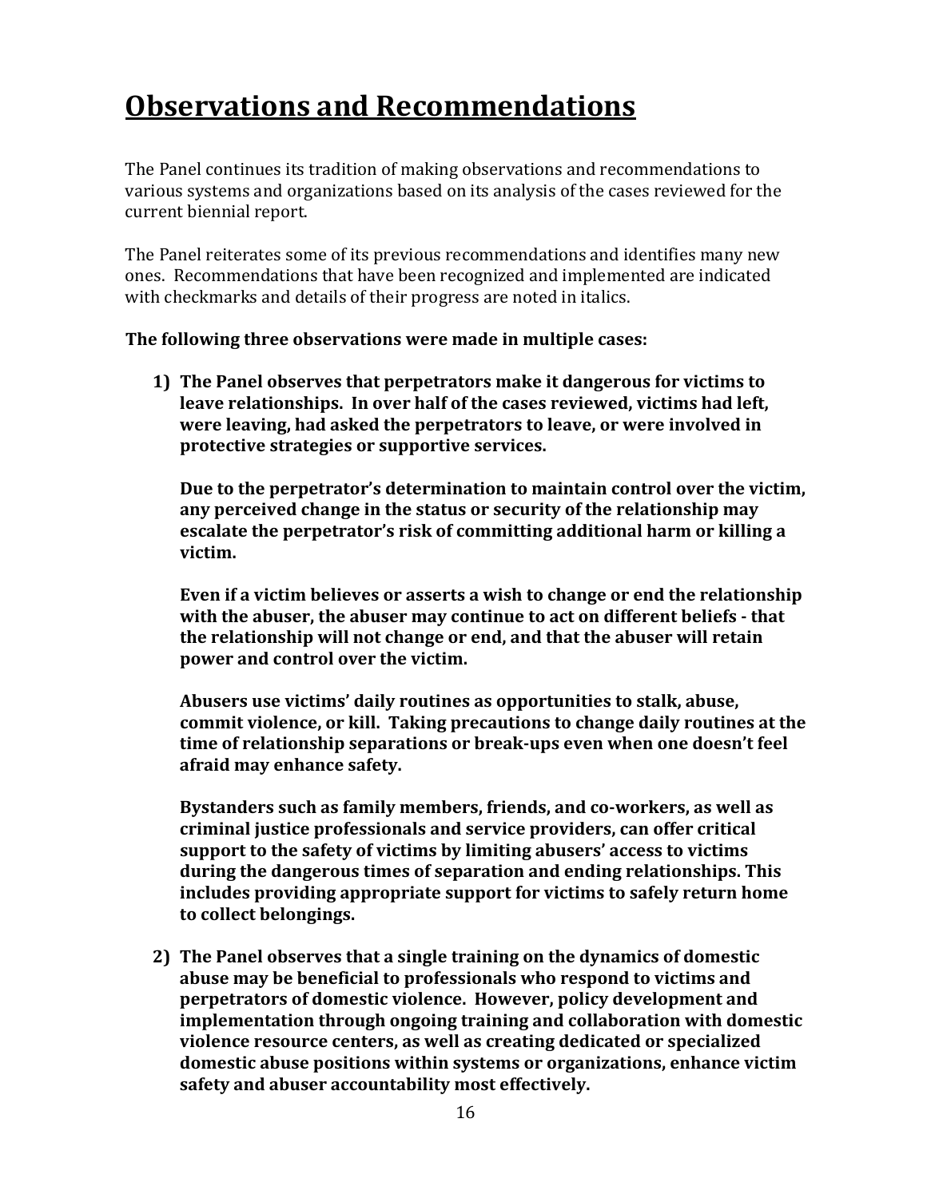# Observations and Recommendations

The Panel continues its tradition of making observations and recommendations to various systems and organizations based on its analysis of the cases reviewed for the current biennial report.

The Panel reiterates some of its previous recommendations and identifies many new ones. Recommendations that have been recognized and implemented are indicated with checkmarks and details of their progress are noted in italics.

**The following three observations were made in multiple cases:**

1) **The Panel observes that perpetrators make it dangerous for victims to leave relationships. In over half of the cases reviewed, victims had left, were leaving, had asked the perpetrators to leave, or were involved in protective strategies or supportive services.**

   **Due to the perpetrator's determination to maintain control over the victim, any perceived change in the status or security of the relationship may escalate the perpetrator's risk of committing additional harm or killing a victim.**

   **Even if a victim believes or asserts a wish to change or end the relationship with the abuser, the abuser may continue to act on different beliefs - that the relationship will not change or end, and that the abuser will retain power and control over the victim.**

   **Abusers use victims' daily routines as opportunities to stalk, abuse, commit violence, or kill. Taking precautions to change daily routines at the time of relationship separations or break-ups even when one doesn't feel afraid may enhance safety.**

   **Bystanders such as family members, friends, and co-workers, as well as criminal justice professionals and service providers, can offer critical support to the safety of victims by limiting abusers' access to victims during the dangerous times of separation and ending relationships. This includes providing appropriate support for victims to safely return home to collect belongings.**

2) **The Panel observes that a single training on the dynamics of domestic abuse may be beneficial to professionals who respond to victims and perpetrators of domestic violence. However, policy development and implementation through ongoing training and collaboration with domestic violence resource centers, as well as creating dedicated or specialized domestic abuse positions within systems or organizations, enhance victim safety and abuser accountability most effectively.**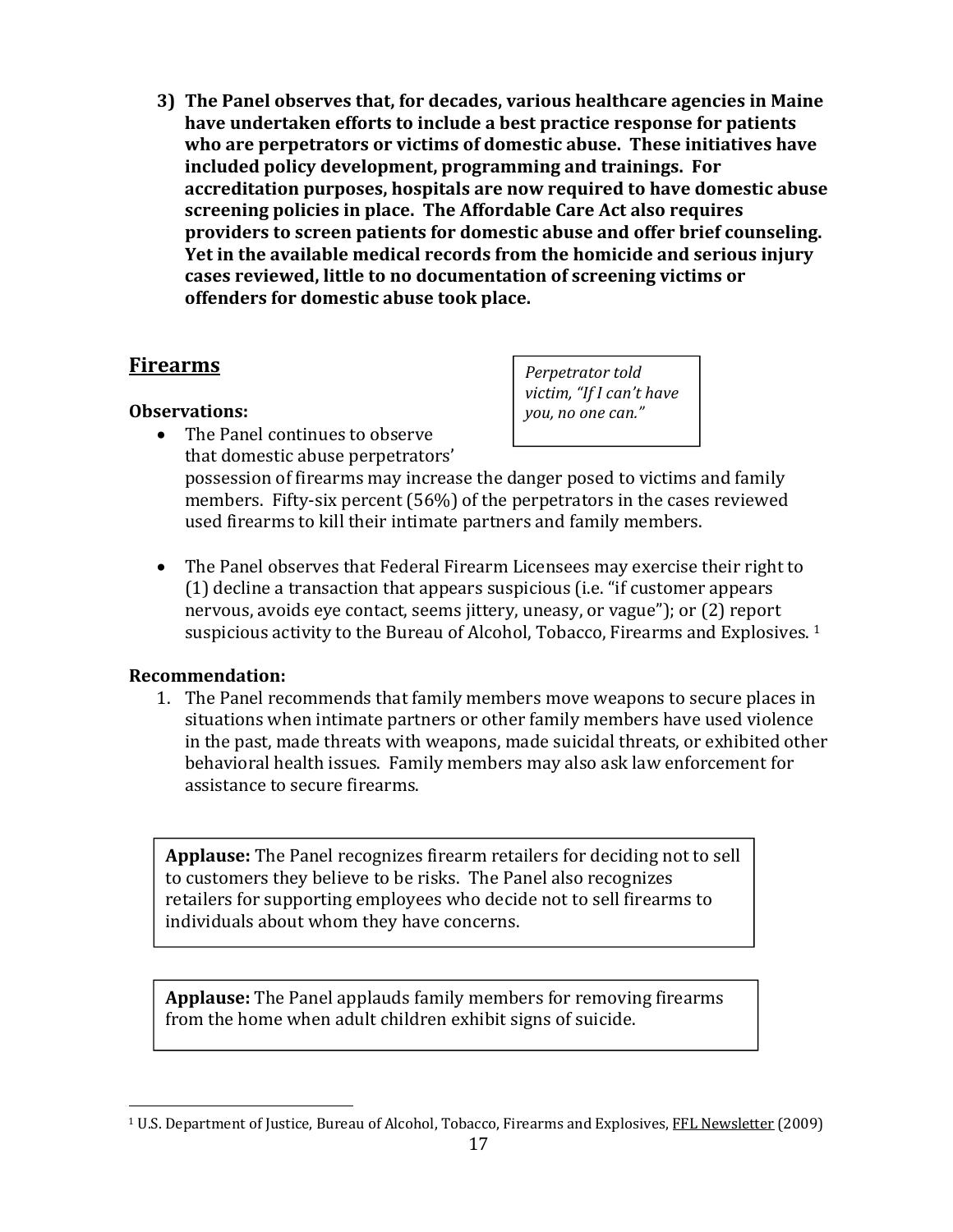**3) The Panel observes that, for decades, various healthcare agencies in Maine have undertaken efforts to include a best practice response for patients who are perpetrators or victims of domestic abuse. These initiatives have included policy development, programming and trainings. For accreditation purposes, hospitals are now required to have domestic abuse screening policies in place. The Affordable Care Act also requires providers to screen patients for domestic abuse and offer brief counseling. Yet in the available medical records from the homicide and serious injury cases reviewed, little to no documentation of screening victims or offenders for domestic abuse took place.**

## Firearms

*Perpetrator told victim, "If I can't have you, no one can."*

**Observations:**

- The Panel continues to observe that domestic abuse perpetrators' possession of firearms may increase the danger posed to victims and family members. Fifty-six percent (56%) of the perpetrators in the cases reviewed used firearms to kill their intimate partners and family members.

- The Panel observes that Federal Firearm Licensees may exercise their right to (1) decline a transaction that appears suspicious (i.e. "if customer appears nervous, avoids eye contact, seems jittery, uneasy, or vague"); or (2) report suspicious activity to the Bureau of Alcohol, Tobacco, Firearms and Explosives. [1]

**Recommendation:**

1. The Panel recommends that family members move weapons to secure places in situations when intimate partners or other family members have used violence in the past, made threats with weapons, made suicidal threats, or exhibited other behavioral health issues. Family members may also ask law enforcement for assistance to secure firearms.

**Applause:** The Panel recognizes firearm retailers for deciding not to sell to customers they believe to be risks. The Panel also recognizes retailers for supporting employees who decide not to sell firearms to individuals about whom they have concerns.

**Applause:** The Panel applauds family members for removing firearms from the home when adult children exhibit signs of suicide.

[1] U.S. Department of Justice, Bureau of Alcohol, Tobacco, Firearms and Explosives, FFL Newsletter (2009)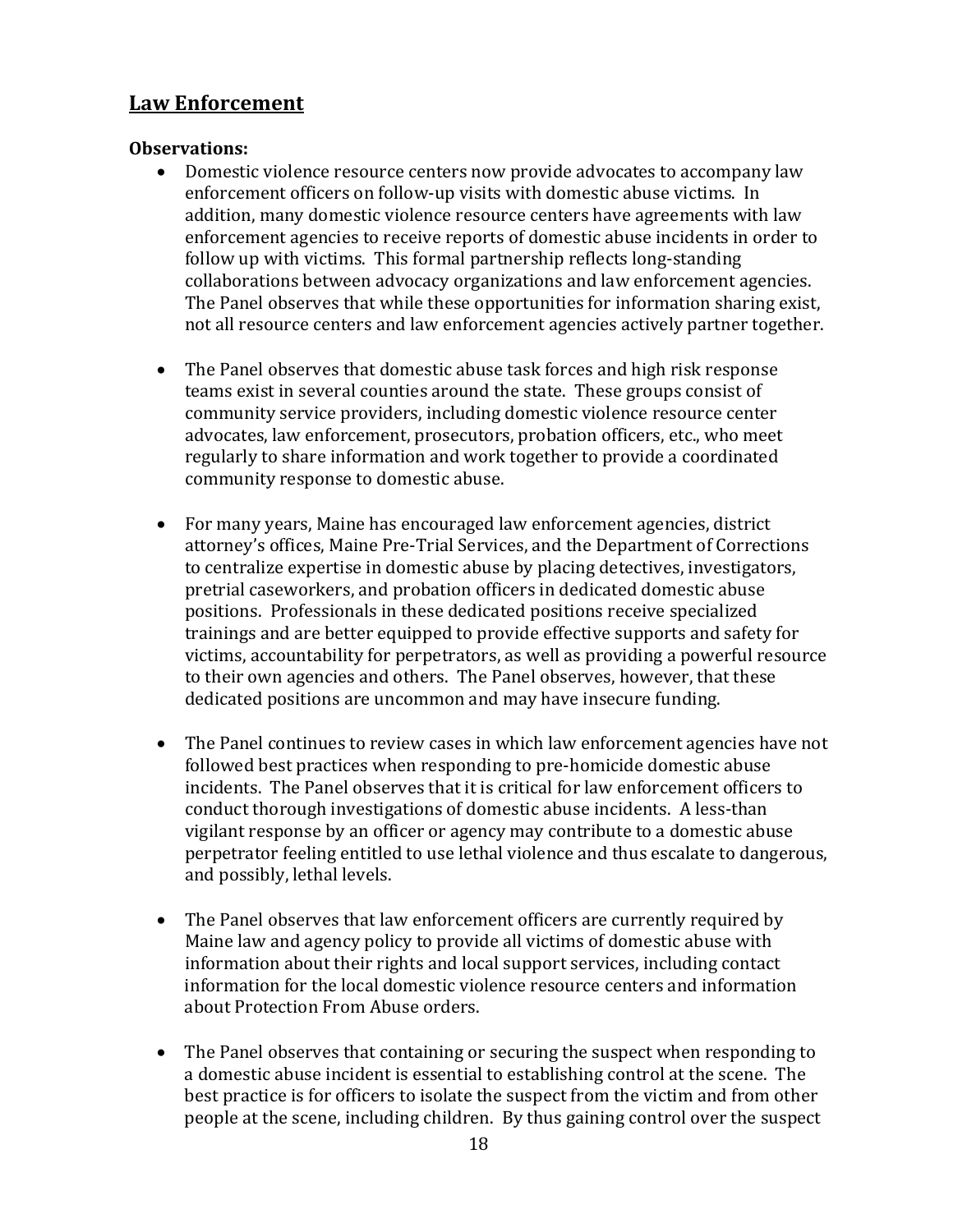## Law Enforcement

**Observations:**

- Domestic violence resource centers now provide advocates to accompany law enforcement officers on follow-up visits with domestic abuse victims. In addition, many domestic violence resource centers have agreements with law enforcement agencies to receive reports of domestic abuse incidents in order to follow up with victims. This formal partnership reflects long-standing collaborations between advocacy organizations and law enforcement agencies. The Panel observes that while these opportunities for information sharing exist, not all resource centers and law enforcement agencies actively partner together.

- The Panel observes that domestic abuse task forces and high risk response teams exist in several counties around the state. These groups consist of community service providers, including domestic violence resource center advocates, law enforcement, prosecutors, probation officers, etc., who meet regularly to share information and work together to provide a coordinated community response to domestic abuse.

- For many years, Maine has encouraged law enforcement agencies, district attorney's offices, Maine Pre-Trial Services, and the Department of Corrections to centralize expertise in domestic abuse by placing detectives, investigators, pretrial caseworkers, and probation officers in dedicated domestic abuse positions. Professionals in these dedicated positions receive specialized trainings and are better equipped to provide effective supports and safety for victims, accountability for perpetrators, as well as providing a powerful resource to their own agencies and others. The Panel observes, however, that these dedicated positions are uncommon and may have insecure funding.

- The Panel continues to review cases in which law enforcement agencies have not followed best practices when responding to pre-homicide domestic abuse incidents. The Panel observes that it is critical for law enforcement officers to conduct thorough investigations of domestic abuse incidents. A less-than vigilant response by an officer or agency may contribute to a domestic abuse perpetrator feeling entitled to use lethal violence and thus escalate to dangerous, and possibly, lethal levels.

- The Panel observes that law enforcement officers are currently required by Maine law and agency policy to provide all victims of domestic abuse with information about their rights and local support services, including contact information for the local domestic violence resource centers and information about Protection From Abuse orders.

- The Panel observes that containing or securing the suspect when responding to a domestic abuse incident is essential to establishing control at the scene. The best practice is for officers to isolate the suspect from the victim and from other people at the scene, including children. By thus gaining control over the suspect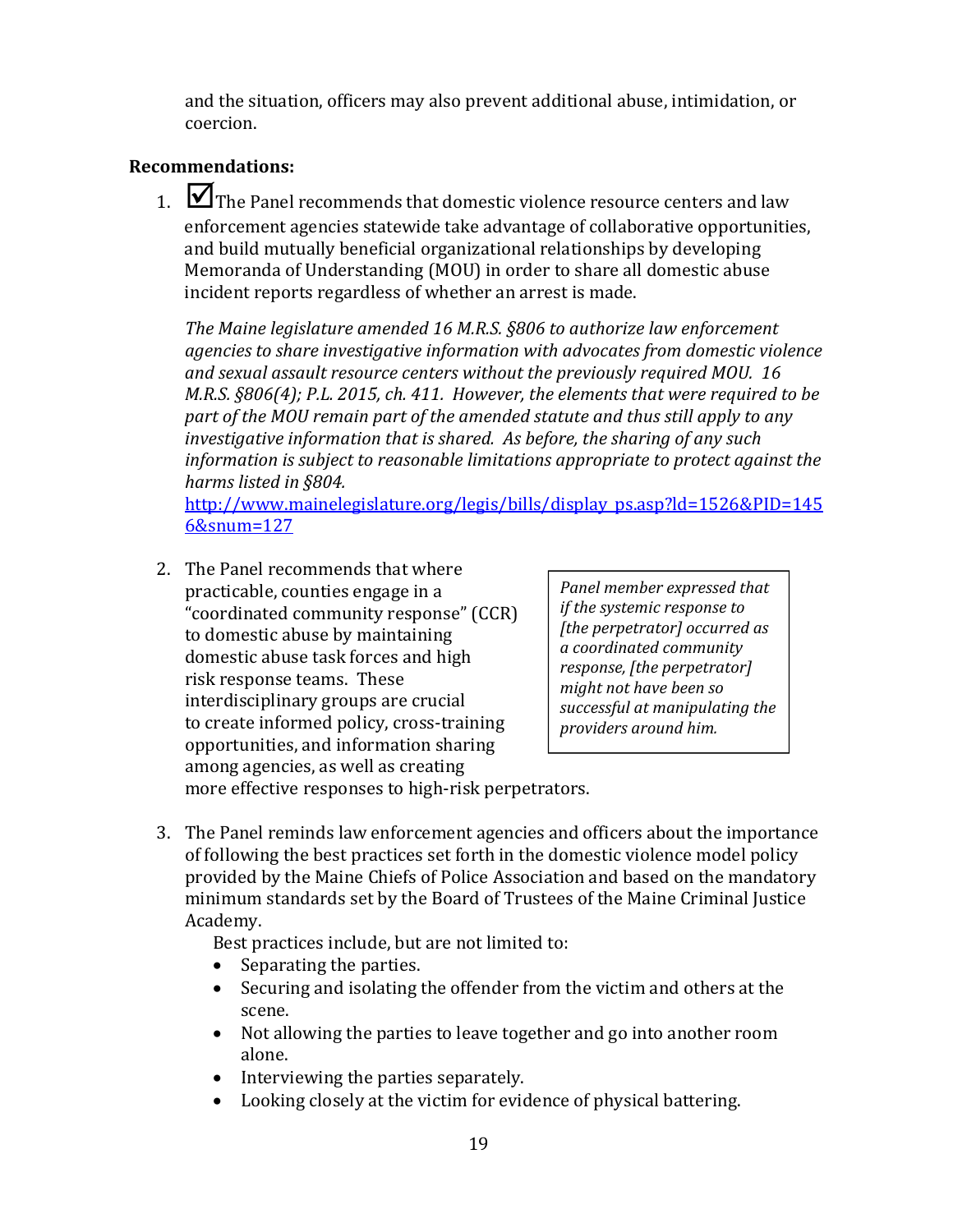and the situation, officers may also prevent additional abuse, intimidation, or coercion.

**Recommendations:**

1. ☑ The Panel recommends that domestic violence resource centers and law enforcement agencies statewide take advantage of collaborative opportunities, and build mutually beneficial organizational relationships by developing Memoranda of Understanding (MOU) in order to share all domestic abuse incident reports regardless of whether an arrest is made.

   *The Maine legislature amended 16 M.R.S. §806 to authorize law enforcement agencies to share investigative information with advocates from domestic violence and sexual assault resource centers without the previously required MOU. 16 M.R.S. §806(4); P.L. 2015, ch. 411. However, the elements that were required to be part of the MOU remain part of the amended statute and thus still apply to any investigative information that is shared. As before, the sharing of any such information is subject to reasonable limitations appropriate to protect against the harms listed in §804.*
   [http://www.mainelegislature.org/legis/bills/display_ps.asp?ld=1526&PID=1456&snum=127](http://www.mainelegislature.org/legis/bills/display_ps.asp?ld=1526&PID=1456&snum=127)

2. The Panel recommends that where practicable, counties engage in a "coordinated community response" (CCR) to domestic abuse by maintaining domestic abuse task forces and high risk response teams. These interdisciplinary groups are crucial to create informed policy, cross-training opportunities, and information sharing among agencies, as well as creating more effective responses to high-risk perpetrators.

   > *Panel member expressed that if the systemic response to [the perpetrator] occurred as a coordinated community response, [the perpetrator] might not have been so successful at manipulating the providers around him.*

3. The Panel reminds law enforcement agencies and officers about the importance of following the best practices set forth in the domestic violence model policy provided by the Maine Chiefs of Police Association and based on the mandatory minimum standards set by the Board of Trustees of the Maine Criminal Justice Academy.

   Best practices include, but are not limited to:
   - Separating the parties.
   - Securing and isolating the offender from the victim and others at the scene.
   - Not allowing the parties to leave together and go into another room alone.
   - Interviewing the parties separately.
   - Looking closely at the victim for evidence of physical battering.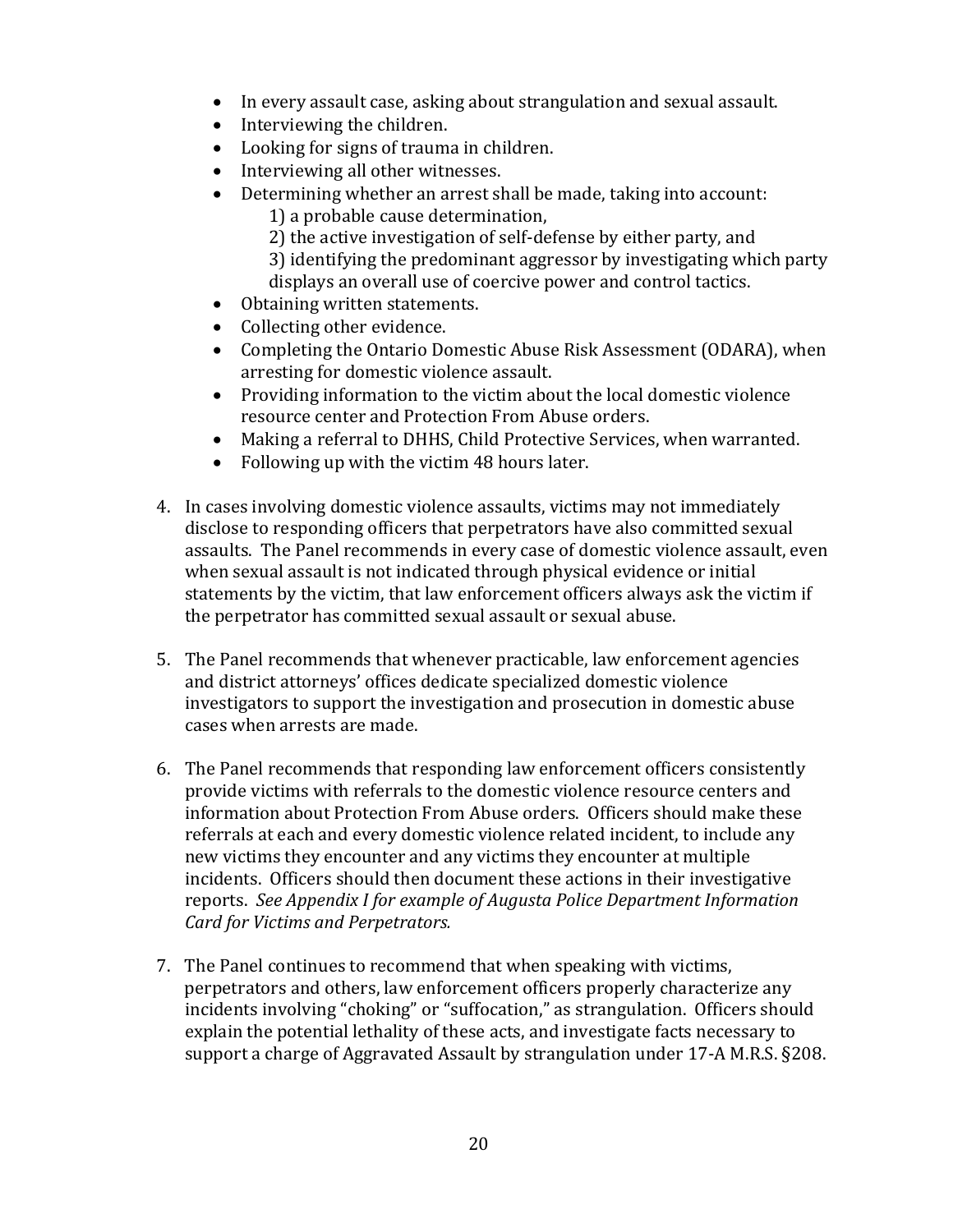- In every assault case, asking about strangulation and sexual assault.
- Interviewing the children.
- Looking for signs of trauma in children.
- Interviewing all other witnesses.
- Determining whether an arrest shall be made, taking into account:
  1) a probable cause determination,
  2) the active investigation of self-defense by either party, and
  3) identifying the predominant aggressor by investigating which party displays an overall use of coercive power and control tactics.
- Obtaining written statements.
- Collecting other evidence.
- Completing the Ontario Domestic Abuse Risk Assessment (ODARA), when arresting for domestic violence assault.
- Providing information to the victim about the local domestic violence resource center and Protection From Abuse orders.
- Making a referral to DHHS, Child Protective Services, when warranted.
- Following up with the victim 48 hours later.

4. In cases involving domestic violence assaults, victims may not immediately disclose to responding officers that perpetrators have also committed sexual assaults. The Panel recommends in every case of domestic violence assault, even when sexual assault is not indicated through physical evidence or initial statements by the victim, that law enforcement officers always ask the victim if the perpetrator has committed sexual assault or sexual abuse.

5. The Panel recommends that whenever practicable, law enforcement agencies and district attorneys' offices dedicate specialized domestic violence investigators to support the investigation and prosecution in domestic abuse cases when arrests are made.

6. The Panel recommends that responding law enforcement officers consistently provide victims with referrals to the domestic violence resource centers and information about Protection From Abuse orders. Officers should make these referrals at each and every domestic violence related incident, to include any new victims they encounter and any victims they encounter at multiple incidents. Officers should then document these actions in their investigative reports. *See Appendix I for example of Augusta Police Department Information Card for Victims and Perpetrators.*

7. The Panel continues to recommend that when speaking with victims, perpetrators and others, law enforcement officers properly characterize any incidents involving "choking" or "suffocation," as strangulation. Officers should explain the potential lethality of these acts, and investigate facts necessary to support a charge of Aggravated Assault by strangulation under 17-A M.R.S. §208.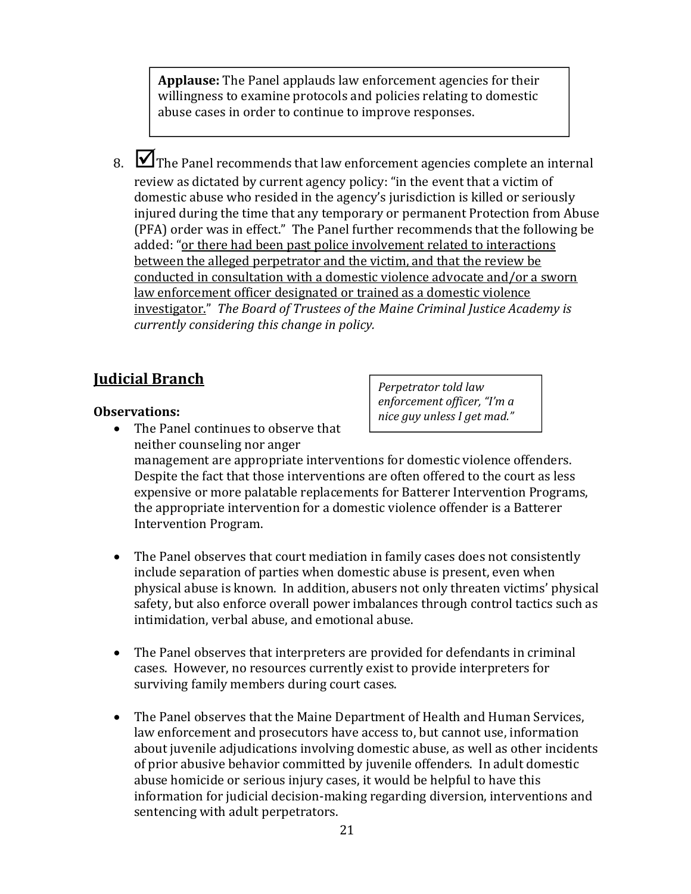**Applause:** The Panel applauds law enforcement agencies for their willingness to examine protocols and policies relating to domestic abuse cases in order to continue to improve responses.

8. ☑ The Panel recommends that law enforcement agencies complete an internal review as dictated by current agency policy: "in the event that a victim of domestic abuse who resided in the agency's jurisdiction is killed or seriously injured during the time that any temporary or permanent Protection from Abuse (PFA) order was in effect." The Panel further recommends that the following be added: "<u>or there had been past police involvement related to interactions between the alleged perpetrator and the victim, and that the review be conducted in consultation with a domestic violence advocate and/or a sworn law enforcement officer designated or trained as a domestic violence investigator.</u>" *The Board of Trustees of the Maine Criminal Justice Academy is currently considering this change in policy.*

## <u>Judicial Branch</u>

*Perpetrator told law enforcement officer, "I'm a nice guy unless I get mad."*

**Observations:**

- The Panel continues to observe that neither counseling nor anger management are appropriate interventions for domestic violence offenders. Despite the fact that those interventions are often offered to the court as less expensive or more palatable replacements for Batterer Intervention Programs, the appropriate intervention for a domestic violence offender is a Batterer Intervention Program.

- The Panel observes that court mediation in family cases does not consistently include separation of parties when domestic abuse is present, even when physical abuse is known. In addition, abusers not only threaten victims' physical safety, but also enforce overall power imbalances through control tactics such as intimidation, verbal abuse, and emotional abuse.

- The Panel observes that interpreters are provided for defendants in criminal cases. However, no resources currently exist to provide interpreters for surviving family members during court cases.

- The Panel observes that the Maine Department of Health and Human Services, law enforcement and prosecutors have access to, but cannot use, information about juvenile adjudications involving domestic abuse, as well as other incidents of prior abusive behavior committed by juvenile offenders. In adult domestic abuse homicide or serious injury cases, it would be helpful to have this information for judicial decision-making regarding diversion, interventions and sentencing with adult perpetrators.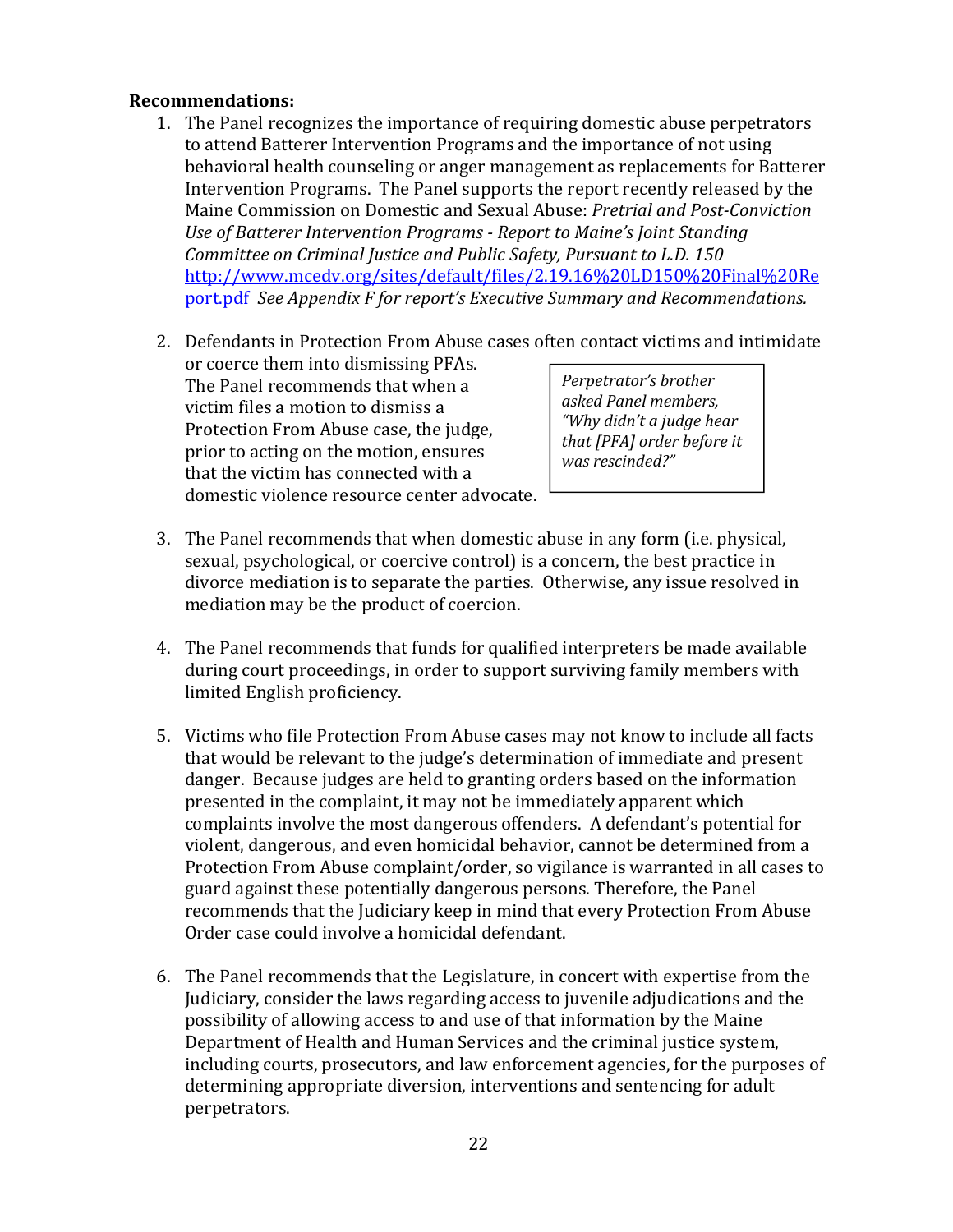**Recommendations:**

1. The Panel recognizes the importance of requiring domestic abuse perpetrators to attend Batterer Intervention Programs and the importance of not using behavioral health counseling or anger management as replacements for Batterer Intervention Programs. The Panel supports the report recently released by the Maine Commission on Domestic and Sexual Abuse: *Pretrial and Post-Conviction Use of Batterer Intervention Programs - Report to Maine's Joint Standing Committee on Criminal Justice and Public Safety, Pursuant to L.D. 150* [http://www.mcedv.org/sites/default/files/2.19.16%20LD150%20Final%20Report.pdf](http://www.mcedv.org/sites/default/files/2.19.16%20LD150%20Final%20Report.pdf) *See Appendix F for report's Executive Summary and Recommendations.*

2. Defendants in Protection From Abuse cases often contact victims and intimidate or coerce them into dismissing PFAs. The Panel recommends that when a victim files a motion to dismiss a Protection From Abuse case, the judge, prior to acting on the motion, ensures that the victim has connected with a domestic violence resource center advocate.

   > *Perpetrator's brother asked Panel members, "Why didn't a judge hear that [PFA] order before it was rescinded?"*

3. The Panel recommends that when domestic abuse in any form (i.e. physical, sexual, psychological, or coercive control) is a concern, the best practice in divorce mediation is to separate the parties. Otherwise, any issue resolved in mediation may be the product of coercion.

4. The Panel recommends that funds for qualified interpreters be made available during court proceedings, in order to support surviving family members with limited English proficiency.

5. Victims who file Protection From Abuse cases may not know to include all facts that would be relevant to the judge's determination of immediate and present danger. Because judges are held to granting orders based on the information presented in the complaint, it may not be immediately apparent which complaints involve the most dangerous offenders. A defendant's potential for violent, dangerous, and even homicidal behavior, cannot be determined from a Protection From Abuse complaint/order, so vigilance is warranted in all cases to guard against these potentially dangerous persons. Therefore, the Panel recommends that the Judiciary keep in mind that every Protection From Abuse Order case could involve a homicidal defendant.

6. The Panel recommends that the Legislature, in concert with expertise from the Judiciary, consider the laws regarding access to juvenile adjudications and the possibility of allowing access to and use of that information by the Maine Department of Health and Human Services and the criminal justice system, including courts, prosecutors, and law enforcement agencies, for the purposes of determining appropriate diversion, interventions and sentencing for adult perpetrators.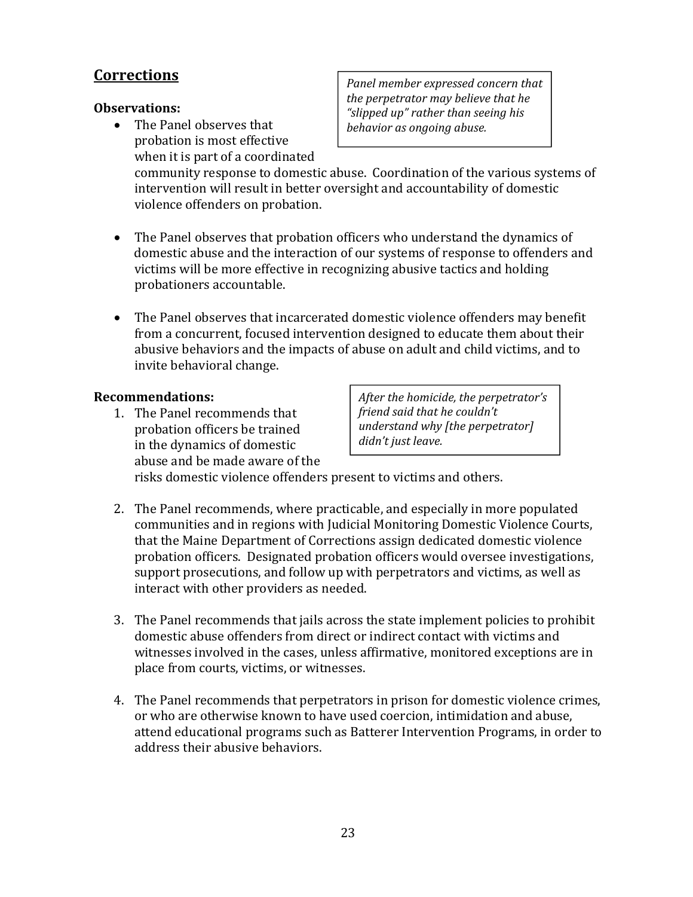## Corrections

> *Panel member expressed concern that the perpetrator may believe that he "slipped up" rather than seeing his behavior as ongoing abuse.*

**Observations:**

- The Panel observes that probation is most effective when it is part of a coordinated community response to domestic abuse. Coordination of the various systems of intervention will result in better oversight and accountability of domestic violence offenders on probation.

- The Panel observes that probation officers who understand the dynamics of domestic abuse and the interaction of our systems of response to offenders and victims will be more effective in recognizing abusive tactics and holding probationers accountable.

- The Panel observes that incarcerated domestic violence offenders may benefit from a concurrent, focused intervention designed to educate them about their abusive behaviors and the impacts of abuse on adult and child victims, and to invite behavioral change.

**Recommendations:**

> *After the homicide, the perpetrator's friend said that he couldn't understand why [the perpetrator] didn't just leave.*

1. The Panel recommends that probation officers be trained in the dynamics of domestic abuse and be made aware of the risks domestic violence offenders present to victims and others.

2. The Panel recommends, where practicable, and especially in more populated communities and in regions with Judicial Monitoring Domestic Violence Courts, that the Maine Department of Corrections assign dedicated domestic violence probation officers. Designated probation officers would oversee investigations, support prosecutions, and follow up with perpetrators and victims, as well as interact with other providers as needed.

3. The Panel recommends that jails across the state implement policies to prohibit domestic abuse offenders from direct or indirect contact with victims and witnesses involved in the cases, unless affirmative, monitored exceptions are in place from courts, victims, or witnesses.

4. The Panel recommends that perpetrators in prison for domestic violence crimes, or who are otherwise known to have used coercion, intimidation and abuse, attend educational programs such as Batterer Intervention Programs, in order to address their abusive behaviors.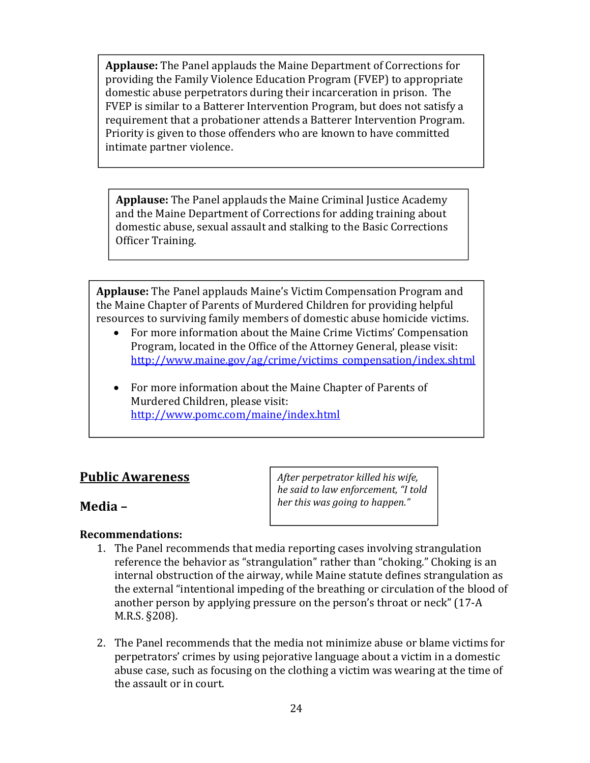**Applause:** The Panel applauds the Maine Department of Corrections for providing the Family Violence Education Program (FVEP) to appropriate domestic abuse perpetrators during their incarceration in prison. The FVEP is similar to a Batterer Intervention Program, but does not satisfy a requirement that a probationer attends a Batterer Intervention Program. Priority is given to those offenders who are known to have committed intimate partner violence.

**Applause:** The Panel applauds the Maine Criminal Justice Academy and the Maine Department of Corrections for adding training about domestic abuse, sexual assault and stalking to the Basic Corrections Officer Training.

**Applause:** The Panel applauds Maine's Victim Compensation Program and the Maine Chapter of Parents of Murdered Children for providing helpful resources to surviving family members of domestic abuse homicide victims.

- For more information about the Maine Crime Victims' Compensation Program, located in the Office of the Attorney General, please visit: http://www.maine.gov/ag/crime/victims_compensation/index.shtml
- For more information about the Maine Chapter of Parents of Murdered Children, please visit: http://www.pomc.com/maine/index.html

## Public Awareness

*After perpetrator killed his wife, he said to law enforcement, "I told her this was going to happen."*

### Media –

**Recommendations:**

1. The Panel recommends that media reporting cases involving strangulation reference the behavior as "strangulation" rather than "choking." Choking is an internal obstruction of the airway, while Maine statute defines strangulation as the external "intentional impeding of the breathing or circulation of the blood of another person by applying pressure on the person's throat or neck" (17-A M.R.S. §208).

2. The Panel recommends that the media not minimize abuse or blame victims for perpetrators' crimes by using pejorative language about a victim in a domestic abuse case, such as focusing on the clothing a victim was wearing at the time of the assault or in court.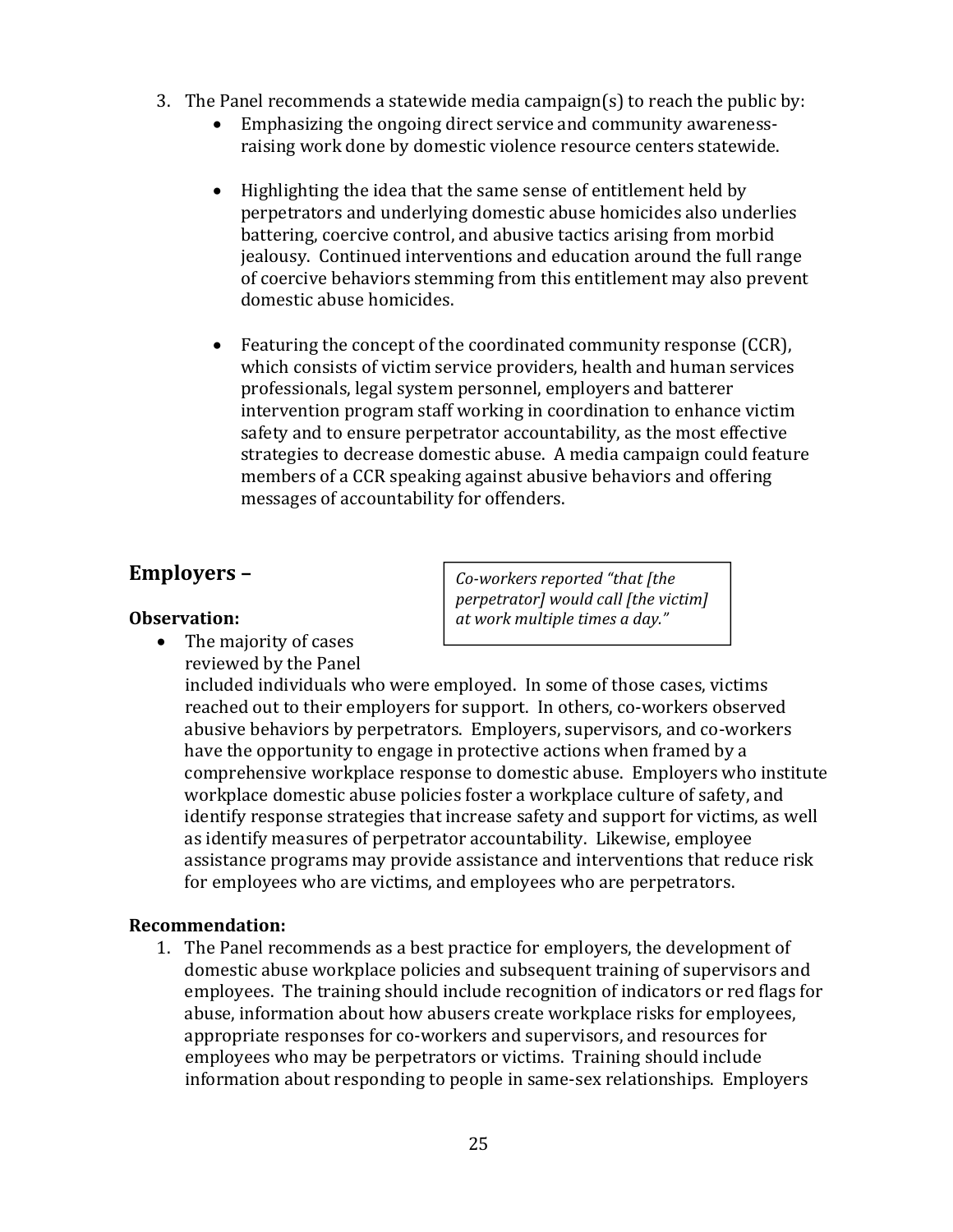3. The Panel recommends a statewide media campaign(s) to reach the public by:
   - Emphasizing the ongoing direct service and community awareness-raising work done by domestic violence resource centers statewide.

   - Highlighting the idea that the same sense of entitlement held by perpetrators and underlying domestic abuse homicides also underlies battering, coercive control, and abusive tactics arising from morbid jealousy. Continued interventions and education around the full range of coercive behaviors stemming from this entitlement may also prevent domestic abuse homicides.

   - Featuring the concept of the coordinated community response (CCR), which consists of victim service providers, health and human services professionals, legal system personnel, employers and batterer intervention program staff working in coordination to enhance victim safety and to ensure perpetrator accountability, as the most effective strategies to decrease domestic abuse. A media campaign could feature members of a CCR speaking against abusive behaviors and offering messages of accountability for offenders.

## Employers –

> *Co-workers reported "that [the perpetrator] would call [the victim] at work multiple times a day."*

**Observation:**

- The majority of cases reviewed by the Panel included individuals who were employed. In some of those cases, victims reached out to their employers for support. In others, co-workers observed abusive behaviors by perpetrators. Employers, supervisors, and co-workers have the opportunity to engage in protective actions when framed by a comprehensive workplace response to domestic abuse. Employers who institute workplace domestic abuse policies foster a workplace culture of safety, and identify response strategies that increase safety and support for victims, as well as identify measures of perpetrator accountability. Likewise, employee assistance programs may provide assistance and interventions that reduce risk for employees who are victims, and employees who are perpetrators.

**Recommendation:**

1. The Panel recommends as a best practice for employers, the development of domestic abuse workplace policies and subsequent training of supervisors and employees. The training should include recognition of indicators or red flags for abuse, information about how abusers create workplace risks for employees, appropriate responses for co-workers and supervisors, and resources for employees who may be perpetrators or victims. Training should include information about responding to people in same-sex relationships. Employers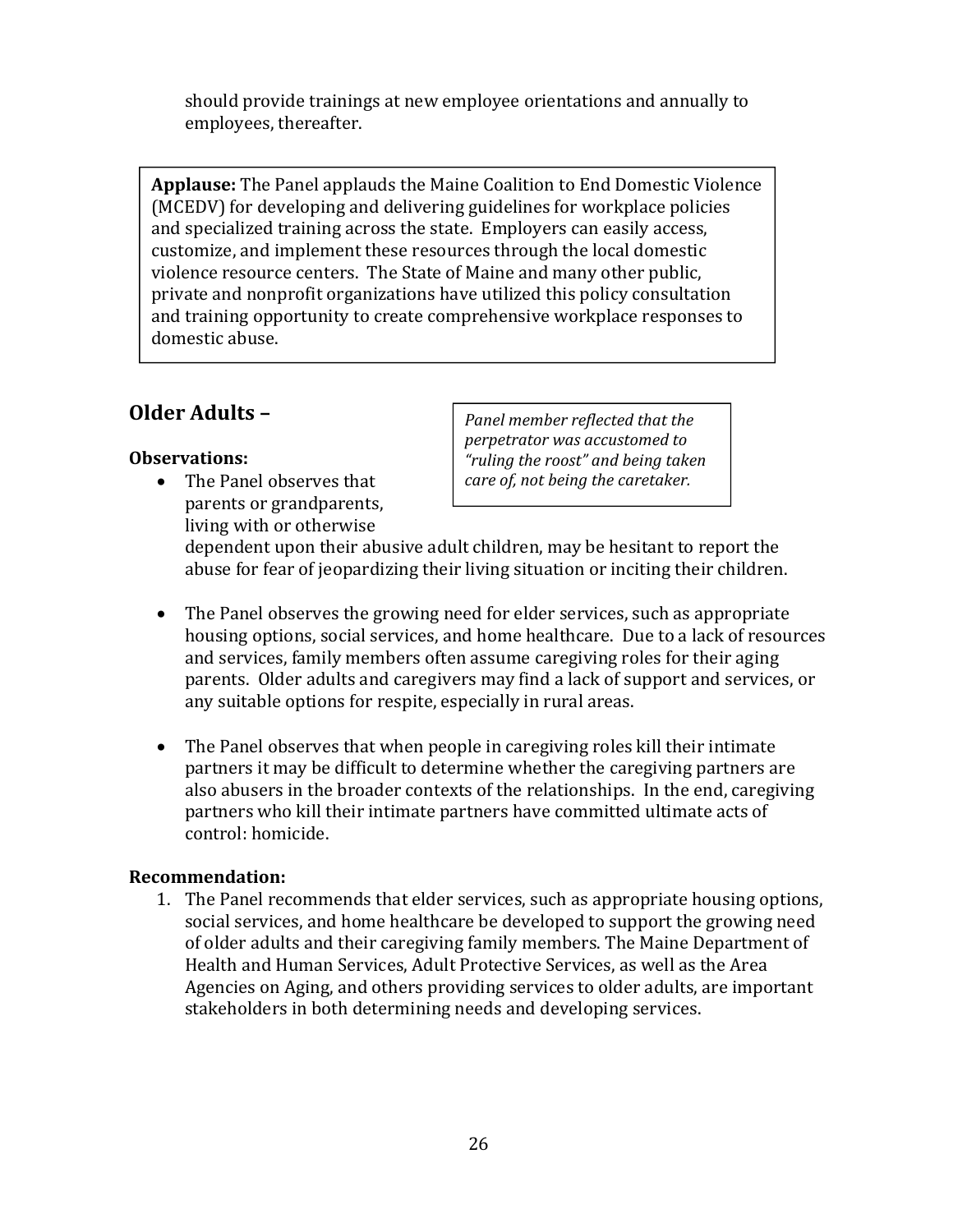should provide trainings at new employee orientations and annually to employees, thereafter.

> **Applause:** The Panel applauds the Maine Coalition to End Domestic Violence (MCEDV) for developing and delivering guidelines for workplace policies and specialized training across the state. Employers can easily access, customize, and implement these resources through the local domestic violence resource centers. The State of Maine and many other public, private and nonprofit organizations have utilized this policy consultation and training opportunity to create comprehensive workplace responses to domestic abuse.

## Older Adults –

> *Panel member reflected that the perpetrator was accustomed to "ruling the roost" and being taken care of, not being the caretaker.*

**Observations:**

- The Panel observes that parents or grandparents, living with or otherwise dependent upon their abusive adult children, may be hesitant to report the abuse for fear of jeopardizing their living situation or inciting their children.

- The Panel observes the growing need for elder services, such as appropriate housing options, social services, and home healthcare. Due to a lack of resources and services, family members often assume caregiving roles for their aging parents. Older adults and caregivers may find a lack of support and services, or any suitable options for respite, especially in rural areas.

- The Panel observes that when people in caregiving roles kill their intimate partners it may be difficult to determine whether the caregiving partners are also abusers in the broader contexts of the relationships. In the end, caregiving partners who kill their intimate partners have committed ultimate acts of control: homicide.

**Recommendation:**

1. The Panel recommends that elder services, such as appropriate housing options, social services, and home healthcare be developed to support the growing need of older adults and their caregiving family members. The Maine Department of Health and Human Services, Adult Protective Services, as well as the Area Agencies on Aging, and others providing services to older adults, are important stakeholders in both determining needs and developing services.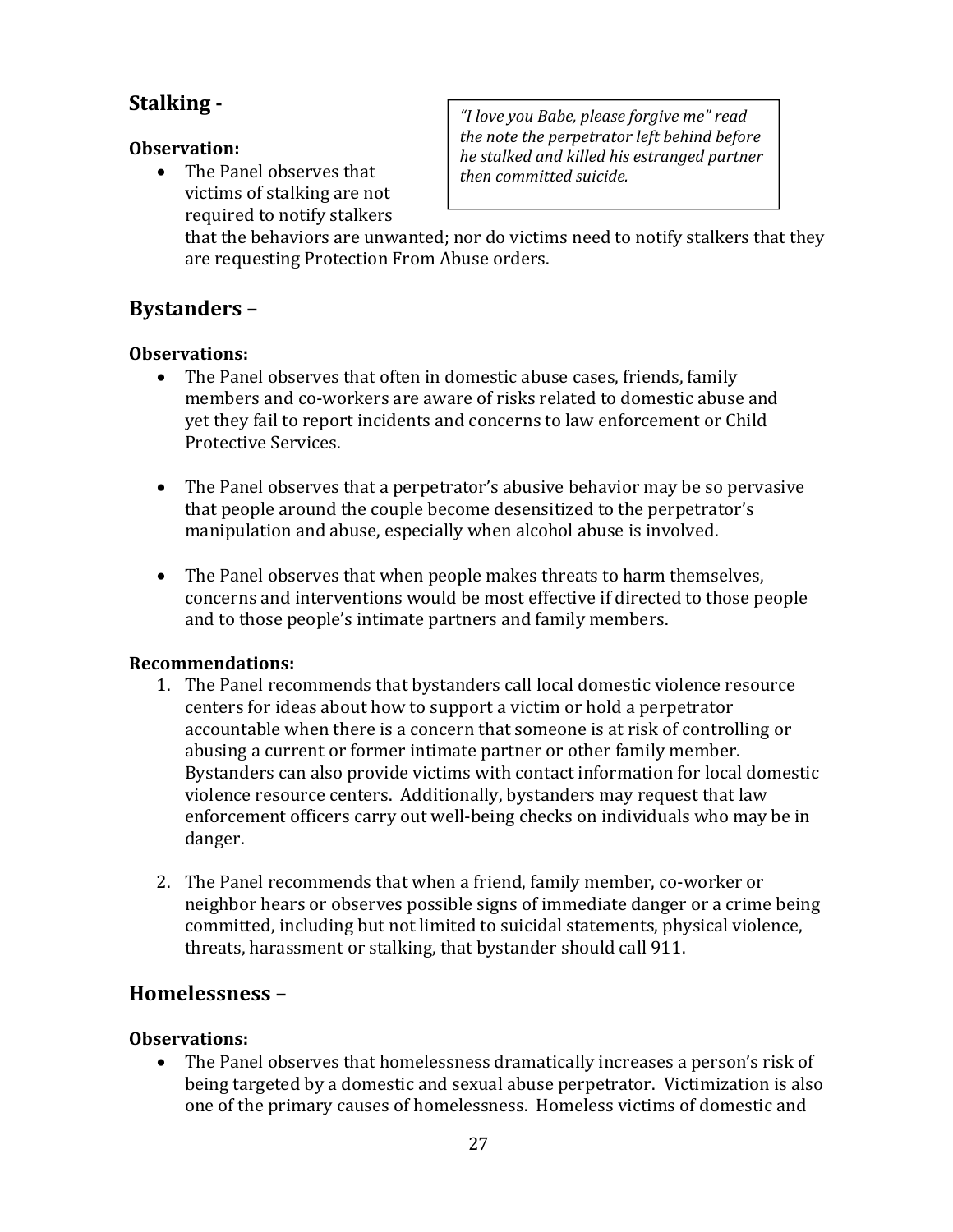## Stalking -

*"I love you Babe, please forgive me" read the note the perpetrator left behind before he stalked and killed his estranged partner then committed suicide.*

**Observation:**

- The Panel observes that victims of stalking are not required to notify stalkers that the behaviors are unwanted; nor do victims need to notify stalkers that they are requesting Protection From Abuse orders.

## Bystanders –

**Observations:**

- The Panel observes that often in domestic abuse cases, friends, family members and co-workers are aware of risks related to domestic abuse and yet they fail to report incidents and concerns to law enforcement or Child Protective Services.

- The Panel observes that a perpetrator's abusive behavior may be so pervasive that people around the couple become desensitized to the perpetrator's manipulation and abuse, especially when alcohol abuse is involved.

- The Panel observes that when people makes threats to harm themselves, concerns and interventions would be most effective if directed to those people and to those people's intimate partners and family members.

**Recommendations:**

1. The Panel recommends that bystanders call local domestic violence resource centers for ideas about how to support a victim or hold a perpetrator accountable when there is a concern that someone is at risk of controlling or abusing a current or former intimate partner or other family member. Bystanders can also provide victims with contact information for local domestic violence resource centers. Additionally, bystanders may request that law enforcement officers carry out well-being checks on individuals who may be in danger.

2. The Panel recommends that when a friend, family member, co-worker or neighbor hears or observes possible signs of immediate danger or a crime being committed, including but not limited to suicidal statements, physical violence, threats, harassment or stalking, that bystander should call 911.

## Homelessness –

**Observations:**

- The Panel observes that homelessness dramatically increases a person's risk of being targeted by a domestic and sexual abuse perpetrator. Victimization is also one of the primary causes of homelessness. Homeless victims of domestic and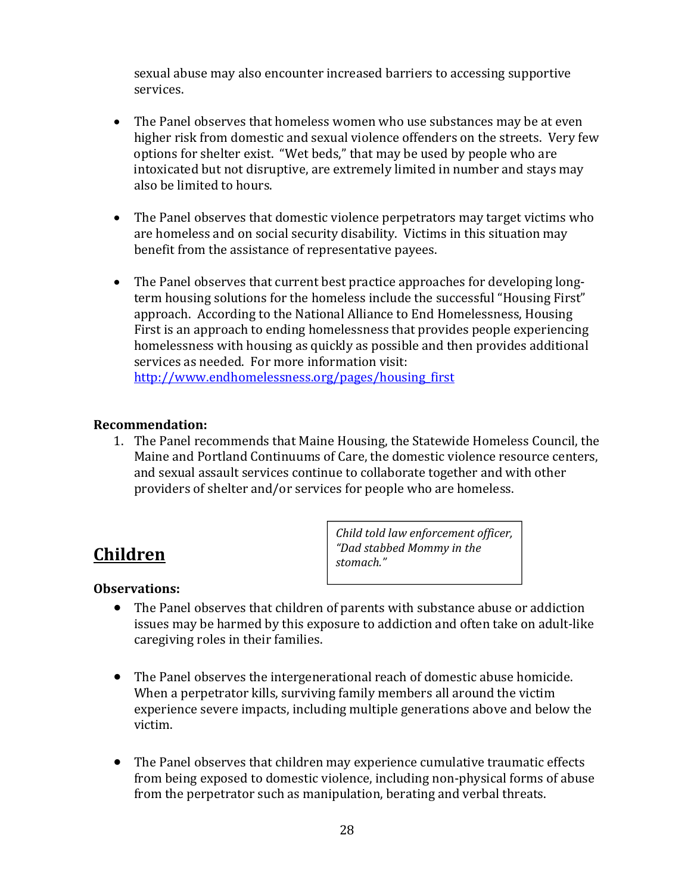sexual abuse may also encounter increased barriers to accessing supportive services.

- The Panel observes that homeless women who use substances may be at even higher risk from domestic and sexual violence offenders on the streets. Very few options for shelter exist. "Wet beds," that may be used by people who are intoxicated but not disruptive, are extremely limited in number and stays may also be limited to hours.

- The Panel observes that domestic violence perpetrators may target victims who are homeless and on social security disability. Victims in this situation may benefit from the assistance of representative payees.

- The Panel observes that current best practice approaches for developing long-term housing solutions for the homeless include the successful "Housing First" approach. According to the National Alliance to End Homelessness, Housing First is an approach to ending homelessness that provides people experiencing homelessness with housing as quickly as possible and then provides additional services as needed. For more information visit: [http://www.endhomelessness.org/pages/housing_first](http://www.endhomelessness.org/pages/housing_first)

**Recommendation:**

1. The Panel recommends that Maine Housing, the Statewide Homeless Council, the Maine and Portland Continuums of Care, the domestic violence resource centers, and sexual assault services continue to collaborate together and with other providers of shelter and/or services for people who are homeless.

## Children

*Child told law enforcement officer, "Dad stabbed Mommy in the stomach."*

**Observations:**

- The Panel observes that children of parents with substance abuse or addiction issues may be harmed by this exposure to addiction and often take on adult-like caregiving roles in their families.

- The Panel observes the intergenerational reach of domestic abuse homicide. When a perpetrator kills, surviving family members all around the victim experience severe impacts, including multiple generations above and below the victim.

- The Panel observes that children may experience cumulative traumatic effects from being exposed to domestic violence, including non-physical forms of abuse from the perpetrator such as manipulation, berating and verbal threats.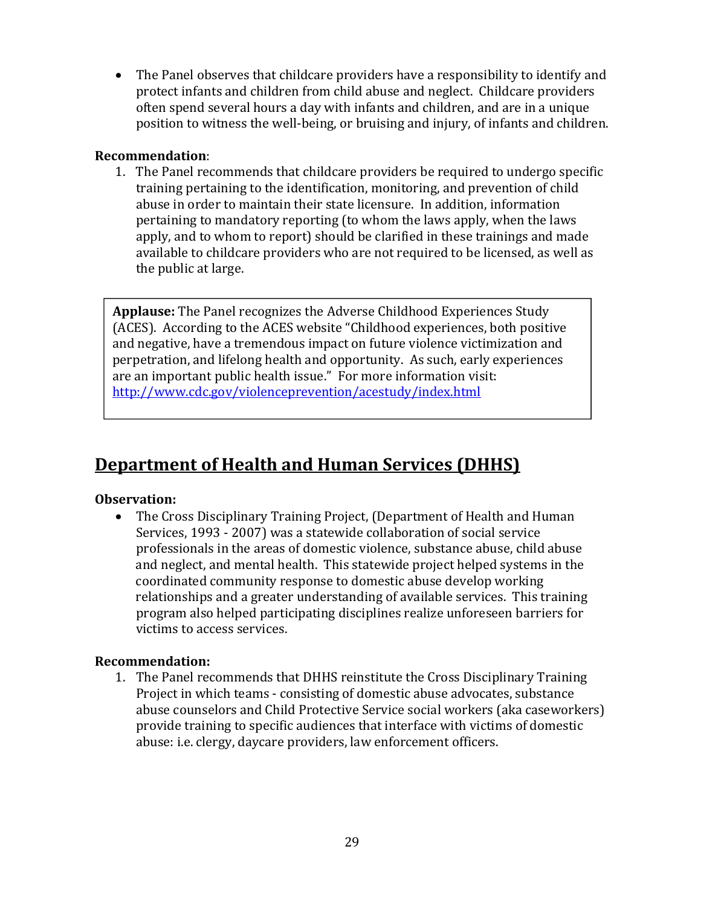- The Panel observes that childcare providers have a responsibility to identify and protect infants and children from child abuse and neglect. Childcare providers often spend several hours a day with infants and children, and are in a unique position to witness the well-being, or bruising and injury, of infants and children.

**Recommendation**:

1. The Panel recommends that childcare providers be required to undergo specific training pertaining to the identification, monitoring, and prevention of child abuse in order to maintain their state licensure. In addition, information pertaining to mandatory reporting (to whom the laws apply, when the laws apply, and to whom to report) should be clarified in these trainings and made available to childcare providers who are not required to be licensed, as well as the public at large.

> **Applause:** The Panel recognizes the Adverse Childhood Experiences Study (ACES). According to the ACES website "Childhood experiences, both positive and negative, have a tremendous impact on future violence victimization and perpetration, and lifelong health and opportunity. As such, early experiences are an important public health issue." For more information visit: [http://www.cdc.gov/violenceprevention/acestudy/index.html](http://www.cdc.gov/violenceprevention/acestudy/index.html)

## Department of Health and Human Services (DHHS)

**Observation:**

- The Cross Disciplinary Training Project, (Department of Health and Human Services, 1993 - 2007) was a statewide collaboration of social service professionals in the areas of domestic violence, substance abuse, child abuse and neglect, and mental health. This statewide project helped systems in the coordinated community response to domestic abuse develop working relationships and a greater understanding of available services. This training program also helped participating disciplines realize unforeseen barriers for victims to access services.

**Recommendation:**

1. The Panel recommends that DHHS reinstitute the Cross Disciplinary Training Project in which teams - consisting of domestic abuse advocates, substance abuse counselors and Child Protective Service social workers (aka caseworkers) provide training to specific audiences that interface with victims of domestic abuse: i.e. clergy, daycare providers, law enforcement officers.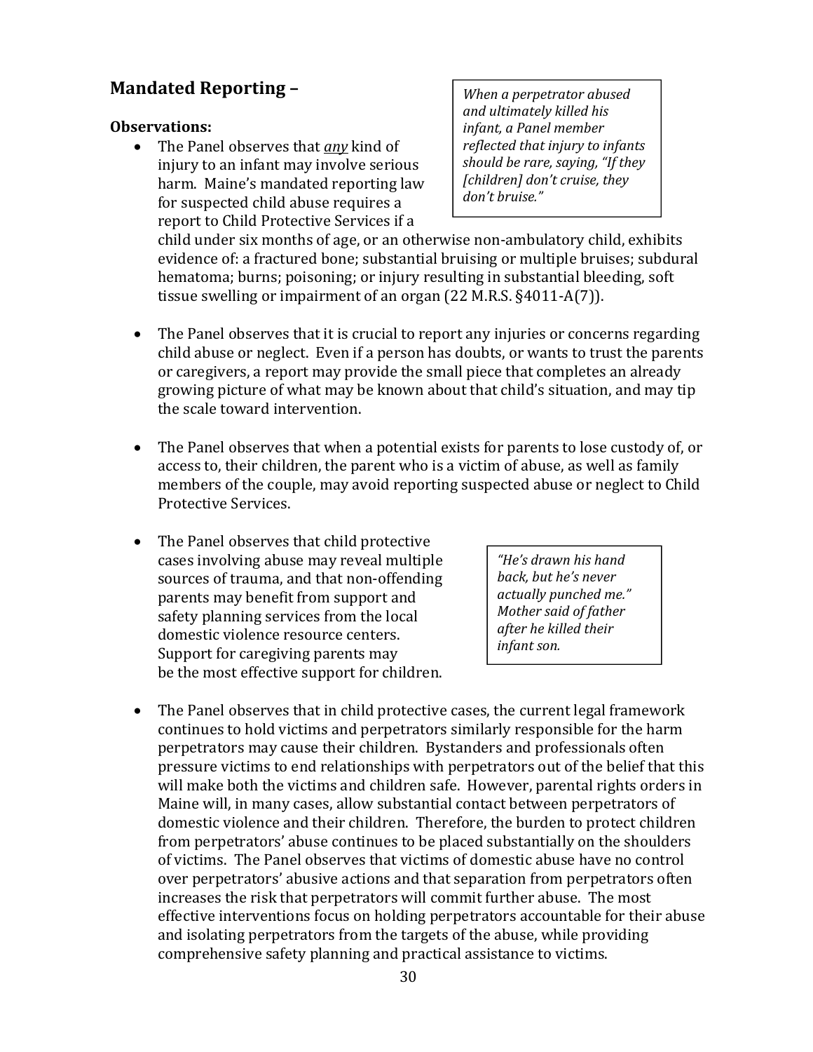## Mandated Reporting –

**Observations:**

> *When a perpetrator abused and ultimately killed his infant, a Panel member reflected that injury to infants should be rare, saying, "If they [children] don't cruise, they don't bruise."*

- The Panel observes that ***any*** kind of injury to an infant may involve serious harm. Maine's mandated reporting law for suspected child abuse requires a report to Child Protective Services if a child under six months of age, or an otherwise non-ambulatory child, exhibits evidence of: a fractured bone; substantial bruising or multiple bruises; subdural hematoma; burns; poisoning; or injury resulting in substantial bleeding, soft tissue swelling or impairment of an organ (22 M.R.S. §4011-A(7)).

- The Panel observes that it is crucial to report any injuries or concerns regarding child abuse or neglect. Even if a person has doubts, or wants to trust the parents or caregivers, a report may provide the small piece that completes an already growing picture of what may be known about that child's situation, and may tip the scale toward intervention.

- The Panel observes that when a potential exists for parents to lose custody of, or access to, their children, the parent who is a victim of abuse, as well as family members of the couple, may avoid reporting suspected abuse or neglect to Child Protective Services.

- The Panel observes that child protective cases involving abuse may reveal multiple sources of trauma, and that non-offending parents may benefit from support and safety planning services from the local domestic violence resource centers. Support for caregiving parents may be the most effective support for children.

> *"He's drawn his hand back, but he's never actually punched me." Mother said of father after he killed their infant son.*

- The Panel observes that in child protective cases, the current legal framework continues to hold victims and perpetrators similarly responsible for the harm perpetrators may cause their children. Bystanders and professionals often pressure victims to end relationships with perpetrators out of the belief that this will make both the victims and children safe. However, parental rights orders in Maine will, in many cases, allow substantial contact between perpetrators of domestic violence and their children. Therefore, the burden to protect children from perpetrators' abuse continues to be placed substantially on the shoulders of victims. The Panel observes that victims of domestic abuse have no control over perpetrators' abusive actions and that separation from perpetrators often increases the risk that perpetrators will commit further abuse. The most effective interventions focus on holding perpetrators accountable for their abuse and isolating perpetrators from the targets of the abuse, while providing comprehensive safety planning and practical assistance to victims.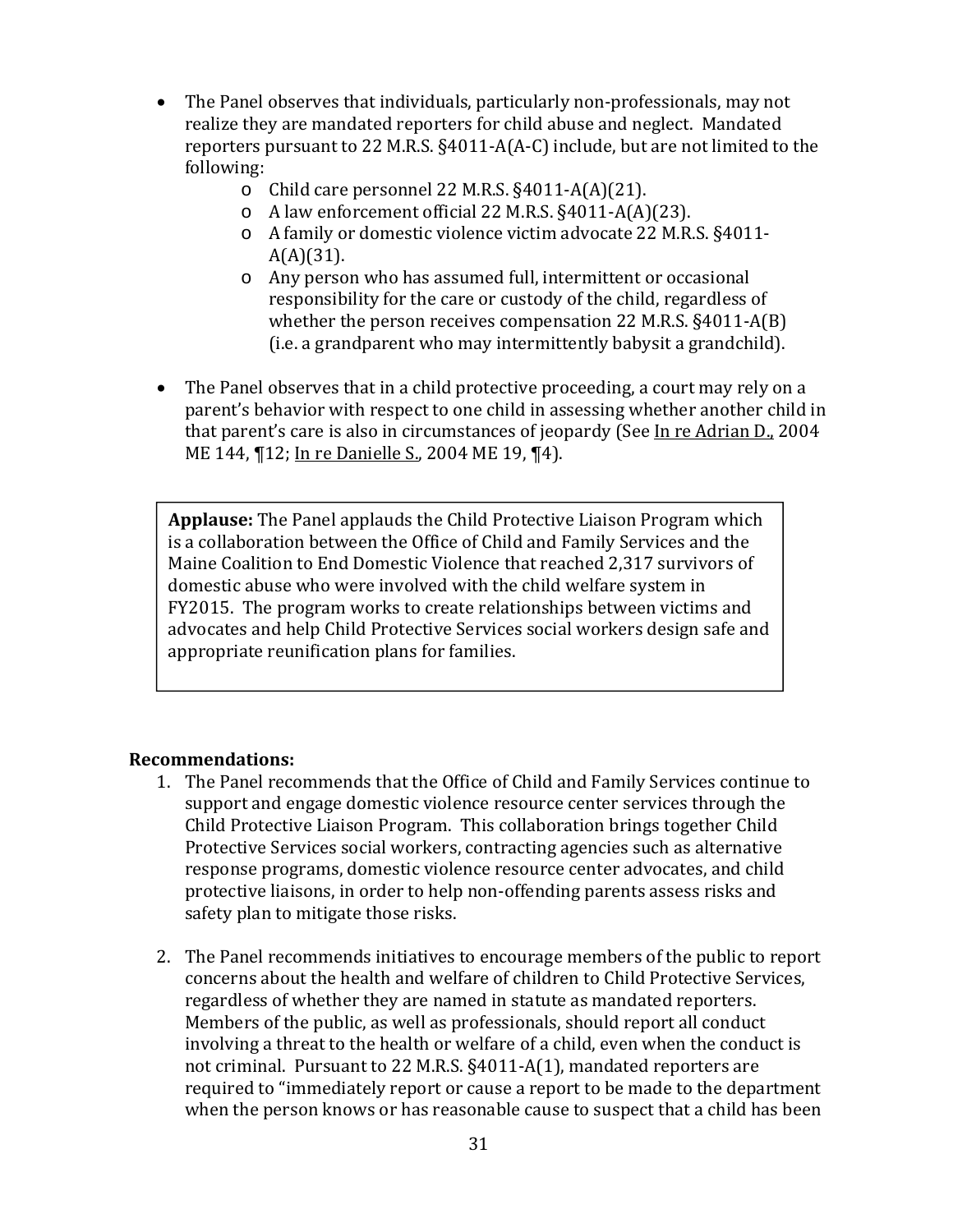- The Panel observes that individuals, particularly non-professionals, may not realize they are mandated reporters for child abuse and neglect. Mandated reporters pursuant to 22 M.R.S. §4011-A(A-C) include, but are not limited to the following:
  - Child care personnel 22 M.R.S. §4011-A(A)(21).
  - A law enforcement official 22 M.R.S. §4011-A(A)(23).
  - A family or domestic violence victim advocate 22 M.R.S. §4011-A(A)(31).
  - Any person who has assumed full, intermittent or occasional responsibility for the care or custody of the child, regardless of whether the person receives compensation 22 M.R.S. §4011-A(B) (i.e. a grandparent who may intermittently babysit a grandchild).

- The Panel observes that in a child protective proceeding, a court may rely on a parent's behavior with respect to one child in assessing whether another child in that parent's care is also in circumstances of jeopardy (See <u>In re Adrian D.</u>, 2004 ME 144, ¶12; <u>In re Danielle S.</u>, 2004 ME 19, ¶4).

> **Applause:** The Panel applauds the Child Protective Liaison Program which is a collaboration between the Office of Child and Family Services and the Maine Coalition to End Domestic Violence that reached 2,317 survivors of domestic abuse who were involved with the child welfare system in FY2015. The program works to create relationships between victims and advocates and help Child Protective Services social workers design safe and appropriate reunification plans for families.

**Recommendations:**

1. The Panel recommends that the Office of Child and Family Services continue to support and engage domestic violence resource center services through the Child Protective Liaison Program. This collaboration brings together Child Protective Services social workers, contracting agencies such as alternative response programs, domestic violence resource center advocates, and child protective liaisons, in order to help non-offending parents assess risks and safety plan to mitigate those risks.

2. The Panel recommends initiatives to encourage members of the public to report concerns about the health and welfare of children to Child Protective Services, regardless of whether they are named in statute as mandated reporters. Members of the public, as well as professionals, should report all conduct involving a threat to the health or welfare of a child, even when the conduct is not criminal. Pursuant to 22 M.R.S. §4011-A(1), mandated reporters are required to "immediately report or cause a report to be made to the department when the person knows or has reasonable cause to suspect that a child has been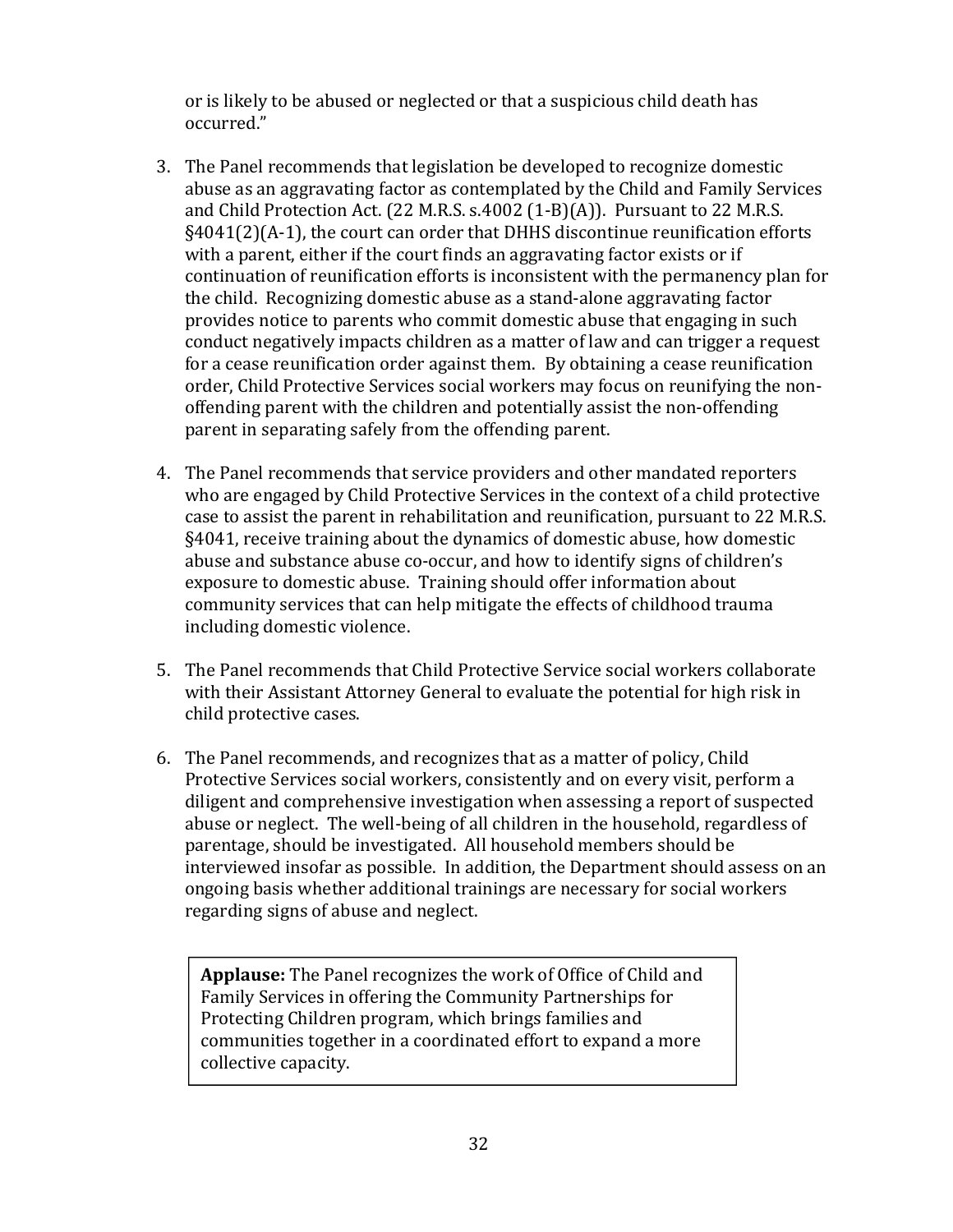or is likely to be abused or neglected or that a suspicious child death has occurred."

3. The Panel recommends that legislation be developed to recognize domestic abuse as an aggravating factor as contemplated by the Child and Family Services and Child Protection Act. (22 M.R.S. s.4002 (1-B)(A)). Pursuant to 22 M.R.S. §4041(2)(A-1), the court can order that DHHS discontinue reunification efforts with a parent, either if the court finds an aggravating factor exists or if continuation of reunification efforts is inconsistent with the permanency plan for the child. Recognizing domestic abuse as a stand-alone aggravating factor provides notice to parents who commit domestic abuse that engaging in such conduct negatively impacts children as a matter of law and can trigger a request for a cease reunification order against them. By obtaining a cease reunification order, Child Protective Services social workers may focus on reunifying the non-offending parent with the children and potentially assist the non-offending parent in separating safely from the offending parent.

4. The Panel recommends that service providers and other mandated reporters who are engaged by Child Protective Services in the context of a child protective case to assist the parent in rehabilitation and reunification, pursuant to 22 M.R.S. §4041, receive training about the dynamics of domestic abuse, how domestic abuse and substance abuse co-occur, and how to identify signs of children's exposure to domestic abuse. Training should offer information about community services that can help mitigate the effects of childhood trauma including domestic violence.

5. The Panel recommends that Child Protective Service social workers collaborate with their Assistant Attorney General to evaluate the potential for high risk in child protective cases.

6. The Panel recommends, and recognizes that as a matter of policy, Child Protective Services social workers, consistently and on every visit, perform a diligent and comprehensive investigation when assessing a report of suspected abuse or neglect. The well-being of all children in the household, regardless of parentage, should be investigated. All household members should be interviewed insofar as possible. In addition, the Department should assess on an ongoing basis whether additional trainings are necessary for social workers regarding signs of abuse and neglect.

**Applause:** The Panel recognizes the work of Office of Child and Family Services in offering the Community Partnerships for Protecting Children program, which brings families and communities together in a coordinated effort to expand a more collective capacity.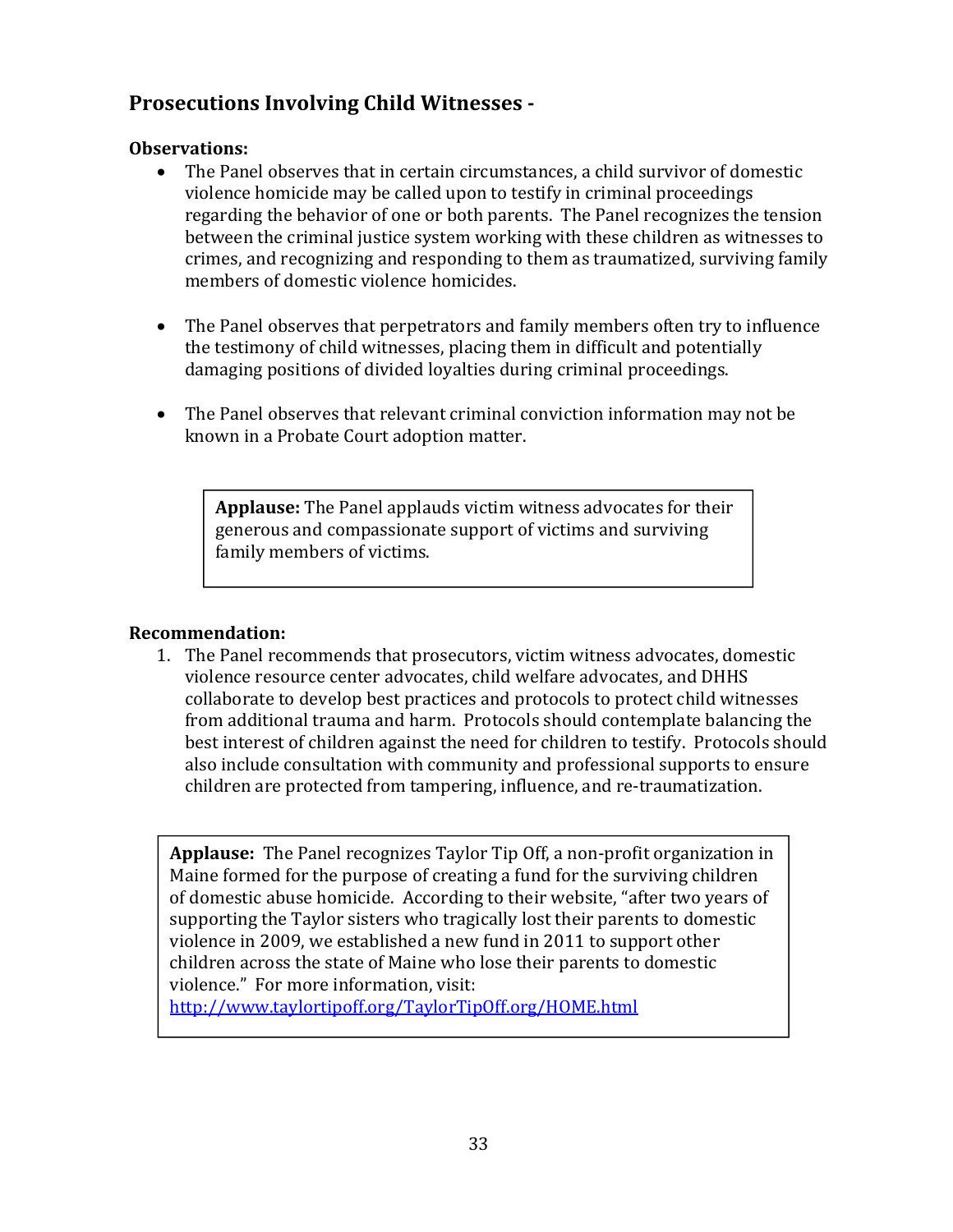## Prosecutions Involving Child Witnesses -

**Observations:**

- The Panel observes that in certain circumstances, a child survivor of domestic violence homicide may be called upon to testify in criminal proceedings regarding the behavior of one or both parents. The Panel recognizes the tension between the criminal justice system working with these children as witnesses to crimes, and recognizing and responding to them as traumatized, surviving family members of domestic violence homicides.

- The Panel observes that perpetrators and family members often try to influence the testimony of child witnesses, placing them in difficult and potentially damaging positions of divided loyalties during criminal proceedings.

- The Panel observes that relevant criminal conviction information may not be known in a Probate Court adoption matter.

> **Applause:** The Panel applauds victim witness advocates for their generous and compassionate support of victims and surviving family members of victims.

**Recommendation:**

1. The Panel recommends that prosecutors, victim witness advocates, domestic violence resource center advocates, child welfare advocates, and DHHS collaborate to develop best practices and protocols to protect child witnesses from additional trauma and harm. Protocols should contemplate balancing the best interest of children against the need for children to testify. Protocols should also include consultation with community and professional supports to ensure children are protected from tampering, influence, and re-traumatization.

> **Applause:** The Panel recognizes Taylor Tip Off, a non-profit organization in Maine formed for the purpose of creating a fund for the surviving children of domestic abuse homicide. According to their website, "after two years of supporting the Taylor sisters who tragically lost their parents to domestic violence in 2009, we established a new fund in 2011 to support other children across the state of Maine who lose their parents to domestic violence." For more information, visit: http://www.taylortipoff.org/TaylorTipOff.org/HOME.html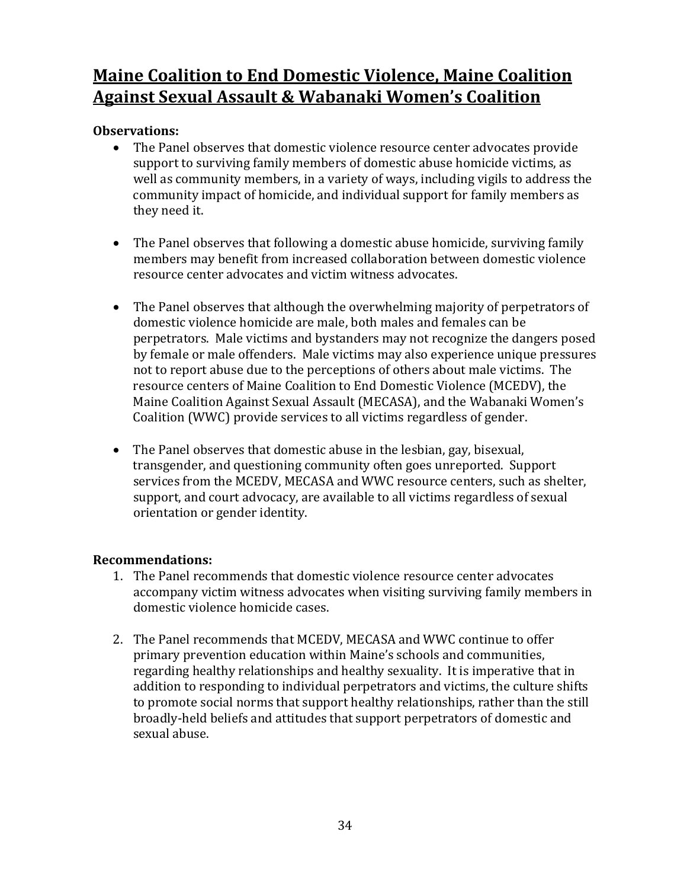## Maine Coalition to End Domestic Violence, Maine Coalition Against Sexual Assault & Wabanaki Women's Coalition

**Observations:**

- The Panel observes that domestic violence resource center advocates provide support to surviving family members of domestic abuse homicide victims, as well as community members, in a variety of ways, including vigils to address the community impact of homicide, and individual support for family members as they need it.

- The Panel observes that following a domestic abuse homicide, surviving family members may benefit from increased collaboration between domestic violence resource center advocates and victim witness advocates.

- The Panel observes that although the overwhelming majority of perpetrators of domestic violence homicide are male, both males and females can be perpetrators. Male victims and bystanders may not recognize the dangers posed by female or male offenders. Male victims may also experience unique pressures not to report abuse due to the perceptions of others about male victims. The resource centers of Maine Coalition to End Domestic Violence (MCEDV), the Maine Coalition Against Sexual Assault (MECASA), and the Wabanaki Women's Coalition (WWC) provide services to all victims regardless of gender.

- The Panel observes that domestic abuse in the lesbian, gay, bisexual, transgender, and questioning community often goes unreported. Support services from the MCEDV, MECASA and WWC resource centers, such as shelter, support, and court advocacy, are available to all victims regardless of sexual orientation or gender identity.

**Recommendations:**

1. The Panel recommends that domestic violence resource center advocates accompany victim witness advocates when visiting surviving family members in domestic violence homicide cases.

2. The Panel recommends that MCEDV, MECASA and WWC continue to offer primary prevention education within Maine's schools and communities, regarding healthy relationships and healthy sexuality. It is imperative that in addition to responding to individual perpetrators and victims, the culture shifts to promote social norms that support healthy relationships, rather than the still broadly-held beliefs and attitudes that support perpetrators of domestic and sexual abuse.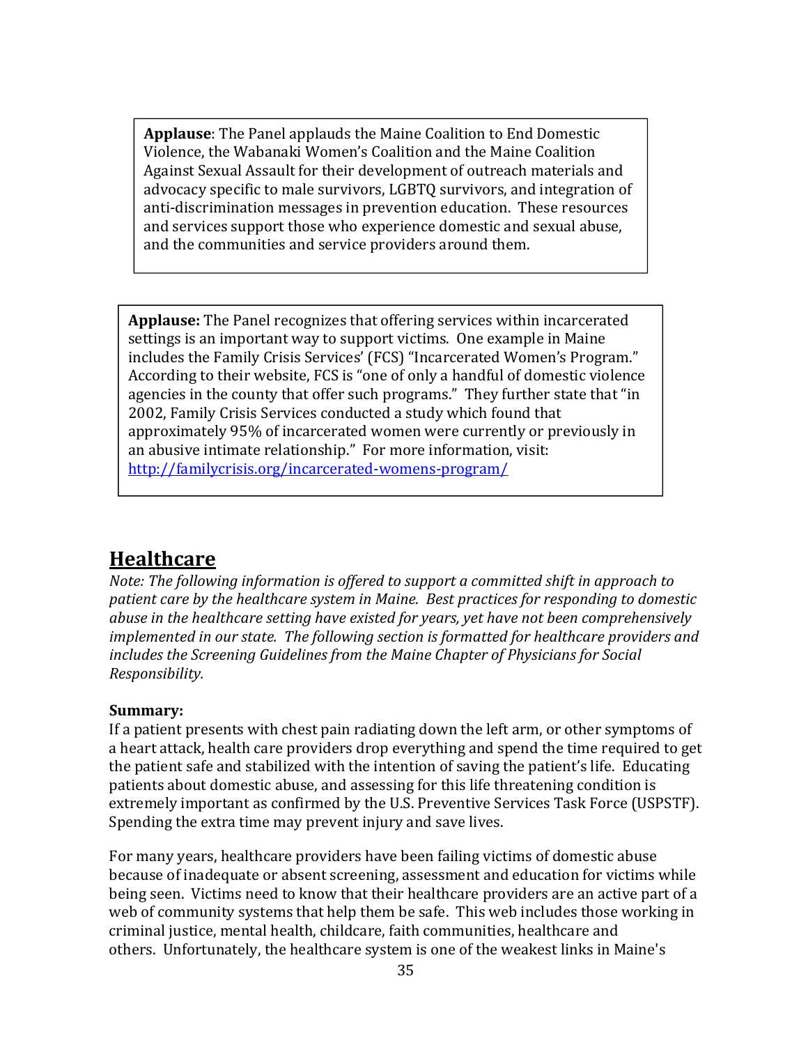**Applause**: The Panel applauds the Maine Coalition to End Domestic Violence, the Wabanaki Women's Coalition and the Maine Coalition Against Sexual Assault for their development of outreach materials and advocacy specific to male survivors, LGBTQ survivors, and integration of anti-discrimination messages in prevention education. These resources and services support those who experience domestic and sexual abuse, and the communities and service providers around them.

**Applause:** The Panel recognizes that offering services within incarcerated settings is an important way to support victims. One example in Maine includes the Family Crisis Services' (FCS) "Incarcerated Women's Program." According to their website, FCS is "one of only a handful of domestic violence agencies in the county that offer such programs." They further state that "in 2002, Family Crisis Services conducted a study which found that approximately 95% of incarcerated women were currently or previously in an abusive intimate relationship." For more information, visit: http://familycrisis.org/incarcerated-womens-program/

## Healthcare

*Note: The following information is offered to support a committed shift in approach to patient care by the healthcare system in Maine. Best practices for responding to domestic abuse in the healthcare setting have existed for years, yet have not been comprehensively implemented in our state. The following section is formatted for healthcare providers and includes the Screening Guidelines from the Maine Chapter of Physicians for Social Responsibility.*

**Summary:**

If a patient presents with chest pain radiating down the left arm, or other symptoms of a heart attack, health care providers drop everything and spend the time required to get the patient safe and stabilized with the intention of saving the patient's life. Educating patients about domestic abuse, and assessing for this life threatening condition is extremely important as confirmed by the U.S. Preventive Services Task Force (USPSTF). Spending the extra time may prevent injury and save lives.

For many years, healthcare providers have been failing victims of domestic abuse because of inadequate or absent screening, assessment and education for victims while being seen. Victims need to know that their healthcare providers are an active part of a web of community systems that help them be safe. This web includes those working in criminal justice, mental health, childcare, faith communities, healthcare and others. Unfortunately, the healthcare system is one of the weakest links in Maine's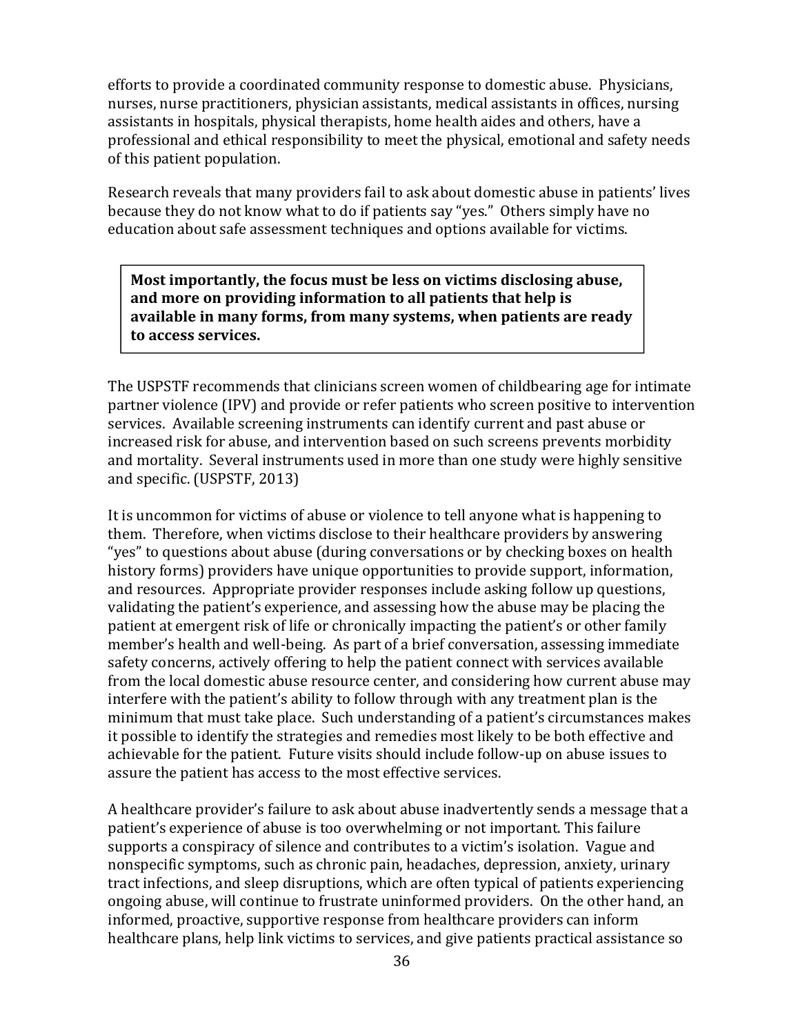efforts to provide a coordinated community response to domestic abuse. Physicians, nurses, nurse practitioners, physician assistants, medical assistants in offices, nursing assistants in hospitals, physical therapists, home health aides and others, have a professional and ethical responsibility to meet the physical, emotional and safety needs of this patient population.

Research reveals that many providers fail to ask about domestic abuse in patients' lives because they do not know what to do if patients say "yes." Others simply have no education about safe assessment techniques and options available for victims.

**Most importantly, the focus must be less on victims disclosing abuse, and more on providing information to all patients that help is available in many forms, from many systems, when patients are ready to access services.**

The USPSTF recommends that clinicians screen women of childbearing age for intimate partner violence (IPV) and provide or refer patients who screen positive to intervention services. Available screening instruments can identify current and past abuse or increased risk for abuse, and intervention based on such screens prevents morbidity and mortality. Several instruments used in more than one study were highly sensitive and specific. (USPSTF, 2013)

It is uncommon for victims of abuse or violence to tell anyone what is happening to them. Therefore, when victims disclose to their healthcare providers by answering "yes" to questions about abuse (during conversations or by checking boxes on health history forms) providers have unique opportunities to provide support, information, and resources. Appropriate provider responses include asking follow up questions, validating the patient's experience, and assessing how the abuse may be placing the patient at emergent risk of life or chronically impacting the patient's or other family member's health and well-being. As part of a brief conversation, assessing immediate safety concerns, actively offering to help the patient connect with services available from the local domestic abuse resource center, and considering how current abuse may interfere with the patient's ability to follow through with any treatment plan is the minimum that must take place. Such understanding of a patient's circumstances makes it possible to identify the strategies and remedies most likely to be both effective and achievable for the patient. Future visits should include follow-up on abuse issues to assure the patient has access to the most effective services.

A healthcare provider's failure to ask about abuse inadvertently sends a message that a patient's experience of abuse is too overwhelming or not important. This failure supports a conspiracy of silence and contributes to a victim's isolation. Vague and nonspecific symptoms, such as chronic pain, headaches, depression, anxiety, urinary tract infections, and sleep disruptions, which are often typical of patients experiencing ongoing abuse, will continue to frustrate uninformed providers. On the other hand, an informed, proactive, supportive response from healthcare providers can inform healthcare plans, help link victims to services, and give patients practical assistance so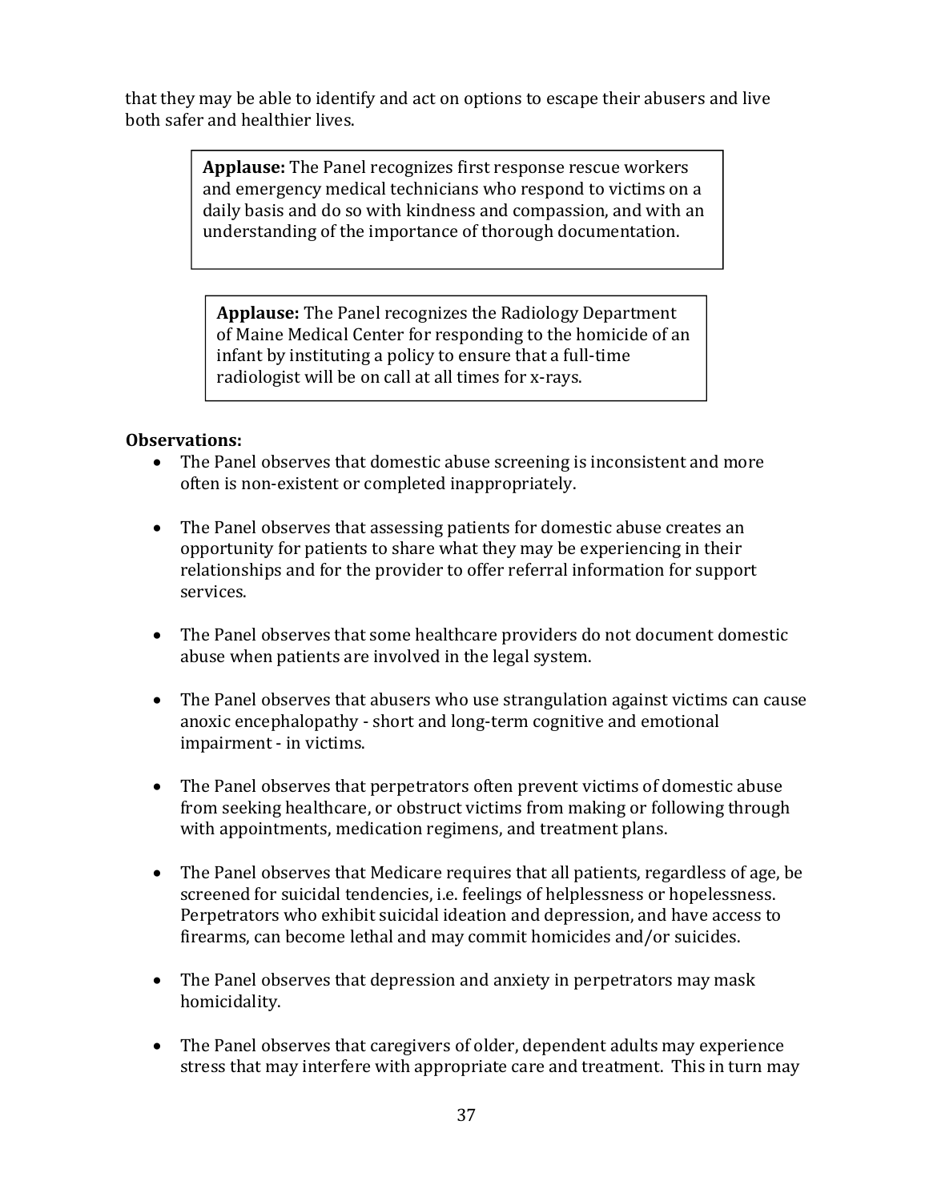that they may be able to identify and act on options to escape their abusers and live both safer and healthier lives.

> **Applause:** The Panel recognizes first response rescue workers and emergency medical technicians who respond to victims on a daily basis and do so with kindness and compassion, and with an understanding of the importance of thorough documentation.

> **Applause:** The Panel recognizes the Radiology Department of Maine Medical Center for responding to the homicide of an infant by instituting a policy to ensure that a full-time radiologist will be on call at all times for x-rays.

**Observations:**

- The Panel observes that domestic abuse screening is inconsistent and more often is non-existent or completed inappropriately.

- The Panel observes that assessing patients for domestic abuse creates an opportunity for patients to share what they may be experiencing in their relationships and for the provider to offer referral information for support services.

- The Panel observes that some healthcare providers do not document domestic abuse when patients are involved in the legal system.

- The Panel observes that abusers who use strangulation against victims can cause anoxic encephalopathy - short and long-term cognitive and emotional impairment - in victims.

- The Panel observes that perpetrators often prevent victims of domestic abuse from seeking healthcare, or obstruct victims from making or following through with appointments, medication regimens, and treatment plans.

- The Panel observes that Medicare requires that all patients, regardless of age, be screened for suicidal tendencies, i.e. feelings of helplessness or hopelessness. Perpetrators who exhibit suicidal ideation and depression, and have access to firearms, can become lethal and may commit homicides and/or suicides.

- The Panel observes that depression and anxiety in perpetrators may mask homicidality.

- The Panel observes that caregivers of older, dependent adults may experience stress that may interfere with appropriate care and treatment. This in turn may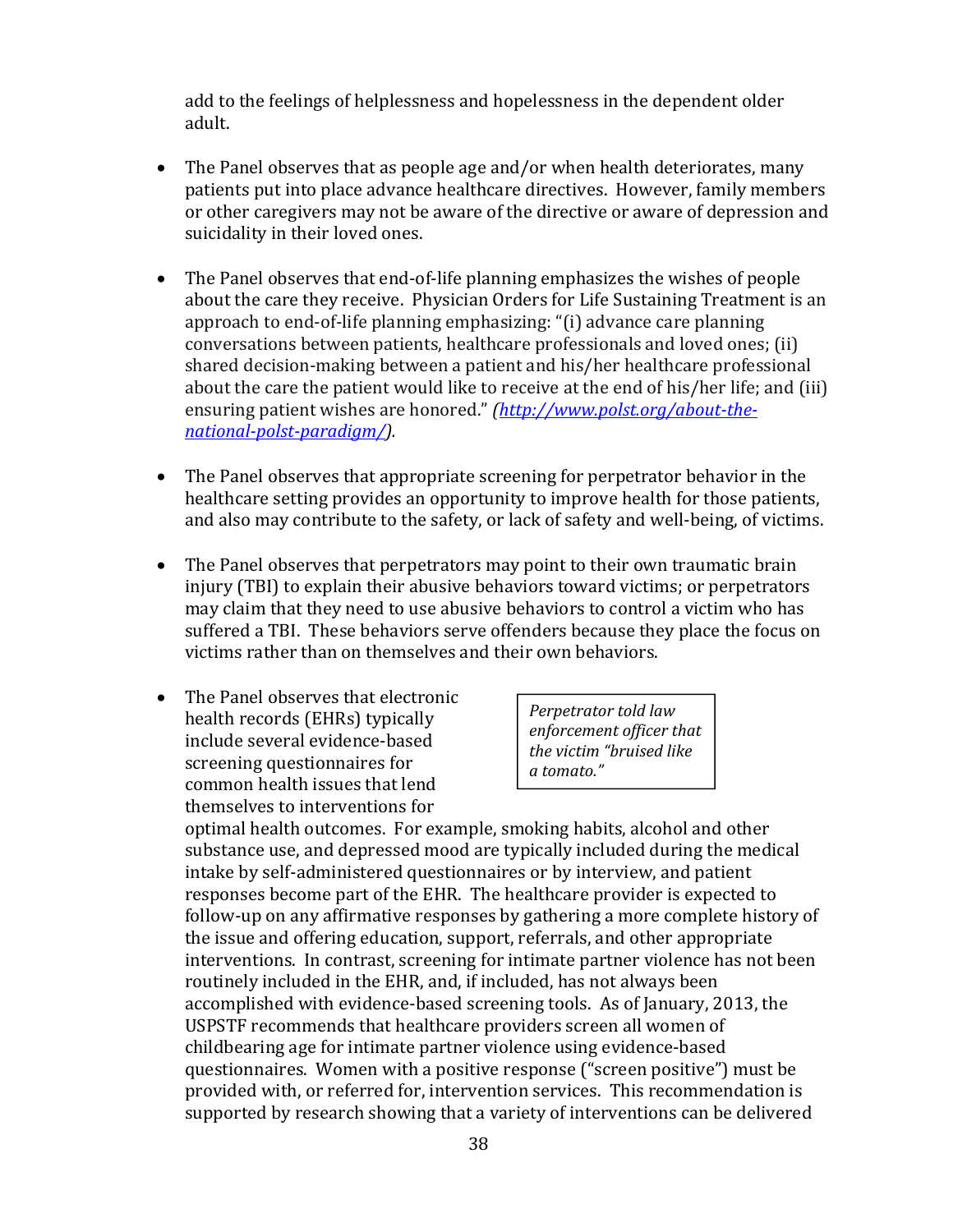add to the feelings of helplessness and hopelessness in the dependent older adult.

- The Panel observes that as people age and/or when health deteriorates, many patients put into place advance healthcare directives. However, family members or other caregivers may not be aware of the directive or aware of depression and suicidality in their loved ones.

- The Panel observes that end-of-life planning emphasizes the wishes of people about the care they receive. Physician Orders for Life Sustaining Treatment is an approach to end-of-life planning emphasizing: "(i) advance care planning conversations between patients, healthcare professionals and loved ones; (ii) shared decision-making between a patient and his/her healthcare professional about the care the patient would like to receive at the end of his/her life; and (iii) ensuring patient wishes are honored." *(http://www.polst.org/about-the-national-polst-paradigm/).*

- The Panel observes that appropriate screening for perpetrator behavior in the healthcare setting provides an opportunity to improve health for those patients, and also may contribute to the safety, or lack of safety and well-being, of victims.

- The Panel observes that perpetrators may point to their own traumatic brain injury (TBI) to explain their abusive behaviors toward victims; or perpetrators may claim that they need to use abusive behaviors to control a victim who has suffered a TBI. These behaviors serve offenders because they place the focus on victims rather than on themselves and their own behaviors.

- The Panel observes that electronic health records (EHRs) typically include several evidence-based screening questionnaires for common health issues that lend themselves to interventions for optimal health outcomes. For example, smoking habits, alcohol and other substance use, and depressed mood are typically included during the medical intake by self-administered questionnaires or by interview, and patient responses become part of the EHR. The healthcare provider is expected to follow-up on any affirmative responses by gathering a more complete history of the issue and offering education, support, referrals, and other appropriate interventions. In contrast, screening for intimate partner violence has not been routinely included in the EHR, and, if included, has not always been accomplished with evidence-based screening tools. As of January, 2013, the USPSTF recommends that healthcare providers screen all women of childbearing age for intimate partner violence using evidence-based questionnaires. Women with a positive response ("screen positive") must be provided with, or referred for, intervention services. This recommendation is supported by research showing that a variety of interventions can be delivered

*Perpetrator told law enforcement officer that the victim "bruised like a tomato."*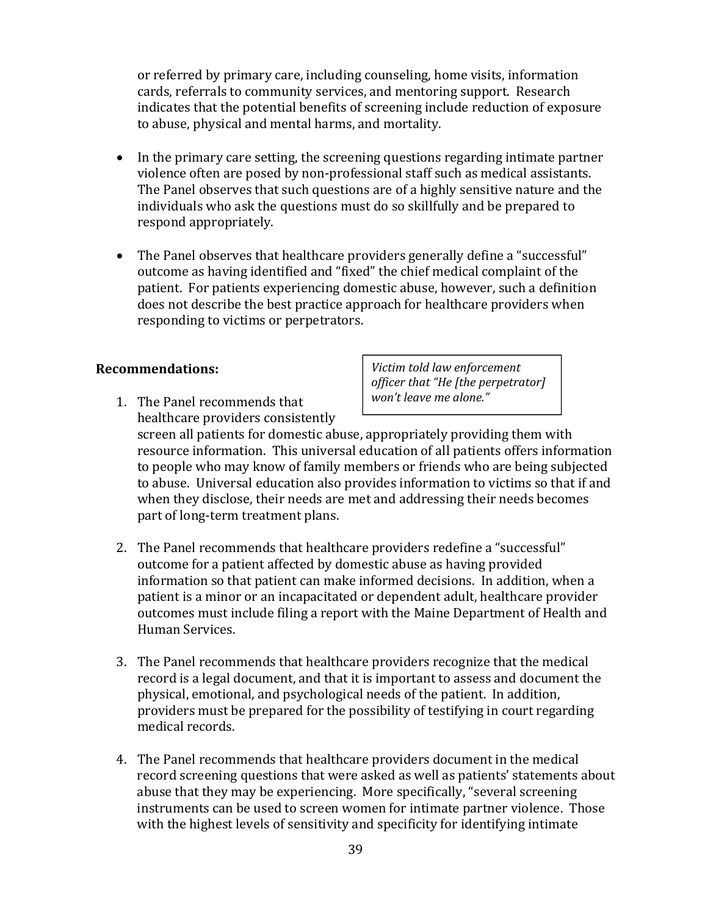or referred by primary care, including counseling, home visits, information cards, referrals to community services, and mentoring support. Research indicates that the potential benefits of screening include reduction of exposure to abuse, physical and mental harms, and mortality.

- In the primary care setting, the screening questions regarding intimate partner violence often are posed by non-professional staff such as medical assistants. The Panel observes that such questions are of a highly sensitive nature and the individuals who ask the questions must do so skillfully and be prepared to respond appropriately.

- The Panel observes that healthcare providers generally define a "successful" outcome as having identified and "fixed" the chief medical complaint of the patient. For patients experiencing domestic abuse, however, such a definition does not describe the best practice approach for healthcare providers when responding to victims or perpetrators.

**Recommendations:**

> *Victim told law enforcement officer that "He [the perpetrator] won't leave me alone."*

1. The Panel recommends that healthcare providers consistently screen all patients for domestic abuse, appropriately providing them with resource information. This universal education of all patients offers information to people who may know of family members or friends who are being subjected to abuse. Universal education also provides information to victims so that if and when they disclose, their needs are met and addressing their needs becomes part of long-term treatment plans.

2. The Panel recommends that healthcare providers redefine a "successful" outcome for a patient affected by domestic abuse as having provided information so that patient can make informed decisions. In addition, when a patient is a minor or an incapacitated or dependent adult, healthcare provider outcomes must include filing a report with the Maine Department of Health and Human Services.

3. The Panel recommends that healthcare providers recognize that the medical record is a legal document, and that it is important to assess and document the physical, emotional, and psychological needs of the patient. In addition, providers must be prepared for the possibility of testifying in court regarding medical records.

4. The Panel recommends that healthcare providers document in the medical record screening questions that were asked as well as patients' statements about abuse that they may be experiencing. More specifically, "several screening instruments can be used to screen women for intimate partner violence. Those with the highest levels of sensitivity and specificity for identifying intimate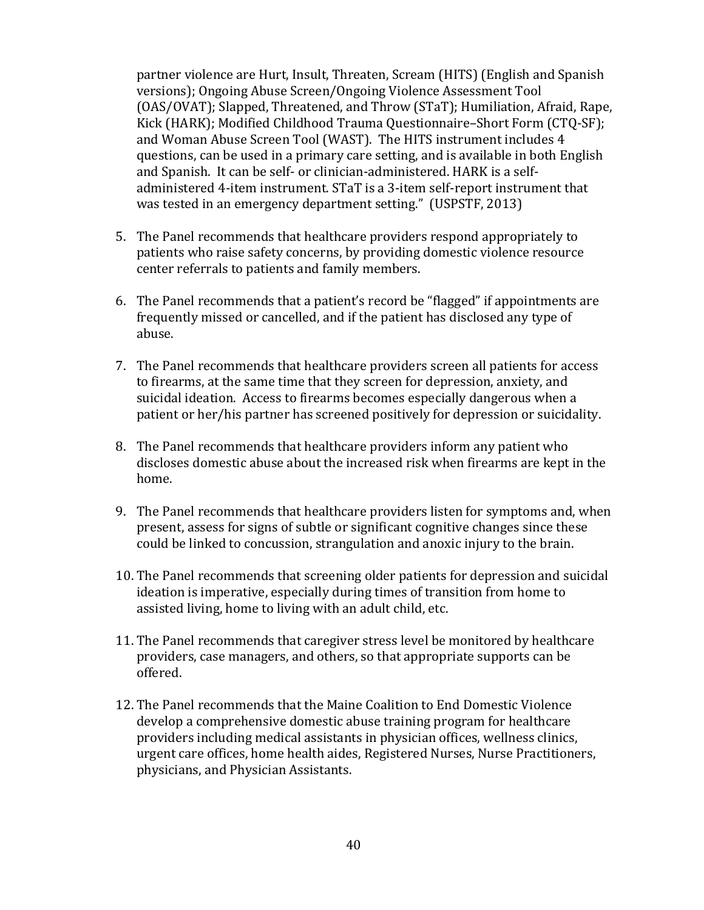partner violence are Hurt, Insult, Threaten, Scream (HITS) (English and Spanish versions); Ongoing Abuse Screen/Ongoing Violence Assessment Tool (OAS/OVAT); Slapped, Threatened, and Throw (STaT); Humiliation, Afraid, Rape, Kick (HARK); Modified Childhood Trauma Questionnaire–Short Form (CTQ-SF); and Woman Abuse Screen Tool (WAST). The HITS instrument includes 4 questions, can be used in a primary care setting, and is available in both English and Spanish. It can be self- or clinician-administered. HARK is a self-administered 4-item instrument. STaT is a 3-item self-report instrument that was tested in an emergency department setting." (USPSTF, 2013)

5. The Panel recommends that healthcare providers respond appropriately to patients who raise safety concerns, by providing domestic violence resource center referrals to patients and family members.

6. The Panel recommends that a patient's record be "flagged" if appointments are frequently missed or cancelled, and if the patient has disclosed any type of abuse.

7. The Panel recommends that healthcare providers screen all patients for access to firearms, at the same time that they screen for depression, anxiety, and suicidal ideation. Access to firearms becomes especially dangerous when a patient or her/his partner has screened positively for depression or suicidality.

8. The Panel recommends that healthcare providers inform any patient who discloses domestic abuse about the increased risk when firearms are kept in the home.

9. The Panel recommends that healthcare providers listen for symptoms and, when present, assess for signs of subtle or significant cognitive changes since these could be linked to concussion, strangulation and anoxic injury to the brain.

10. The Panel recommends that screening older patients for depression and suicidal ideation is imperative, especially during times of transition from home to assisted living, home to living with an adult child, etc.

11. The Panel recommends that caregiver stress level be monitored by healthcare providers, case managers, and others, so that appropriate supports can be offered.

12. The Panel recommends that the Maine Coalition to End Domestic Violence develop a comprehensive domestic abuse training program for healthcare providers including medical assistants in physician offices, wellness clinics, urgent care offices, home health aides, Registered Nurses, Nurse Practitioners, physicians, and Physician Assistants.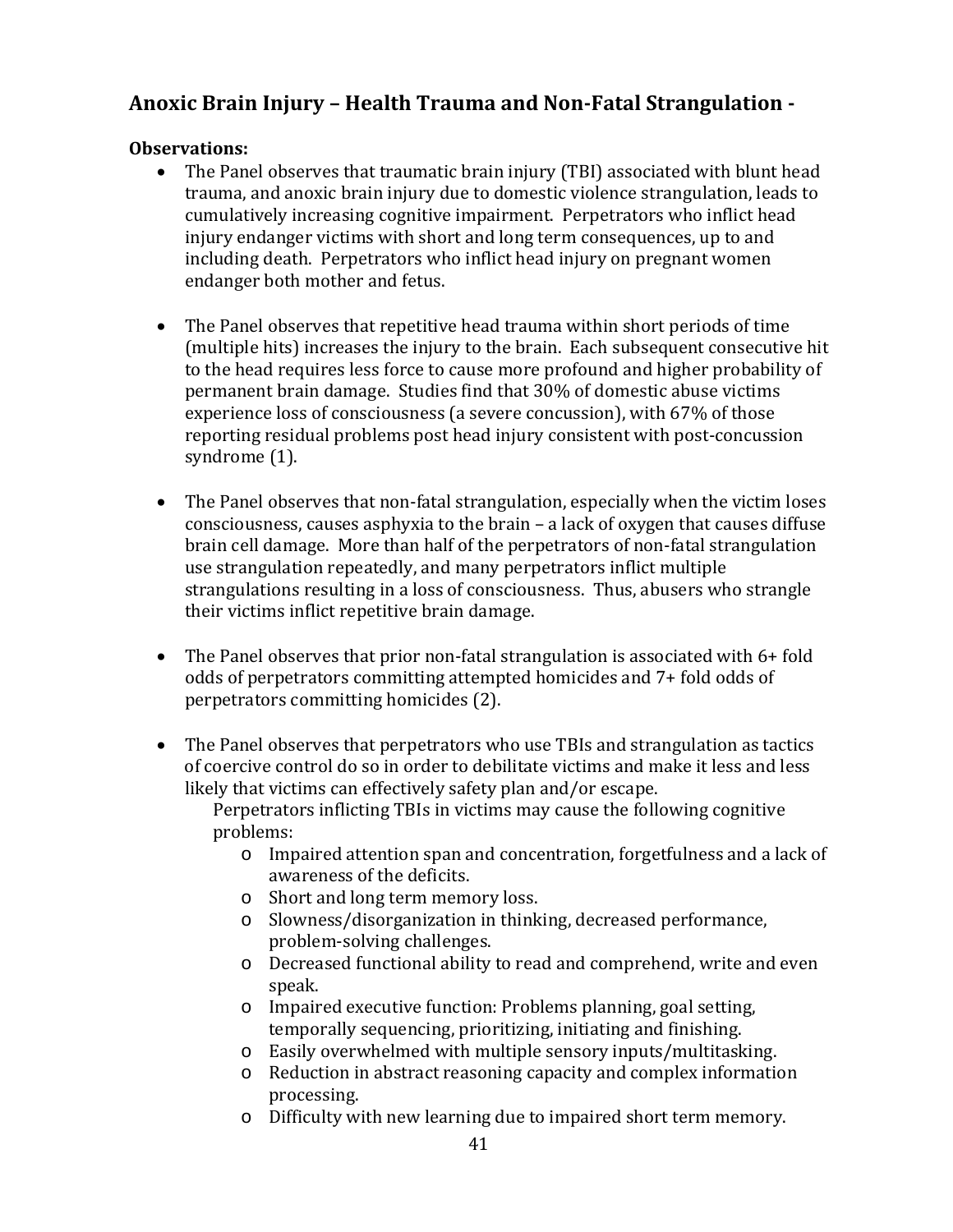## Anoxic Brain Injury – Health Trauma and Non-Fatal Strangulation -

**Observations:**

- The Panel observes that traumatic brain injury (TBI) associated with blunt head trauma, and anoxic brain injury due to domestic violence strangulation, leads to cumulatively increasing cognitive impairment. Perpetrators who inflict head injury endanger victims with short and long term consequences, up to and including death. Perpetrators who inflict head injury on pregnant women endanger both mother and fetus.

- The Panel observes that repetitive head trauma within short periods of time (multiple hits) increases the injury to the brain. Each subsequent consecutive hit to the head requires less force to cause more profound and higher probability of permanent brain damage. Studies find that 30% of domestic abuse victims experience loss of consciousness (a severe concussion), with 67% of those reporting residual problems post head injury consistent with post-concussion syndrome (1).

- The Panel observes that non-fatal strangulation, especially when the victim loses consciousness, causes asphyxia to the brain – a lack of oxygen that causes diffuse brain cell damage. More than half of the perpetrators of non-fatal strangulation use strangulation repeatedly, and many perpetrators inflict multiple strangulations resulting in a loss of consciousness. Thus, abusers who strangle their victims inflict repetitive brain damage.

- The Panel observes that prior non-fatal strangulation is associated with 6+ fold odds of perpetrators committing attempted homicides and 7+ fold odds of perpetrators committing homicides (2).

- The Panel observes that perpetrators who use TBIs and strangulation as tactics of coercive control do so in order to debilitate victims and make it less and less likely that victims can effectively safety plan and/or escape.

  Perpetrators inflicting TBIs in victims may cause the following cognitive problems:
  - Impaired attention span and concentration, forgetfulness and a lack of awareness of the deficits.
  - Short and long term memory loss.
  - Slowness/disorganization in thinking, decreased performance, problem-solving challenges.
  - Decreased functional ability to read and comprehend, write and even speak.
  - Impaired executive function: Problems planning, goal setting, temporally sequencing, prioritizing, initiating and finishing.
  - Easily overwhelmed with multiple sensory inputs/multitasking.
  - Reduction in abstract reasoning capacity and complex information processing.
  - Difficulty with new learning due to impaired short term memory.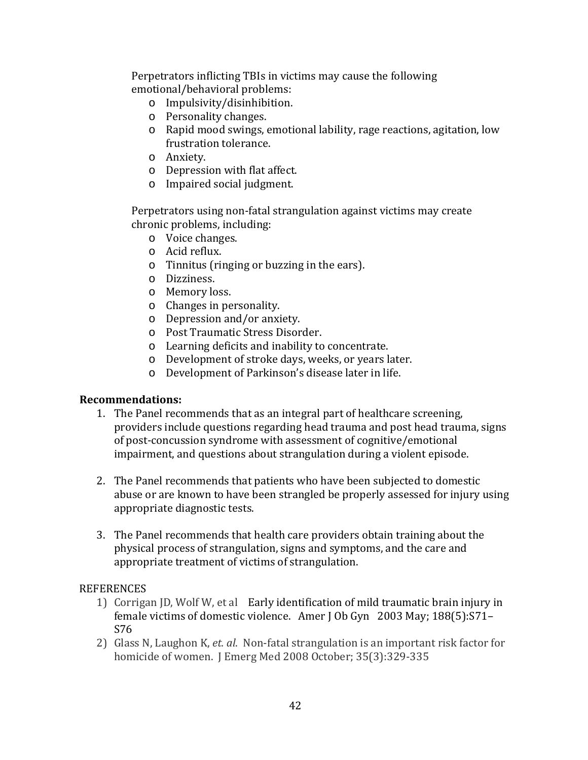Perpetrators inflicting TBIs in victims may cause the following emotional/behavioral problems:

- Impulsivity/disinhibition.
- Personality changes.
- Rapid mood swings, emotional lability, rage reactions, agitation, low frustration tolerance.
- Anxiety.
- Depression with flat affect.
- Impaired social judgment.

Perpetrators using non-fatal strangulation against victims may create chronic problems, including:

- Voice changes.
- Acid reflux.
- Tinnitus (ringing or buzzing in the ears).
- Dizziness.
- Memory loss.
- Changes in personality.
- Depression and/or anxiety.
- Post Traumatic Stress Disorder.
- Learning deficits and inability to concentrate.
- Development of stroke days, weeks, or years later.
- Development of Parkinson's disease later in life.

**Recommendations:**

1. The Panel recommends that as an integral part of healthcare screening, providers include questions regarding head trauma and post head trauma, signs of post-concussion syndrome with assessment of cognitive/emotional impairment, and questions about strangulation during a violent episode.

2. The Panel recommends that patients who have been subjected to domestic abuse or are known to have been strangled be properly assessed for injury using appropriate diagnostic tests.

3. The Panel recommends that health care providers obtain training about the physical process of strangulation, signs and symptoms, and the care and appropriate treatment of victims of strangulation.

REFERENCES

1) Corrigan JD, Wolf W, et al Early identification of mild traumatic brain injury in female victims of domestic violence. Amer J Ob Gyn 2003 May; 188(5):S71–S76
2) Glass N, Laughon K, *et. al*. Non-fatal strangulation is an important risk factor for homicide of women. J Emerg Med 2008 October; 35(3):329-335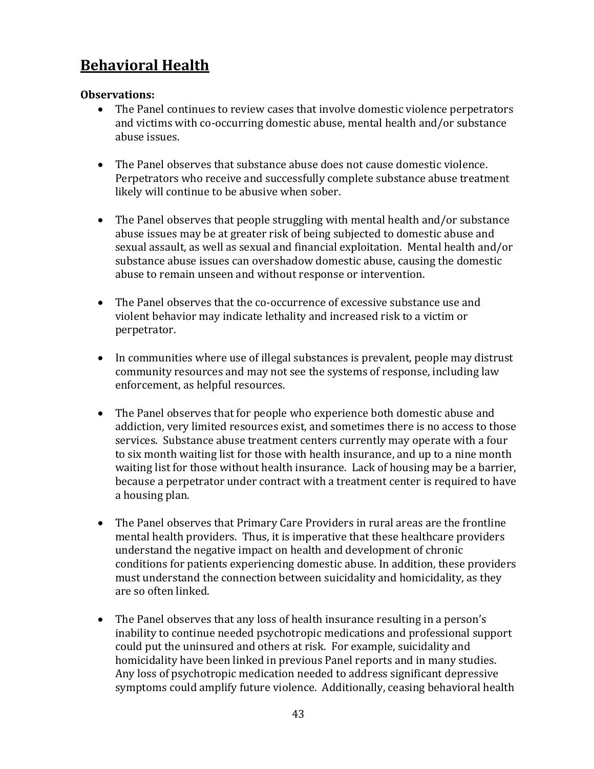## Behavioral Health

**Observations:**

- The Panel continues to review cases that involve domestic violence perpetrators and victims with co-occurring domestic abuse, mental health and/or substance abuse issues.

- The Panel observes that substance abuse does not cause domestic violence. Perpetrators who receive and successfully complete substance abuse treatment likely will continue to be abusive when sober.

- The Panel observes that people struggling with mental health and/or substance abuse issues may be at greater risk of being subjected to domestic abuse and sexual assault, as well as sexual and financial exploitation. Mental health and/or substance abuse issues can overshadow domestic abuse, causing the domestic abuse to remain unseen and without response or intervention.

- The Panel observes that the co-occurrence of excessive substance use and violent behavior may indicate lethality and increased risk to a victim or perpetrator.

- In communities where use of illegal substances is prevalent, people may distrust community resources and may not see the systems of response, including law enforcement, as helpful resources.

- The Panel observes that for people who experience both domestic abuse and addiction, very limited resources exist, and sometimes there is no access to those services. Substance abuse treatment centers currently may operate with a four to six month waiting list for those with health insurance, and up to a nine month waiting list for those without health insurance. Lack of housing may be a barrier, because a perpetrator under contract with a treatment center is required to have a housing plan.

- The Panel observes that Primary Care Providers in rural areas are the frontline mental health providers. Thus, it is imperative that these healthcare providers understand the negative impact on health and development of chronic conditions for patients experiencing domestic abuse. In addition, these providers must understand the connection between suicidality and homicidality, as they are so often linked.

- The Panel observes that any loss of health insurance resulting in a person's inability to continue needed psychotropic medications and professional support could put the uninsured and others at risk. For example, suicidality and homicidality have been linked in previous Panel reports and in many studies. Any loss of psychotropic medication needed to address significant depressive symptoms could amplify future violence. Additionally, ceasing behavioral health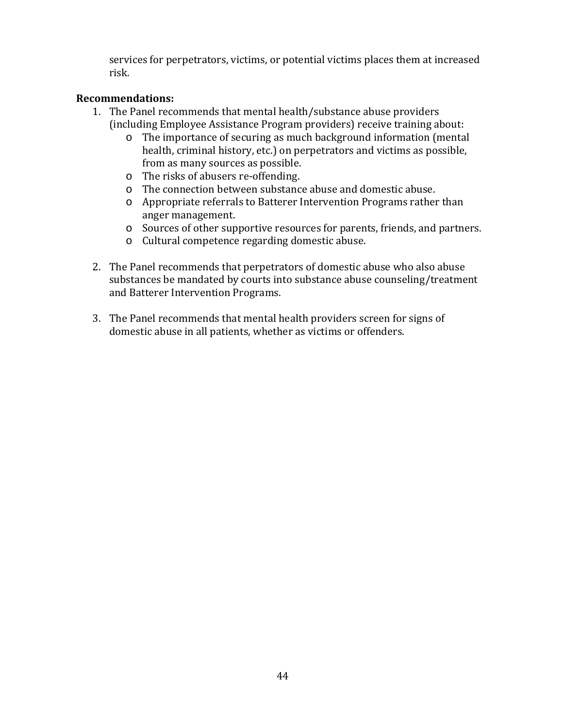services for perpetrators, victims, or potential victims places them at increased risk.

**Recommendations:**

1. The Panel recommends that mental health/substance abuse providers (including Employee Assistance Program providers) receive training about:
   - The importance of securing as much background information (mental health, criminal history, etc.) on perpetrators and victims as possible, from as many sources as possible.
   - The risks of abusers re-offending.
   - The connection between substance abuse and domestic abuse.
   - Appropriate referrals to Batterer Intervention Programs rather than anger management.
   - Sources of other supportive resources for parents, friends, and partners.
   - Cultural competence regarding domestic abuse.

2. The Panel recommends that perpetrators of domestic abuse who also abuse substances be mandated by courts into substance abuse counseling/treatment and Batterer Intervention Programs.

3. The Panel recommends that mental health providers screen for signs of domestic abuse in all patients, whether as victims or offenders.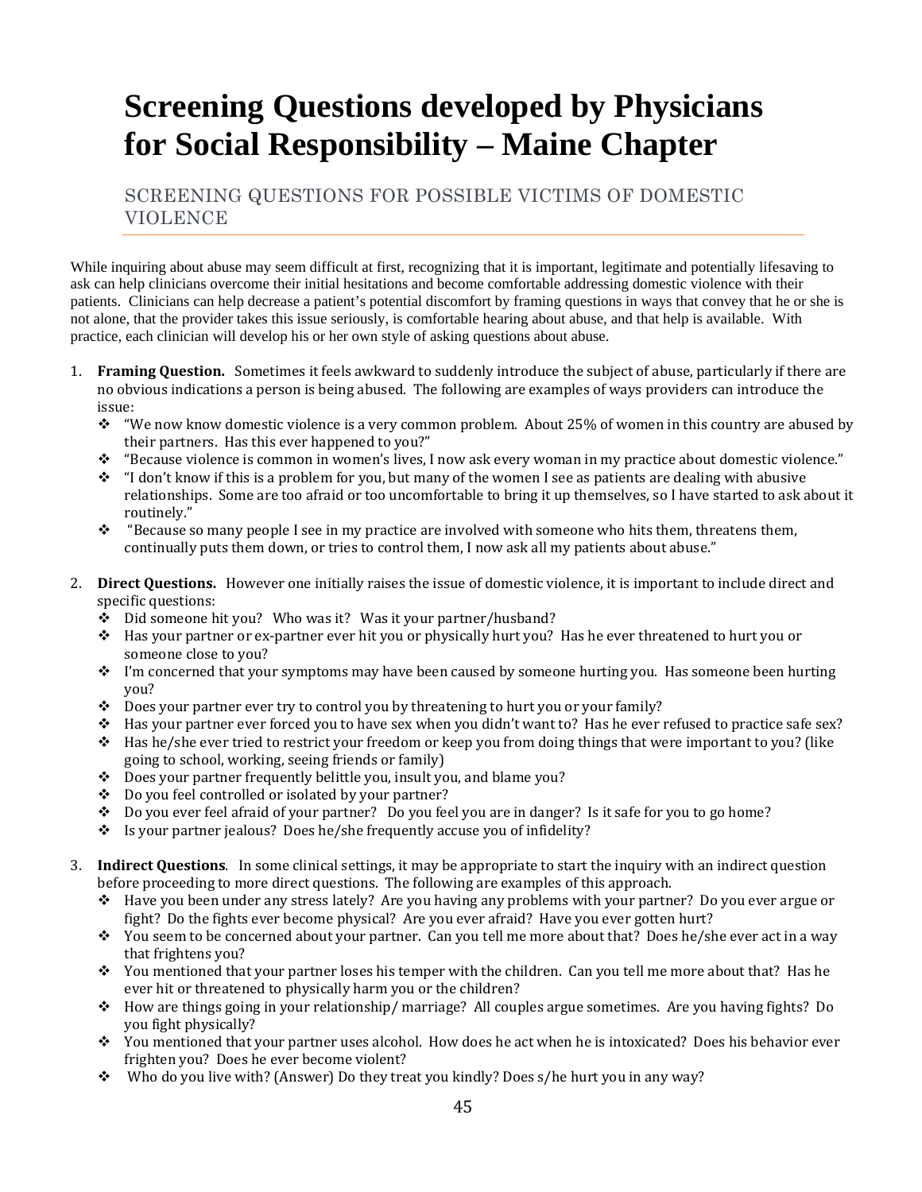# Screening Questions developed by Physicians for Social Responsibility – Maine Chapter

## SCREENING QUESTIONS FOR POSSIBLE VICTIMS OF DOMESTIC VIOLENCE

While inquiring about abuse may seem difficult at first, recognizing that it is important, legitimate and potentially lifesaving to ask can help clinicians overcome their initial hesitations and become comfortable addressing domestic violence with their patients. Clinicians can help decrease a patient's potential discomfort by framing questions in ways that convey that he or she is not alone, that the provider takes this issue seriously, is comfortable hearing about abuse, and that help is available. With practice, each clinician will develop his or her own style of asking questions about abuse.

1. **Framing Question.** Sometimes it feels awkward to suddenly introduce the subject of abuse, particularly if there are no obvious indications a person is being abused. The following are examples of ways providers can introduce the issue:
   - "We now know domestic violence is a very common problem. About 25% of women in this country are abused by their partners. Has this ever happened to you?"
   - "Because violence is common in women's lives, I now ask every woman in my practice about domestic violence."
   - "I don't know if this is a problem for you, but many of the women I see as patients are dealing with abusive relationships. Some are too afraid or too uncomfortable to bring it up themselves, so I have started to ask about it routinely."
   - "Because so many people I see in my practice are involved with someone who hits them, threatens them, continually puts them down, or tries to control them, I now ask all my patients about abuse."

2. **Direct Questions.** However one initially raises the issue of domestic violence, it is important to include direct and specific questions:
   - Did someone hit you? Who was it? Was it your partner/husband?
   - Has your partner or ex-partner ever hit you or physically hurt you? Has he ever threatened to hurt you or someone close to you?
   - I'm concerned that your symptoms may have been caused by someone hurting you. Has someone been hurting you?
   - Does your partner ever try to control you by threatening to hurt you or your family?
   - Has your partner ever forced you to have sex when you didn't want to? Has he ever refused to practice safe sex?
   - Has he/she ever tried to restrict your freedom or keep you from doing things that were important to you? (like going to school, working, seeing friends or family)
   - Does your partner frequently belittle you, insult you, and blame you?
   - Do you feel controlled or isolated by your partner?
   - Do you ever feel afraid of your partner? Do you feel you are in danger? Is it safe for you to go home?
   - Is your partner jealous? Does he/she frequently accuse you of infidelity?

3. **Indirect Questions**. In some clinical settings, it may be appropriate to start the inquiry with an indirect question before proceeding to more direct questions. The following are examples of this approach.
   - Have you been under any stress lately? Are you having any problems with your partner? Do you ever argue or fight? Do the fights ever become physical? Are you ever afraid? Have you ever gotten hurt?
   - You seem to be concerned about your partner. Can you tell me more about that? Does he/she ever act in a way that frightens you?
   - You mentioned that your partner loses his temper with the children. Can you tell me more about that? Has he ever hit or threatened to physically harm you or the children?
   - How are things going in your relationship/ marriage? All couples argue sometimes. Are you having fights? Do you fight physically?
   - You mentioned that your partner uses alcohol. How does he act when he is intoxicated? Does his behavior ever frighten you? Does he ever become violent?
   - Who do you live with? (Answer) Do they treat you kindly? Does s/he hurt you in any way?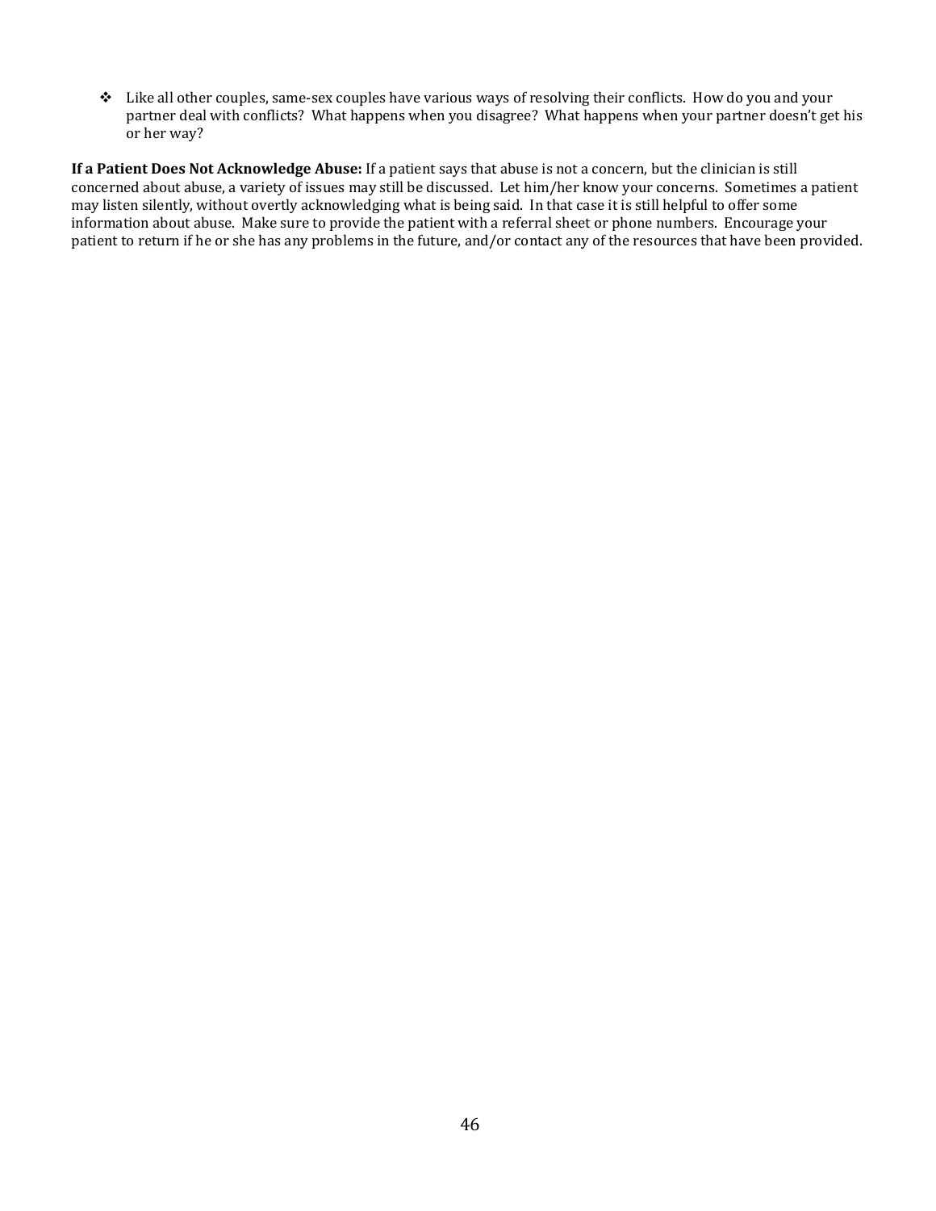- Like all other couples, same-sex couples have various ways of resolving their conflicts. How do you and your partner deal with conflicts? What happens when you disagree? What happens when your partner doesn't get his or her way?

**If a Patient Does Not Acknowledge Abuse:** If a patient says that abuse is not a concern, but the clinician is still concerned about abuse, a variety of issues may still be discussed. Let him/her know your concerns. Sometimes a patient may listen silently, without overtly acknowledging what is being said. In that case it is still helpful to offer some information about abuse. Make sure to provide the patient with a referral sheet or phone numbers. Encourage your patient to return if he or she has any problems in the future, and/or contact any of the resources that have been provided.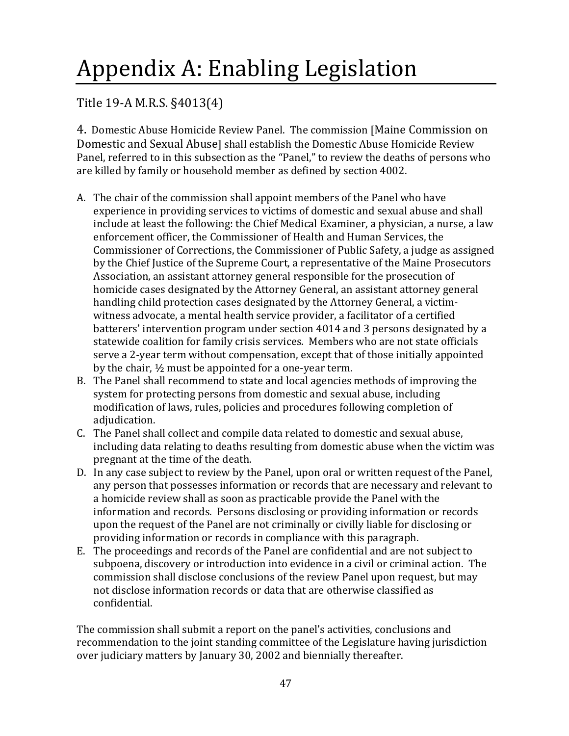# Appendix A: Enabling Legislation

## Title 19-A M.R.S. §4013(4)

4. Domestic Abuse Homicide Review Panel. The commission [Maine Commission on Domestic and Sexual Abuse] shall establish the Domestic Abuse Homicide Review Panel, referred to in this subsection as the "Panel," to review the deaths of persons who are killed by family or household member as defined by section 4002.

A. The chair of the commission shall appoint members of the Panel who have experience in providing services to victims of domestic and sexual abuse and shall include at least the following: the Chief Medical Examiner, a physician, a nurse, a law enforcement officer, the Commissioner of Health and Human Services, the Commissioner of Corrections, the Commissioner of Public Safety, a judge as assigned by the Chief Justice of the Supreme Court, a representative of the Maine Prosecutors Association, an assistant attorney general responsible for the prosecution of homicide cases designated by the Attorney General, an assistant attorney general handling child protection cases designated by the Attorney General, a victim-witness advocate, a mental health service provider, a facilitator of a certified batterers' intervention program under section 4014 and 3 persons designated by a statewide coalition for family crisis services. Members who are not state officials serve a 2-year term without compensation, except that of those initially appointed by the chair, ½ must be appointed for a one-year term.

B. The Panel shall recommend to state and local agencies methods of improving the system for protecting persons from domestic and sexual abuse, including modification of laws, rules, policies and procedures following completion of adjudication.

C. The Panel shall collect and compile data related to domestic and sexual abuse, including data relating to deaths resulting from domestic abuse when the victim was pregnant at the time of the death.

D. In any case subject to review by the Panel, upon oral or written request of the Panel, any person that possesses information or records that are necessary and relevant to a homicide review shall as soon as practicable provide the Panel with the information and records. Persons disclosing or providing information or records upon the request of the Panel are not criminally or civilly liable for disclosing or providing information or records in compliance with this paragraph.

E. The proceedings and records of the Panel are confidential and are not subject to subpoena, discovery or introduction into evidence in a civil or criminal action. The commission shall disclose conclusions of the review Panel upon request, but may not disclose information records or data that are otherwise classified as confidential.

The commission shall submit a report on the panel's activities, conclusions and recommendation to the joint standing committee of the Legislature having jurisdiction over judiciary matters by January 30, 2002 and biennially thereafter.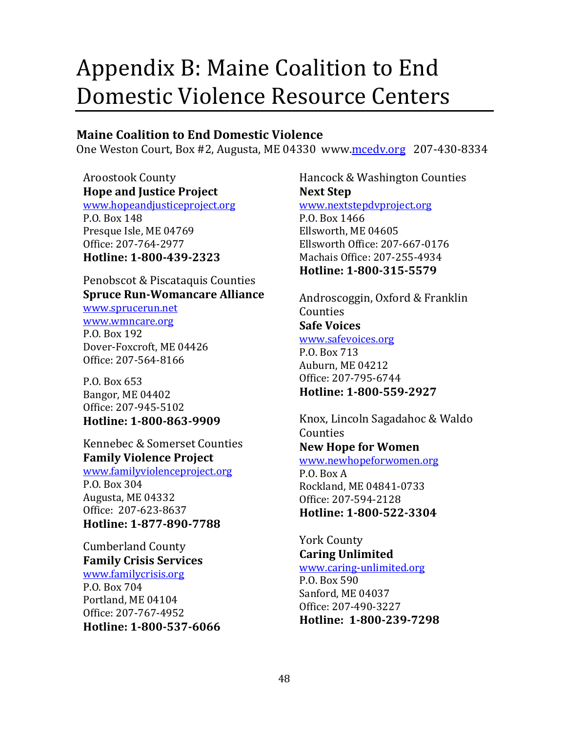# Appendix B: Maine Coalition to End Domestic Violence Resource Centers

**Maine Coalition to End Domestic Violence**
One Weston Court, Box #2, Augusta, ME 04330 www.mcedv.org 207-430-8334

Aroostook County
**Hope and Justice Project**
www.hopeandjusticeproject.org
P.O. Box 148
Presque Isle, ME 04769
Office: 207-764-2977
**Hotline: 1-800-439-2323**

Penobscot & Piscataquis Counties
**Spruce Run-Womancare Alliance**
www.sprucerun.net
www.wmncare.org
P.O. Box 192
Dover-Foxcroft, ME 04426
Office: 207-564-8166

P.O. Box 653
Bangor, ME 04402
Office: 207-945-5102
**Hotline: 1-800-863-9909**

Kennebec & Somerset Counties
**Family Violence Project**
www.familyviolenceproject.org
P.O. Box 304
Augusta, ME 04332
Office: 207-623-8637
**Hotline: 1-877-890-7788**

Cumberland County
**Family Crisis Services**
www.familycrisis.org
P.O. Box 704
Portland, ME 04104
Office: 207-767-4952
**Hotline: 1-800-537-6066**

Hancock & Washington Counties
**Next Step**
www.nextstepdvproject.org
P.O. Box 1466
Ellsworth, ME 04605
Ellsworth Office: 207-667-0176
Machais Office: 207-255-4934
**Hotline: 1-800-315-5579**

Androscoggin, Oxford & Franklin Counties
**Safe Voices**
www.safevoices.org
P.O. Box 713
Auburn, ME 04212
Office: 207-795-6744
**Hotline: 1-800-559-2927**

Knox, Lincoln Sagadahoc & Waldo Counties
**New Hope for Women**
www.newhopeforwomen.org
P.O. Box A
Rockland, ME 04841-0733
Office: 207-594-2128
**Hotline: 1-800-522-3304**

York County
**Caring Unlimited**
www.caring-unlimited.org
P.O. Box 590
Sanford, ME 04037
Office: 207-490-3227
**Hotline: 1-800-239-7298**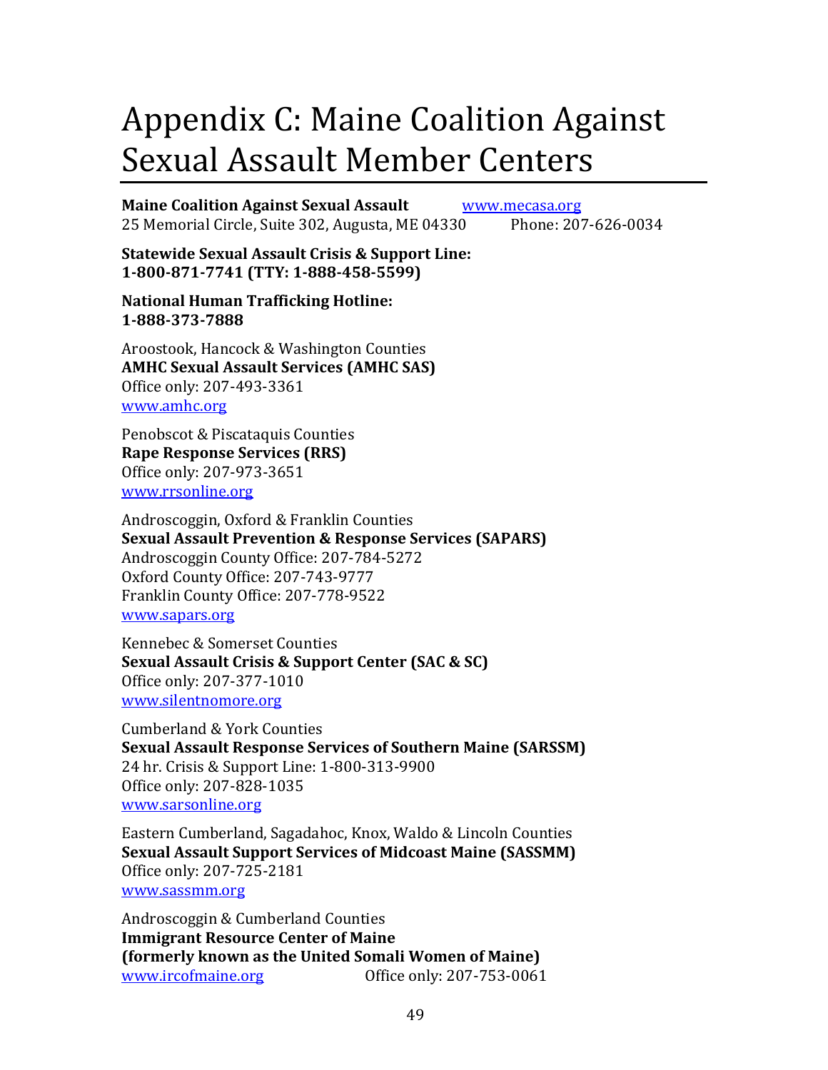# Appendix C: Maine Coalition Against Sexual Assault Member Centers

**Maine Coalition Against Sexual Assault** www.mecasa.org
25 Memorial Circle, Suite 302, Augusta, ME 04330 Phone: 207-626-0034

**Statewide Sexual Assault Crisis & Support Line:**
**1-800-871-7741 (TTY: 1-888-458-5599)**

**National Human Trafficking Hotline:**
**1-888-373-7888**

Aroostook, Hancock & Washington Counties
**AMHC Sexual Assault Services (AMHC SAS)**
Office only: 207-493-3361
www.amhc.org

Penobscot & Piscataquis Counties
**Rape Response Services (RRS)**
Office only: 207-973-3651
www.rrsonline.org

Androscoggin, Oxford & Franklin Counties
**Sexual Assault Prevention & Response Services (SAPARS)**
Androscoggin County Office: 207-784-5272
Oxford County Office: 207-743-9777
Franklin County Office: 207-778-9522
www.sapars.org

Kennebec & Somerset Counties
**Sexual Assault Crisis & Support Center (SAC & SC)**
Office only: 207-377-1010
www.silentnomore.org

Cumberland & York Counties
**Sexual Assault Response Services of Southern Maine (SARSSM)**
24 hr. Crisis & Support Line: 1-800-313-9900
Office only: 207-828-1035
www.sarsonline.org

Eastern Cumberland, Sagadahoc, Knox, Waldo & Lincoln Counties
**Sexual Assault Support Services of Midcoast Maine (SASSMM)**
Office only: 207-725-2181
www.sassmm.org

Androscoggin & Cumberland Counties
**Immigrant Resource Center of Maine**
**(formerly known as the United Somali Women of Maine)**
www.ircofmaine.org Office only: 207-753-0061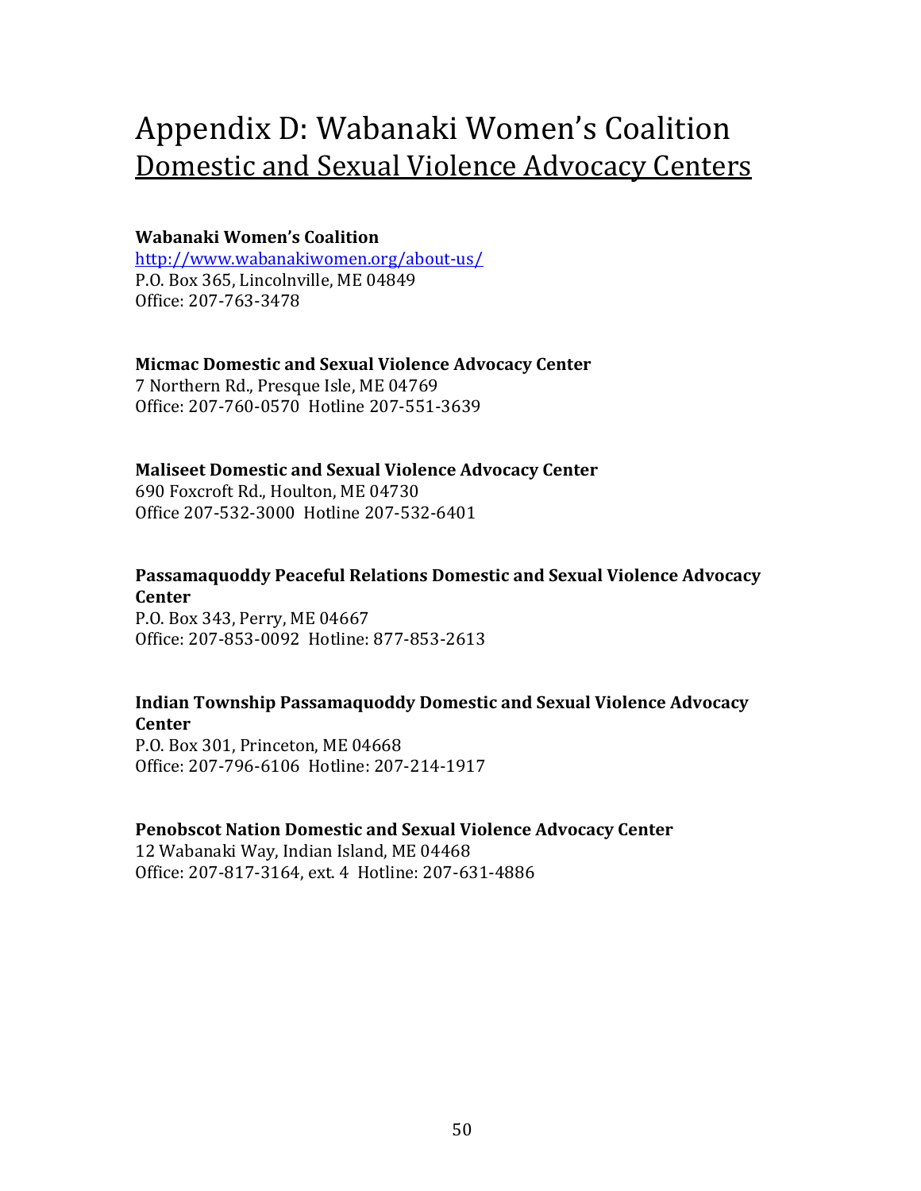# Appendix D: Wabanaki Women's Coalition

## Domestic and Sexual Violence Advocacy Centers

**Wabanaki Women's Coalition**
http://www.wabanakiwomen.org/about-us/
P.O. Box 365, Lincolnville, ME 04849
Office: 207-763-3478

**Micmac Domestic and Sexual Violence Advocacy Center**
7 Northern Rd., Presque Isle, ME 04769
Office: 207-760-0570 Hotline 207-551-3639

**Maliseet Domestic and Sexual Violence Advocacy Center**
690 Foxcroft Rd., Houlton, ME 04730
Office 207-532-3000 Hotline 207-532-6401

**Passamaquoddy Peaceful Relations Domestic and Sexual Violence Advocacy Center**
P.O. Box 343, Perry, ME 04667
Office: 207-853-0092 Hotline: 877-853-2613

**Indian Township Passamaquoddy Domestic and Sexual Violence Advocacy Center**
P.O. Box 301, Princeton, ME 04668
Office: 207-796-6106 Hotline: 207-214-1917

**Penobscot Nation Domestic and Sexual Violence Advocacy Center**
12 Wabanaki Way, Indian Island, ME 04468
Office: 207-817-3164, ext. 4 Hotline: 207-631-4886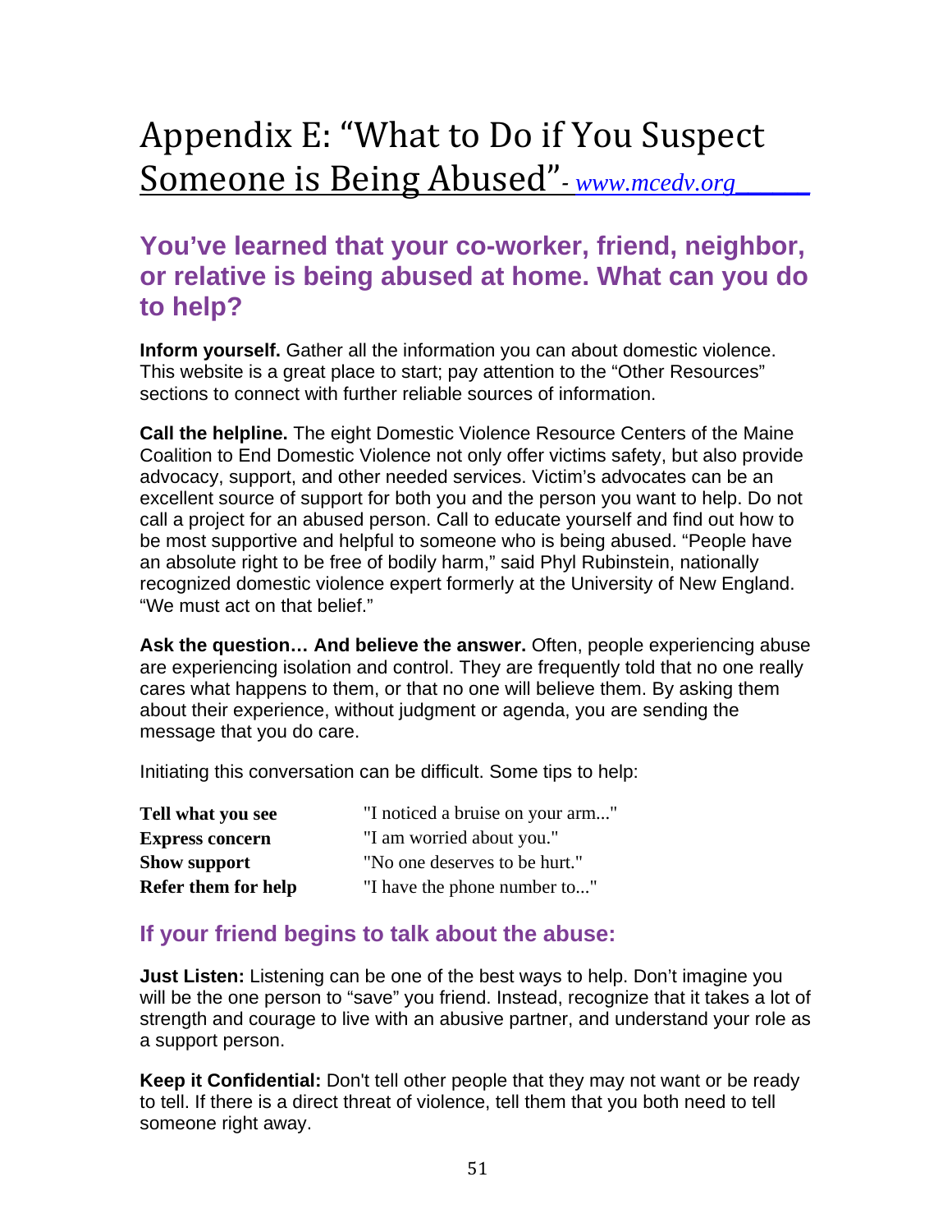# Appendix E: "What to Do if You Suspect Someone is Being Abused"- *www.mcedv.org*

## You've learned that your co-worker, friend, neighbor, or relative is being abused at home. What can you do to help?

**Inform yourself.** Gather all the information you can about domestic violence. This website is a great place to start; pay attention to the "Other Resources" sections to connect with further reliable sources of information.

**Call the helpline.** The eight Domestic Violence Resource Centers of the Maine Coalition to End Domestic Violence not only offer victims safety, but also provide advocacy, support, and other needed services. Victim's advocates can be an excellent source of support for both you and the person you want to help. Do not call a project for an abused person. Call to educate yourself and find out how to be most supportive and helpful to someone who is being abused. "People have an absolute right to be free of bodily harm," said Phyl Rubinstein, nationally recognized domestic violence expert formerly at the University of New England. "We must act on that belief."

**Ask the question… And believe the answer.** Often, people experiencing abuse are experiencing isolation and control. They are frequently told that no one really cares what happens to them, or that no one will believe them. By asking them about their experience, without judgment or agenda, you are sending the message that you do care.

Initiating this conversation can be difficult. Some tips to help:

| | |
|---|---|
| **Tell what you see** | "I noticed a bruise on your arm..." |
| **Express concern** | "I am worried about you." |
| **Show support** | "No one deserves to be hurt." |
| **Refer them for help** | "I have the phone number to..." |

### If your friend begins to talk about the abuse:

**Just Listen:** Listening can be one of the best ways to help. Don't imagine you will be the one person to "save" you friend. Instead, recognize that it takes a lot of strength and courage to live with an abusive partner, and understand your role as a support person.

**Keep it Confidential:** Don't tell other people that they may not want or be ready to tell. If there is a direct threat of violence, tell them that you both need to tell someone right away.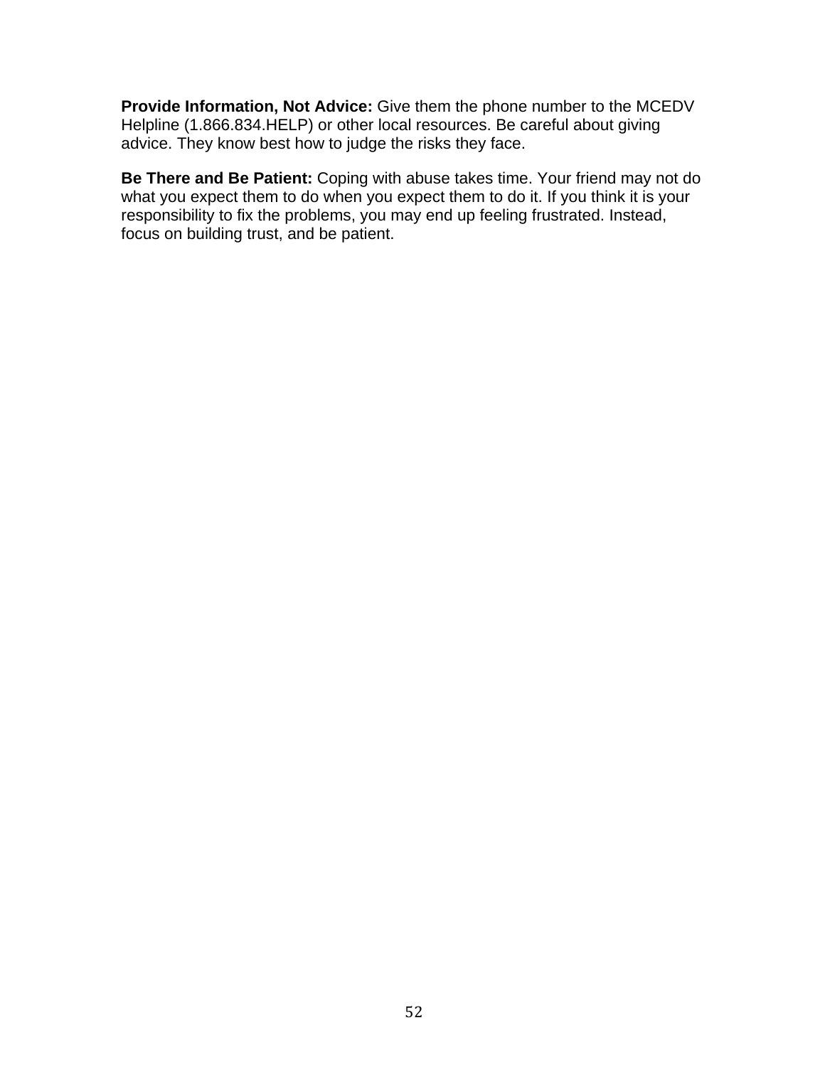**Provide Information, Not Advice:** Give them the phone number to the MCEDV Helpline (1.866.834.HELP) or other local resources. Be careful about giving advice. They know best how to judge the risks they face.

**Be There and Be Patient:** Coping with abuse takes time. Your friend may not do what you expect them to do when you expect them to do it. If you think it is your responsibility to fix the problems, you may end up feeling frustrated. Instead, focus on building trust, and be patient.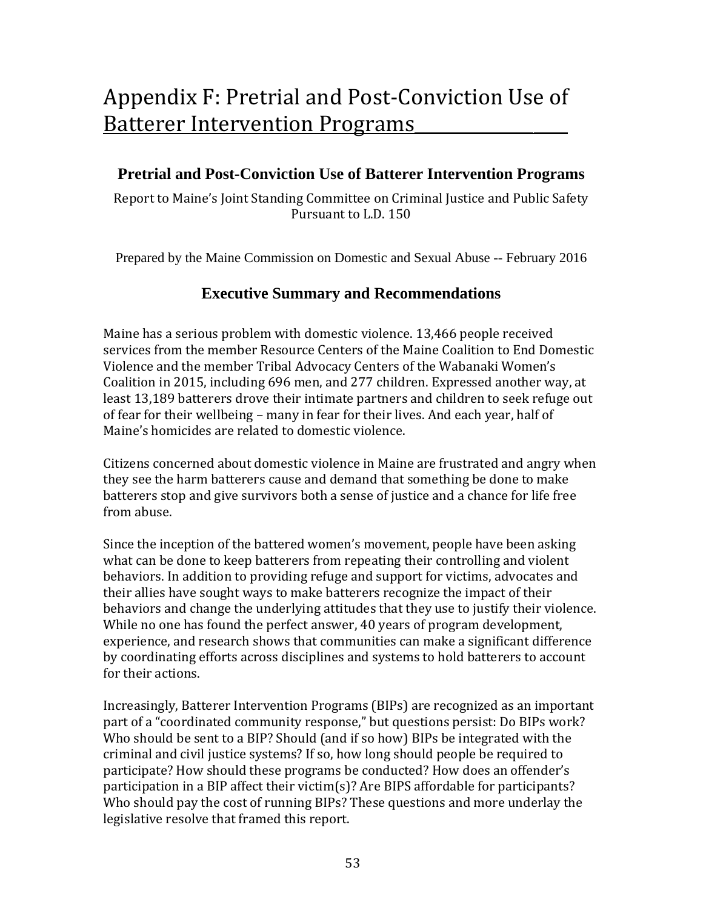# Appendix F: Pretrial and Post-Conviction Use of Batterer Intervention Programs

## Pretrial and Post-Conviction Use of Batterer Intervention Programs

Report to Maine's Joint Standing Committee on Criminal Justice and Public Safety Pursuant to L.D. 150

Prepared by the Maine Commission on Domestic and Sexual Abuse -- February 2016

### Executive Summary and Recommendations

Maine has a serious problem with domestic violence. 13,466 people received services from the member Resource Centers of the Maine Coalition to End Domestic Violence and the member Tribal Advocacy Centers of the Wabanaki Women's Coalition in 2015, including 696 men, and 277 children. Expressed another way, at least 13,189 batterers drove their intimate partners and children to seek refuge out of fear for their wellbeing – many in fear for their lives. And each year, half of Maine's homicides are related to domestic violence.

Citizens concerned about domestic violence in Maine are frustrated and angry when they see the harm batterers cause and demand that something be done to make batterers stop and give survivors both a sense of justice and a chance for life free from abuse.

Since the inception of the battered women's movement, people have been asking what can be done to keep batterers from repeating their controlling and violent behaviors. In addition to providing refuge and support for victims, advocates and their allies have sought ways to make batterers recognize the impact of their behaviors and change the underlying attitudes that they use to justify their violence. While no one has found the perfect answer, 40 years of program development, experience, and research shows that communities can make a significant difference by coordinating efforts across disciplines and systems to hold batterers to account for their actions.

Increasingly, Batterer Intervention Programs (BIPs) are recognized as an important part of a "coordinated community response," but questions persist: Do BIPs work? Who should be sent to a BIP? Should (and if so how) BIPs be integrated with the criminal and civil justice systems? If so, how long should people be required to participate? How should these programs be conducted? How does an offender's participation in a BIP affect their victim(s)? Are BIPS affordable for participants? Who should pay the cost of running BIPs? These questions and more underlay the legislative resolve that framed this report.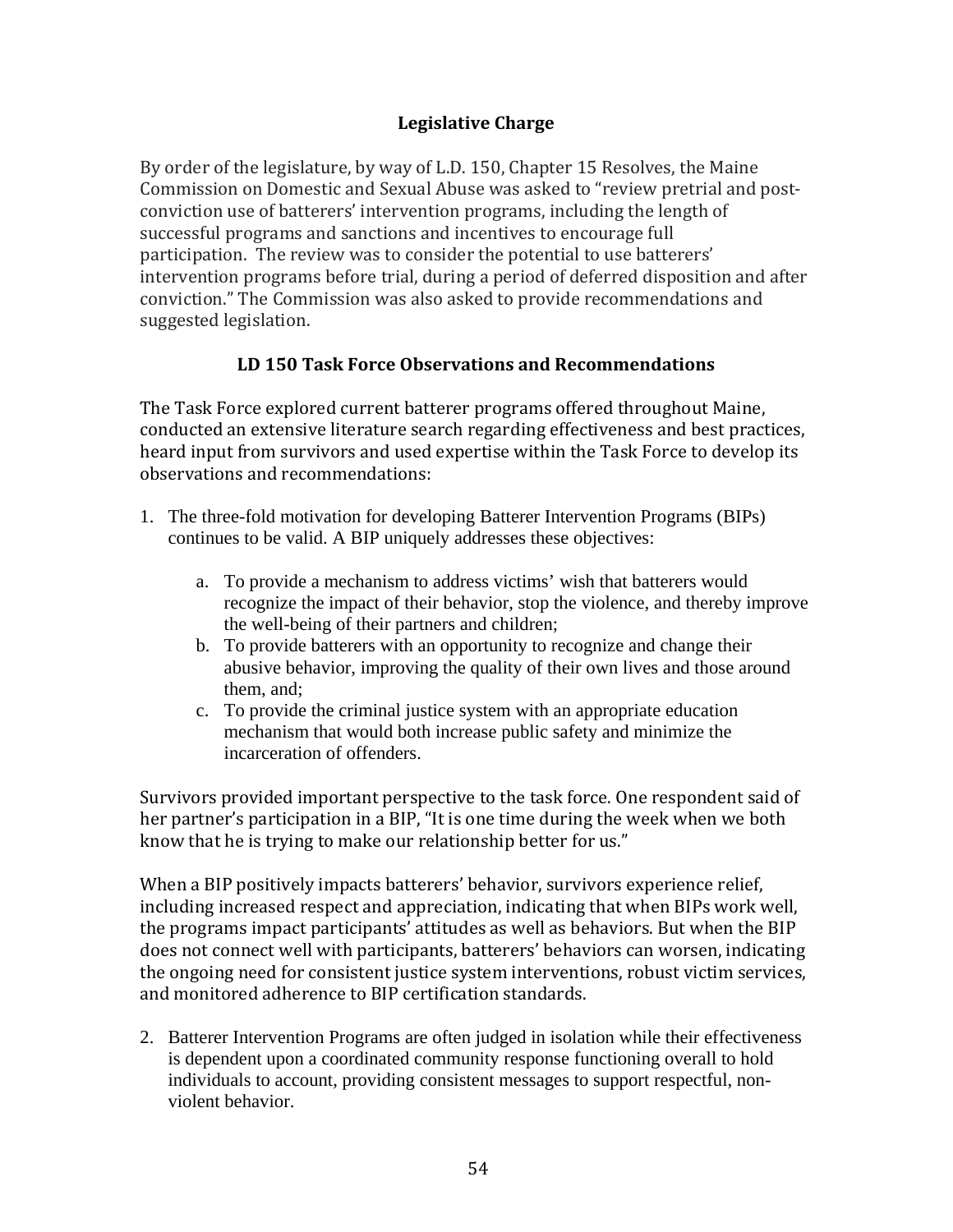## Legislative Charge

By order of the legislature, by way of L.D. 150, Chapter 15 Resolves, the Maine Commission on Domestic and Sexual Abuse was asked to "review pretrial and post-conviction use of batterers' intervention programs, including the length of successful programs and sanctions and incentives to encourage full participation. The review was to consider the potential to use batterers' intervention programs before trial, during a period of deferred disposition and after conviction." The Commission was also asked to provide recommendations and suggested legislation.

## LD 150 Task Force Observations and Recommendations

The Task Force explored current batterer programs offered throughout Maine, conducted an extensive literature search regarding effectiveness and best practices, heard input from survivors and used expertise within the Task Force to develop its observations and recommendations:

1. The three-fold motivation for developing Batterer Intervention Programs (BIPs) continues to be valid. A BIP uniquely addresses these objectives:

   a. To provide a mechanism to address victims' wish that batterers would recognize the impact of their behavior, stop the violence, and thereby improve the well-being of their partners and children;
   b. To provide batterers with an opportunity to recognize and change their abusive behavior, improving the quality of their own lives and those around them, and;
   c. To provide the criminal justice system with an appropriate education mechanism that would both increase public safety and minimize the incarceration of offenders.

Survivors provided important perspective to the task force. One respondent said of her partner's participation in a BIP, "It is one time during the week when we both know that he is trying to make our relationship better for us."

When a BIP positively impacts batterers' behavior, survivors experience relief, including increased respect and appreciation, indicating that when BIPs work well, the programs impact participants' attitudes as well as behaviors. But when the BIP does not connect well with participants, batterers' behaviors can worsen, indicating the ongoing need for consistent justice system interventions, robust victim services, and monitored adherence to BIP certification standards.

2. Batterer Intervention Programs are often judged in isolation while their effectiveness is dependent upon a coordinated community response functioning overall to hold individuals to account, providing consistent messages to support respectful, non-violent behavior.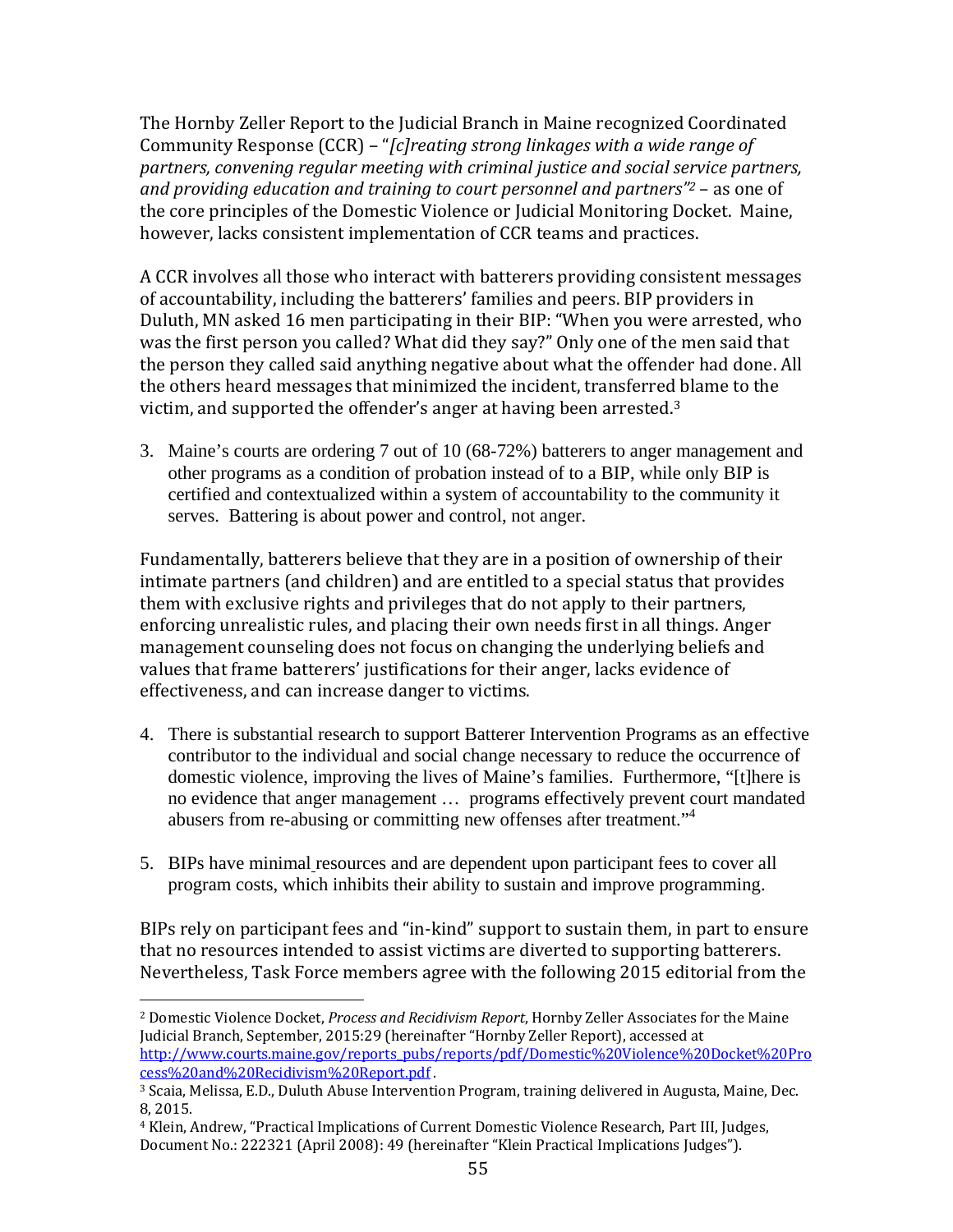The Hornby Zeller Report to the Judicial Branch in Maine recognized Coordinated Community Response (CCR) – "*[c]reating strong linkages with a wide range of partners, convening regular meeting with criminal justice and social service partners, and providing education and training to court personnel and partners*"[2] – as one of the core principles of the Domestic Violence or Judicial Monitoring Docket. Maine, however, lacks consistent implementation of CCR teams and practices.

A CCR involves all those who interact with batterers providing consistent messages of accountability, including the batterers' families and peers. BIP providers in Duluth, MN asked 16 men participating in their BIP: "When you were arrested, who was the first person you called? What did they say?" Only one of the men said that the person they called said anything negative about what the offender had done. All the others heard messages that minimized the incident, transferred blame to the victim, and supported the offender's anger at having been arrested.[3]

3. Maine's courts are ordering 7 out of 10 (68-72%) batterers to anger management and other programs as a condition of probation instead of to a BIP, while only BIP is certified and contextualized within a system of accountability to the community it serves. Battering is about power and control, not anger.

Fundamentally, batterers believe that they are in a position of ownership of their intimate partners (and children) and are entitled to a special status that provides them with exclusive rights and privileges that do not apply to their partners, enforcing unrealistic rules, and placing their own needs first in all things. Anger management counseling does not focus on changing the underlying beliefs and values that frame batterers' justifications for their anger, lacks evidence of effectiveness, and can increase danger to victims.

4. There is substantial research to support Batterer Intervention Programs as an effective contributor to the individual and social change necessary to reduce the occurrence of domestic violence, improving the lives of Maine's families. Furthermore, "[t]here is no evidence that anger management … programs effectively prevent court mandated abusers from re-abusing or committing new offenses after treatment."[4]

5. BIPs have minimal resources and are dependent upon participant fees to cover all program costs, which inhibits their ability to sustain and improve programming.

BIPs rely on participant fees and "in-kind" support to sustain them, in part to ensure that no resources intended to assist victims are diverted to supporting batterers. Nevertheless, Task Force members agree with the following 2015 editorial from the

---

[2] Domestic Violence Docket, *Process and Recidivism Report*, Hornby Zeller Associates for the Maine Judicial Branch, September, 2015:29 (hereinafter "Hornby Zeller Report), accessed at http://www.courts.maine.gov/reports_pubs/reports/pdf/Domestic%20Violence%20Docket%20Process%20and%20Recidivism%20Report.pdf.

[3] Scaia, Melissa, E.D., Duluth Abuse Intervention Program, training delivered in Augusta, Maine, Dec. 8, 2015.

[4] Klein, Andrew, "Practical Implications of Current Domestic Violence Research, Part III, Judges, Document No.: 222321 (April 2008): 49 (hereinafter "Klein Practical Implications Judges").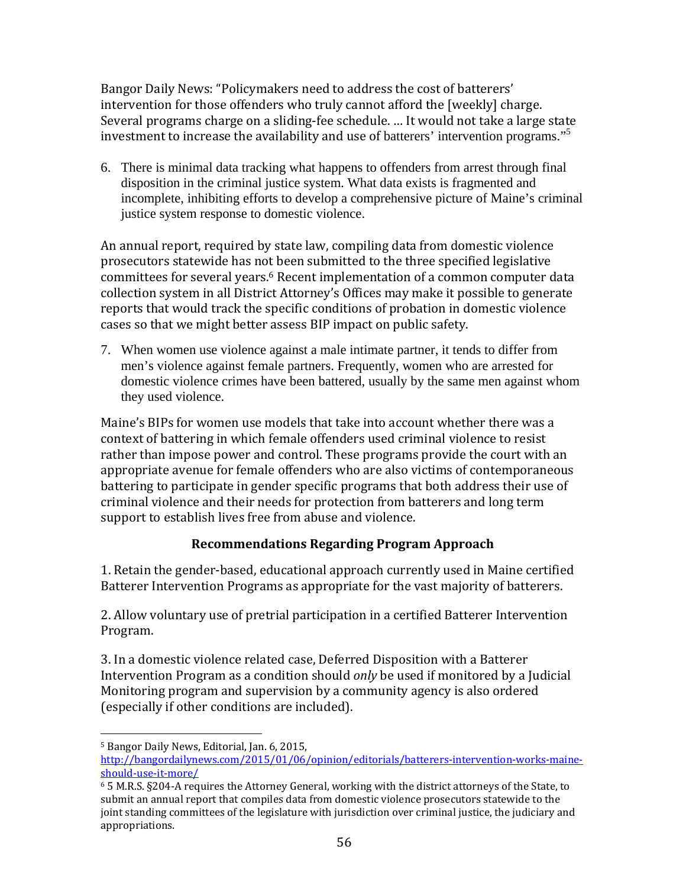Bangor Daily News: "Policymakers need to address the cost of batterers' intervention for those offenders who truly cannot afford the [weekly] charge. Several programs charge on a sliding-fee schedule. ... It would not take a large state investment to increase the availability and use of batterers' intervention programs."[5]

6. There is minimal data tracking what happens to offenders from arrest through final disposition in the criminal justice system. What data exists is fragmented and incomplete, inhibiting efforts to develop a comprehensive picture of Maine's criminal justice system response to domestic violence.

An annual report, required by state law, compiling data from domestic violence prosecutors statewide has not been submitted to the three specified legislative committees for several years.[6] Recent implementation of a common computer data collection system in all District Attorney's Offices may make it possible to generate reports that would track the specific conditions of probation in domestic violence cases so that we might better assess BIP impact on public safety.

7. When women use violence against a male intimate partner, it tends to differ from men's violence against female partners. Frequently, women who are arrested for domestic violence crimes have been battered, usually by the same men against whom they used violence.

Maine's BIPs for women use models that take into account whether there was a context of battering in which female offenders used criminal violence to resist rather than impose power and control. These programs provide the court with an appropriate avenue for female offenders who are also victims of contemporaneous battering to participate in gender specific programs that both address their use of criminal violence and their needs for protection from batterers and long term support to establish lives free from abuse and violence.

### Recommendations Regarding Program Approach

1. Retain the gender-based, educational approach currently used in Maine certified Batterer Intervention Programs as appropriate for the vast majority of batterers.

2. Allow voluntary use of pretrial participation in a certified Batterer Intervention Program.

3. In a domestic violence related case, Deferred Disposition with a Batterer Intervention Program as a condition should *only* be used if monitored by a Judicial Monitoring program and supervision by a community agency is also ordered (especially if other conditions are included).

---

[5] Bangor Daily News, Editorial, Jan. 6, 2015, http://bangordailynews.com/2015/01/06/opinion/editorials/batterers-intervention-works-maine-should-use-it-more/

[6] 5 M.R.S. §204-A requires the Attorney General, working with the district attorneys of the State, to submit an annual report that compiles data from domestic violence prosecutors statewide to the joint standing committees of the legislature with jurisdiction over criminal justice, the judiciary and appropriations.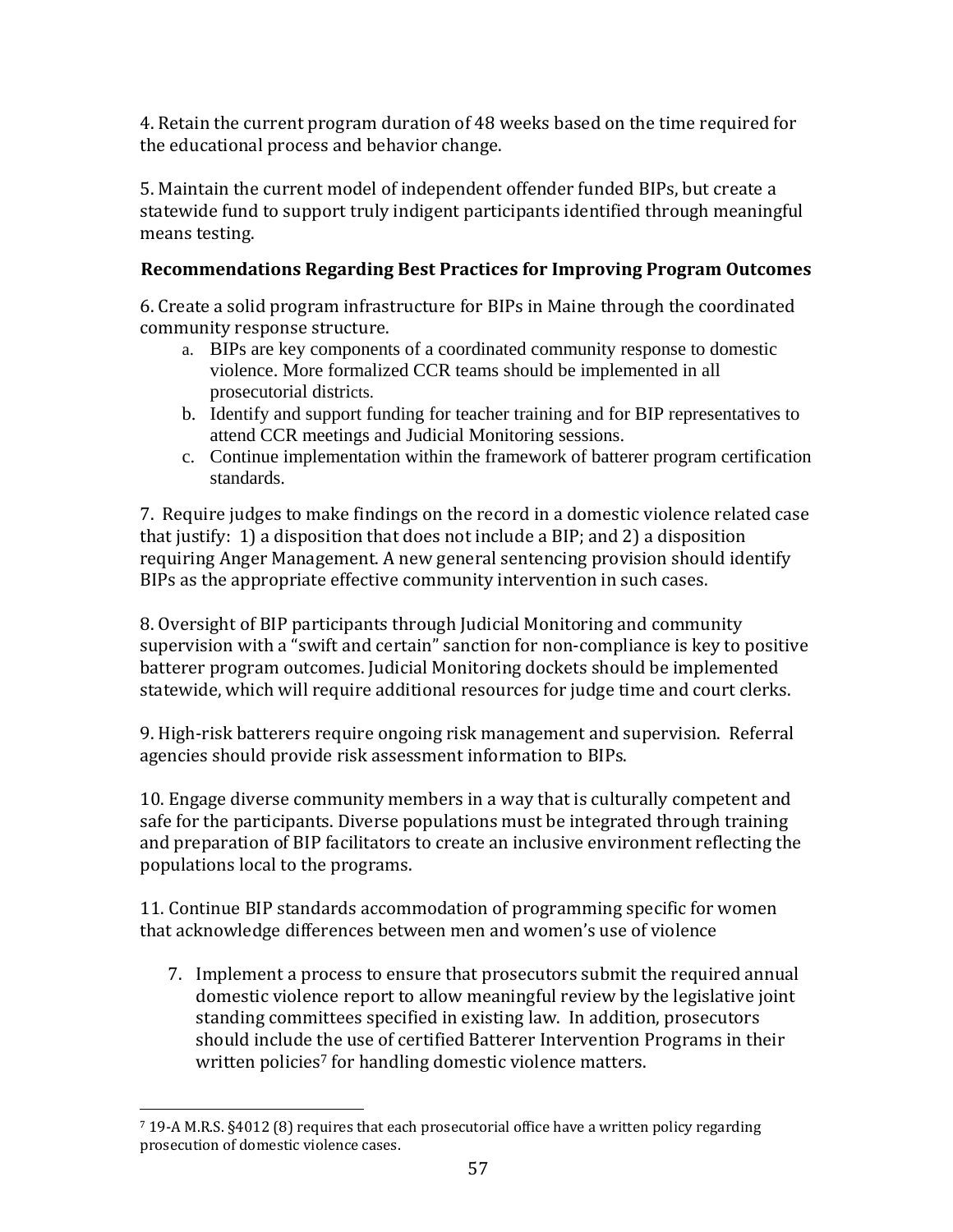4. Retain the current program duration of 48 weeks based on the time required for the educational process and behavior change.

5. Maintain the current model of independent offender funded BIPs, but create a statewide fund to support truly indigent participants identified through meaningful means testing.

### Recommendations Regarding Best Practices for Improving Program Outcomes

6. Create a solid program infrastructure for BIPs in Maine through the coordinated community response structure.

   a. BIPs are key components of a coordinated community response to domestic violence. More formalized CCR teams should be implemented in all prosecutorial districts.
   b. Identify and support funding for teacher training and for BIP representatives to attend CCR meetings and Judicial Monitoring sessions.
   c. Continue implementation within the framework of batterer program certification standards.

7. Require judges to make findings on the record in a domestic violence related case that justify: 1) a disposition that does not include a BIP; and 2) a disposition requiring Anger Management. A new general sentencing provision should identify BIPs as the appropriate effective community intervention in such cases.

8. Oversight of BIP participants through Judicial Monitoring and community supervision with a "swift and certain" sanction for non-compliance is key to positive batterer program outcomes. Judicial Monitoring dockets should be implemented statewide, which will require additional resources for judge time and court clerks.

9. High-risk batterers require ongoing risk management and supervision. Referral agencies should provide risk assessment information to BIPs.

10. Engage diverse community members in a way that is culturally competent and safe for the participants. Diverse populations must be integrated through training and preparation of BIP facilitators to create an inclusive environment reflecting the populations local to the programs.

11. Continue BIP standards accommodation of programming specific for women that acknowledge differences between men and women's use of violence

7. Implement a process to ensure that prosecutors submit the required annual domestic violence report to allow meaningful review by the legislative joint standing committees specified in existing law. In addition, prosecutors should include the use of certified Batterer Intervention Programs in their written policies[7] for handling domestic violence matters.

[7] 19-A M.R.S. §4012 (8) requires that each prosecutorial office have a written policy regarding prosecution of domestic violence cases.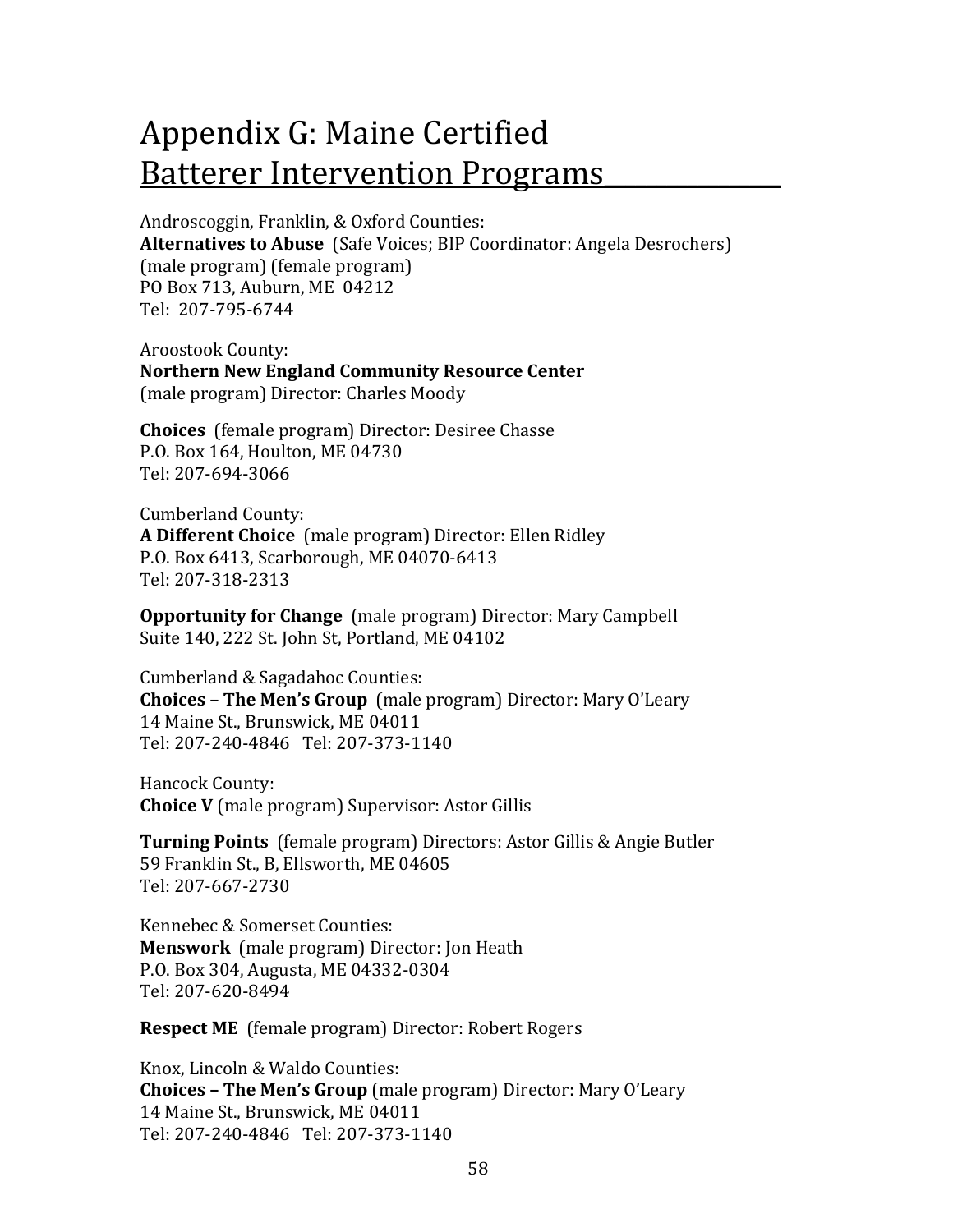# Appendix G: Maine Certified Batterer Intervention Programs

Androscoggin, Franklin, & Oxford Counties:
**Alternatives to Abuse** (Safe Voices; BIP Coordinator: Angela Desrochers)
(male program) (female program)
PO Box 713, Auburn, ME 04212
Tel: 207-795-6744

Aroostook County:
**Northern New England Community Resource Center**
(male program) Director: Charles Moody

**Choices** (female program) Director: Desiree Chasse
P.O. Box 164, Houlton, ME 04730
Tel: 207-694-3066

Cumberland County:
**A Different Choice** (male program) Director: Ellen Ridley
P.O. Box 6413, Scarborough, ME 04070-6413
Tel: 207-318-2313

**Opportunity for Change** (male program) Director: Mary Campbell
Suite 140, 222 St. John St, Portland, ME 04102

Cumberland & Sagadahoc Counties:
**Choices – The Men's Group** (male program) Director: Mary O'Leary
14 Maine St., Brunswick, ME 04011
Tel: 207-240-4846 Tel: 207-373-1140

Hancock County:
**Choice V** (male program) Supervisor: Astor Gillis

**Turning Points** (female program) Directors: Astor Gillis & Angie Butler
59 Franklin St., B, Ellsworth, ME 04605
Tel: 207-667-2730

Kennebec & Somerset Counties:
**Menswork** (male program) Director: Jon Heath
P.O. Box 304, Augusta, ME 04332-0304
Tel: 207-620-8494

**Respect ME** (female program) Director: Robert Rogers

Knox, Lincoln & Waldo Counties:
**Choices – The Men's Group** (male program) Director: Mary O'Leary
14 Maine St., Brunswick, ME 04011
Tel: 207-240-4846 Tel: 207-373-1140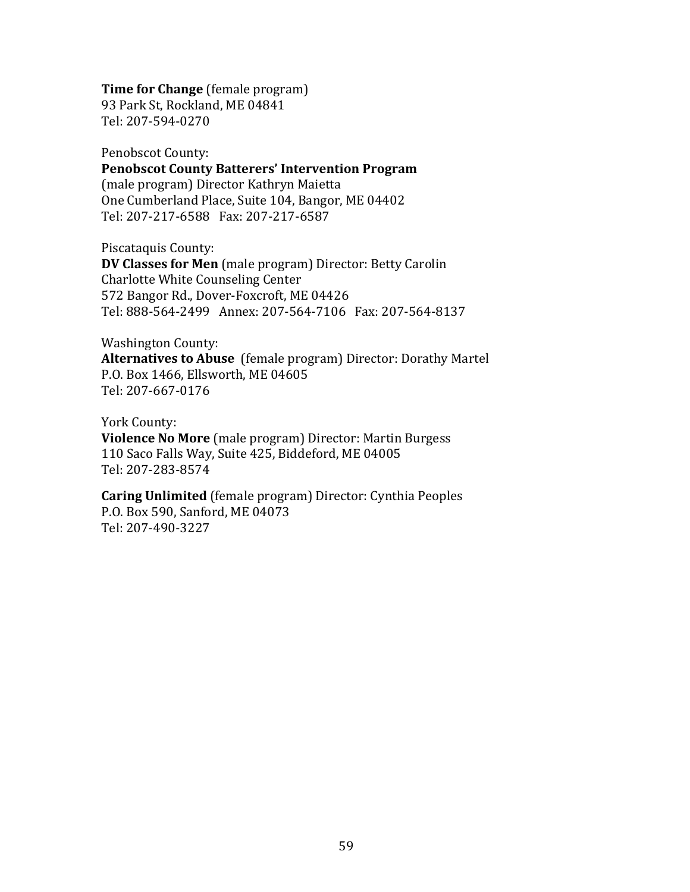**Time for Change** (female program)
93 Park St, Rockland, ME 04841
Tel: 207-594-0270

Penobscot County:
**Penobscot County Batterers' Intervention Program**
(male program) Director Kathryn Maietta
One Cumberland Place, Suite 104, Bangor, ME 04402
Tel: 207-217-6588   Fax: 207-217-6587

Piscataquis County:
**DV Classes for Men** (male program) Director: Betty Carolin
Charlotte White Counseling Center
572 Bangor Rd., Dover-Foxcroft, ME 04426
Tel: 888-564-2499   Annex: 207-564-7106   Fax: 207-564-8137

Washington County:
**Alternatives to Abuse** (female program) Director: Dorathy Martel
P.O. Box 1466, Ellsworth, ME 04605
Tel: 207-667-0176

York County:
**Violence No More** (male program) Director: Martin Burgess
110 Saco Falls Way, Suite 425, Biddeford, ME 04005
Tel: 207-283-8574

**Caring Unlimited** (female program) Director: Cynthia Peoples
P.O. Box 590, Sanford, ME 04073
Tel: 207-490-3227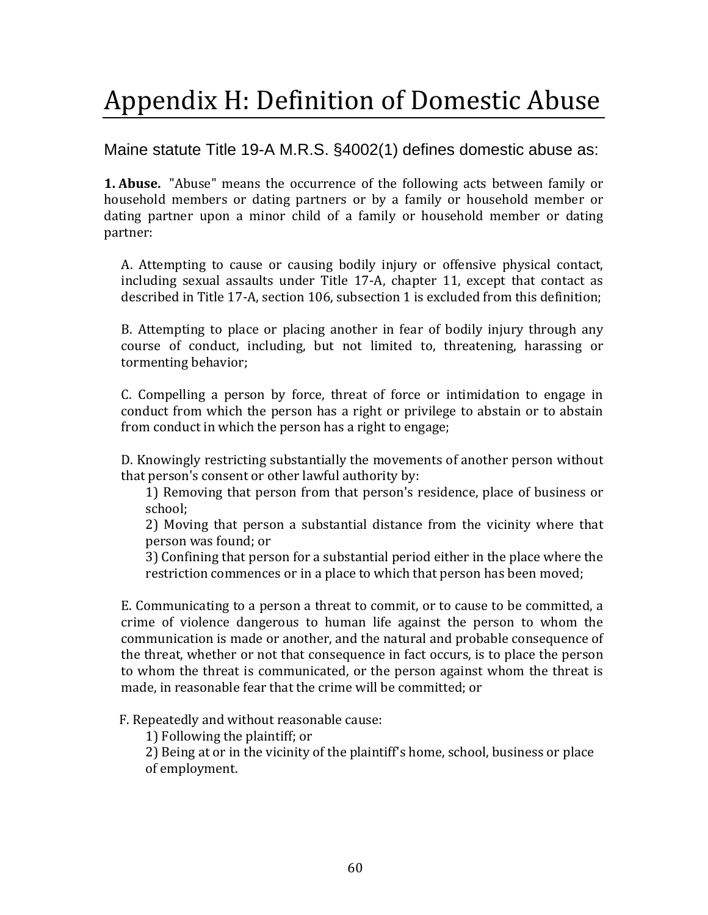# Appendix H: Definition of Domestic Abuse

Maine statute Title 19-A M.R.S. §4002(1) defines domestic abuse as:

**1. Abuse.** "Abuse" means the occurrence of the following acts between family or household members or dating partners or by a family or household member or dating partner upon a minor child of a family or household member or dating partner:

A. Attempting to cause or causing bodily injury or offensive physical contact, including sexual assaults under Title 17-A, chapter 11, except that contact as described in Title 17-A, section 106, subsection 1 is excluded from this definition;

B. Attempting to place or placing another in fear of bodily injury through any course of conduct, including, but not limited to, threatening, harassing or tormenting behavior;

C. Compelling a person by force, threat of force or intimidation to engage in conduct from which the person has a right or privilege to abstain or to abstain from conduct in which the person has a right to engage;

D. Knowingly restricting substantially the movements of another person without that person's consent or other lawful authority by:

1) Removing that person from that person's residence, place of business or school;

2) Moving that person a substantial distance from the vicinity where that person was found; or

3) Confining that person for a substantial period either in the place where the restriction commences or in a place to which that person has been moved;

E. Communicating to a person a threat to commit, or to cause to be committed, a crime of violence dangerous to human life against the person to whom the communication is made or another, and the natural and probable consequence of the threat, whether or not that consequence in fact occurs, is to place the person to whom the threat is communicated, or the person against whom the threat is made, in reasonable fear that the crime will be committed; or

F. Repeatedly and without reasonable cause:

1) Following the plaintiff; or

2) Being at or in the vicinity of the plaintiff's home, school, business or place of employment.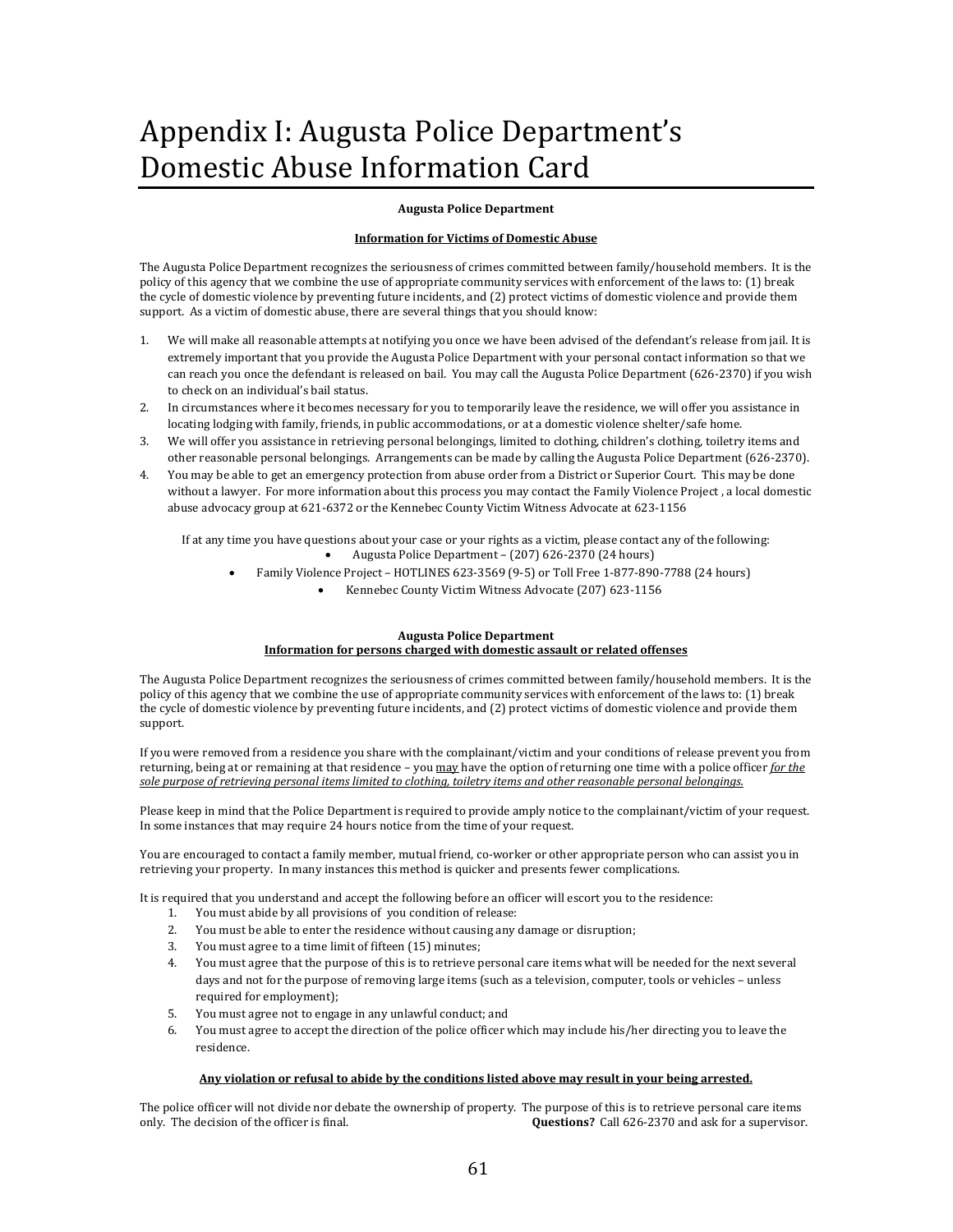# Appendix I: Augusta Police Department's Domestic Abuse Information Card

**Augusta Police Department**

**<u>Information for Victims of Domestic Abuse</u>**

The Augusta Police Department recognizes the seriousness of crimes committed between family/household members. It is the policy of this agency that we combine the use of appropriate community services with enforcement of the laws to: (1) break the cycle of domestic violence by preventing future incidents, and (2) protect victims of domestic violence and provide them support. As a victim of domestic abuse, there are several things that you should know:

1. We will make all reasonable attempts at notifying you once we have been advised of the defendant's release from jail. It is extremely important that you provide the Augusta Police Department with your personal contact information so that we can reach you once the defendant is released on bail. You may call the Augusta Police Department (626-2370) if you wish to check on an individual's bail status.
2. In circumstances where it becomes necessary for you to temporarily leave the residence, we will offer you assistance in locating lodging with family, friends, in public accommodations, or at a domestic violence shelter/safe home.
3. We will offer you assistance in retrieving personal belongings, limited to clothing, children's clothing, toiletry items and other reasonable personal belongings. Arrangements can be made by calling the Augusta Police Department (626-2370).
4. You may be able to get an emergency protection from abuse order from a District or Superior Court. This may be done without a lawyer. For more information about this process you may contact the Family Violence Project , a local domestic abuse advocacy group at 621-6372 or the Kennebec County Victim Witness Advocate at 623-1156

If at any time you have questions about your case or your rights as a victim, please contact any of the following:

- Augusta Police Department – (207) 626-2370 (24 hours)
- Family Violence Project – HOTLINES 623-3569 (9-5) or Toll Free 1-877-890-7788 (24 hours)
- Kennebec County Victim Witness Advocate (207) 623-1156

**Augusta Police Department**
**<u>Information for persons charged with domestic assault or related offenses</u>**

The Augusta Police Department recognizes the seriousness of crimes committed between family/household members. It is the policy of this agency that we combine the use of appropriate community services with enforcement of the laws to: (1) break the cycle of domestic violence by preventing future incidents, and (2) protect victims of domestic violence and provide them support.

If you were removed from a residence you share with the complainant/victim and your conditions of release prevent you from returning, being at or remaining at that residence – you <u>may</u> have the option of returning one time with a police officer *<u>for the sole purpose of retrieving personal items limited to clothing, toiletry items and other reasonable personal belongings.</u>*

Please keep in mind that the Police Department is required to provide amply notice to the complainant/victim of your request. In some instances that may require 24 hours notice from the time of your request.

You are encouraged to contact a family member, mutual friend, co-worker or other appropriate person who can assist you in retrieving your property. In many instances this method is quicker and presents fewer complications.

It is required that you understand and accept the following before an officer will escort you to the residence:

1. You must abide by all provisions of you condition of release:
2. You must be able to enter the residence without causing any damage or disruption;
3. You must agree to a time limit of fifteen (15) minutes;
4. You must agree that the purpose of this is to retrieve personal care items what will be needed for the next several days and not for the purpose of removing large items (such as a television, computer, tools or vehicles – unless required for employment);
5. You must agree not to engage in any unlawful conduct; and
6. You must agree to accept the direction of the police officer which may include his/her directing you to leave the residence.

**<u>Any violation or refusal to abide by the conditions listed above may result in your being arrested.</u>**

The police officer will not divide nor debate the ownership of property. The purpose of this is to retrieve personal care items only. The decision of the officer is final. **Questions?** Call 626-2370 and ask for a supervisor.